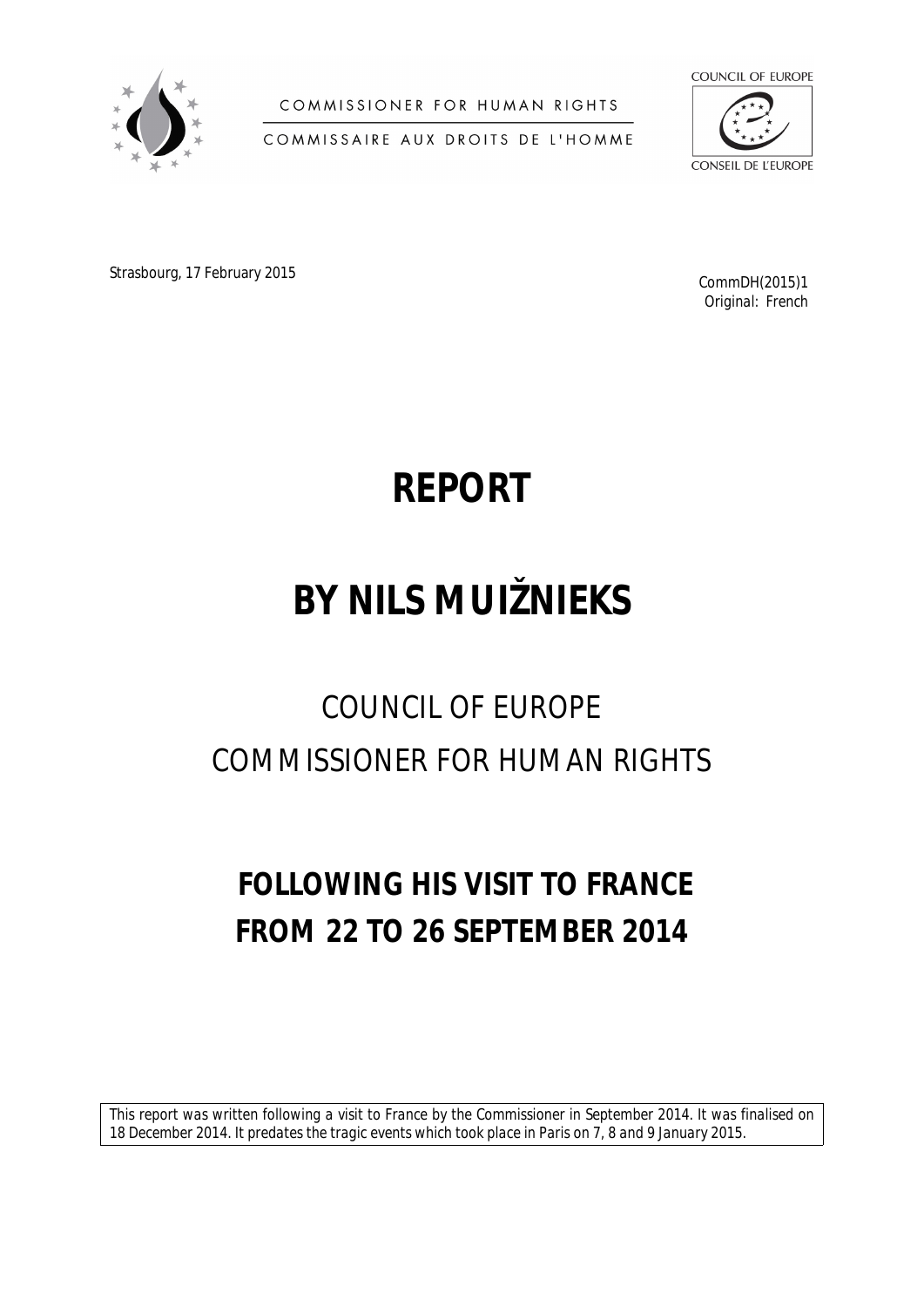COMMISSIONER FOR HUMAN RIGHTS

COMMISSAIRE AUX DROITS DE L'HOMME

COUNCIL OF EUROPE

CONSEIL DE L'EUROPE

Strasbourg, 17 February 2015

CommDH(2015)1
Original: French

# REPORT

# BY NILS MUIŽNIEKS

## COUNCIL OF EUROPE
## COMMISSIONER FOR HUMAN RIGHTS

## FOLLOWING HIS VISIT TO FRANCE FROM 22 TO 26 SEPTEMBER 2014

*This report was written following a visit to France by the Commissioner in September 2014. It was finalised on 18 December 2014. It predates the tragic events which took place in Paris on 7, 8 and 9 January 2015.*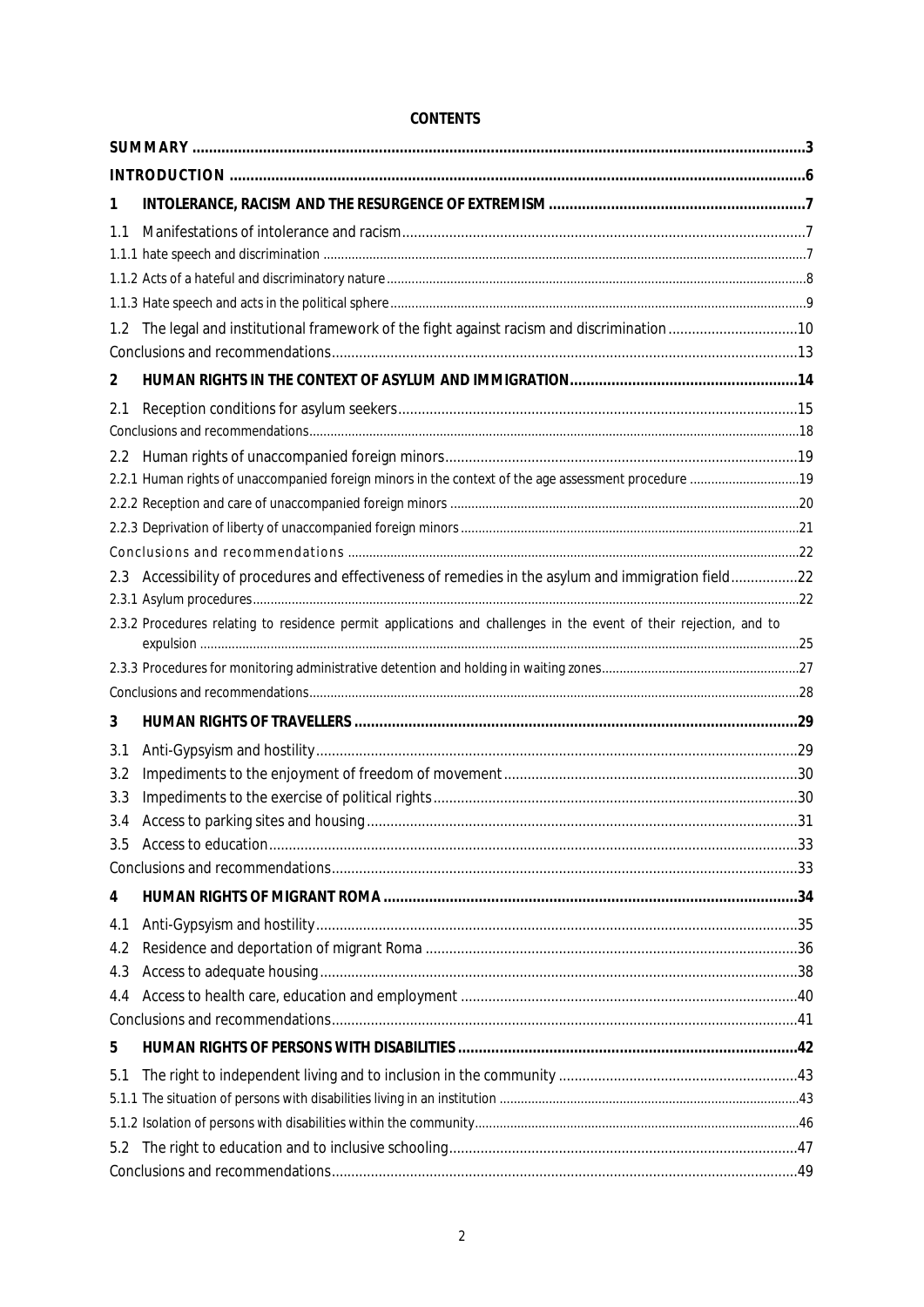**CONTENTS**

| | |
|---|---|
| **SUMMARY** | **3** |
| **INTRODUCTION** | **6** |
| **1 INTOLERANCE, RACISM AND THE RESURGENCE OF EXTREMISM** | **7** |
| 1.1 Manifestations of intolerance and racism | 7 |
| 1.1.1 hate speech and discrimination | 7 |
| 1.1.2 Acts of a hateful and discriminatory nature | 8 |
| 1.1.3 Hate speech and acts in the political sphere | 9 |
| 1.2 The legal and institutional framework of the fight against racism and discrimination | 10 |
| Conclusions and recommendations | 13 |
| **2 HUMAN RIGHTS IN THE CONTEXT OF ASYLUM AND IMMIGRATION** | **14** |
| 2.1 Reception conditions for asylum seekers | 15 |
| Conclusions and recommendations | 18 |
| 2.2 Human rights of unaccompanied foreign minors | 19 |
| 2.2.1 Human rights of unaccompanied foreign minors in the context of the age assessment procedure | 19 |
| 2.2.2 Reception and care of unaccompanied foreign minors | 20 |
| 2.2.3 Deprivation of liberty of unaccompanied foreign minors | 21 |
| Conclusions and recommendations | 22 |
| 2.3 Accessibility of procedures and effectiveness of remedies in the asylum and immigration field | 22 |
| 2.3.1 Asylum procedures | 22 |
| 2.3.2 Procedures relating to residence permit applications and challenges in the event of their rejection, and to expulsion | 25 |
| 2.3.3 Procedures for monitoring administrative detention and holding in waiting zones | 27 |
| Conclusions and recommendations | 28 |
| **3 HUMAN RIGHTS OF TRAVELLERS** | **29** |
| 3.1 Anti-Gypsyism and hostility | 29 |
| 3.2 Impediments to the enjoyment of freedom of movement | 30 |
| 3.3 Impediments to the exercise of political rights | 30 |
| 3.4 Access to parking sites and housing | 31 |
| 3.5 Access to education | 33 |
| Conclusions and recommendations | 33 |
| **4 HUMAN RIGHTS OF MIGRANT ROMA** | **34** |
| 4.1 Anti-Gypsyism and hostility | 35 |
| 4.2 Residence and deportation of migrant Roma | 36 |
| 4.3 Access to adequate housing | 38 |
| 4.4 Access to health care, education and employment | 40 |
| Conclusions and recommendations | 41 |
| **5 HUMAN RIGHTS OF PERSONS WITH DISABILITIES** | **42** |
| 5.1 The right to independent living and to inclusion in the community | 43 |
| 5.1.1 The situation of persons with disabilities living in an institution | 43 |
| 5.1.2 Isolation of persons with disabilities within the community | 46 |
| 5.2 The right to education and to inclusive schooling | 47 |
| Conclusions and recommendations | 49 |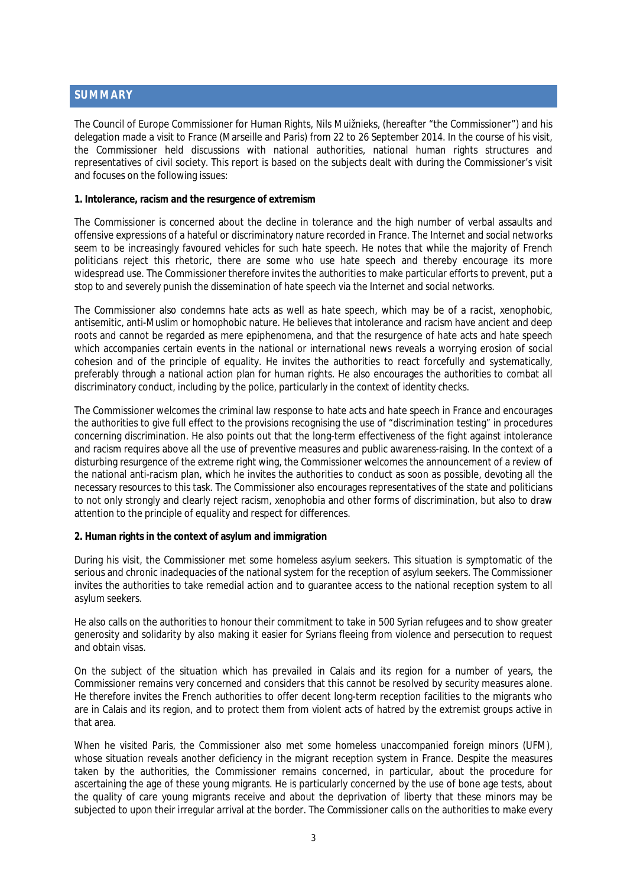## SUMMARY

The Council of Europe Commissioner for Human Rights, Nils Muižnieks, (hereafter "the Commissioner") and his delegation made a visit to France (Marseille and Paris) from 22 to 26 September 2014. In the course of his visit, the Commissioner held discussions with national authorities, national human rights structures and representatives of civil society. This report is based on the subjects dealt with during the Commissioner's visit and focuses on the following issues:

**1. Intolerance, racism and the resurgence of extremism**

The Commissioner is concerned about the decline in tolerance and the high number of verbal assaults and offensive expressions of a hateful or discriminatory nature recorded in France. The Internet and social networks seem to be increasingly favoured vehicles for such hate speech. He notes that while the majority of French politicians reject this rhetoric, there are some who use hate speech and thereby encourage its more widespread use. The Commissioner therefore invites the authorities to make particular efforts to prevent, put a stop to and severely punish the dissemination of hate speech via the Internet and social networks.

The Commissioner also condemns hate acts as well as hate speech, which may be of a racist, xenophobic, antisemitic, anti-Muslim or homophobic nature. He believes that intolerance and racism have ancient and deep roots and cannot be regarded as mere epiphenomena, and that the resurgence of hate acts and hate speech which accompanies certain events in the national or international news reveals a worrying erosion of social cohesion and of the principle of equality. He invites the authorities to react forcefully and systematically, preferably through a national action plan for human rights. He also encourages the authorities to combat all discriminatory conduct, including by the police, particularly in the context of identity checks.

The Commissioner welcomes the criminal law response to hate acts and hate speech in France and encourages the authorities to give full effect to the provisions recognising the use of "discrimination testing" in procedures concerning discrimination. He also points out that the long-term effectiveness of the fight against intolerance and racism requires above all the use of preventive measures and public awareness-raising. In the context of a disturbing resurgence of the extreme right wing, the Commissioner welcomes the announcement of a review of the national anti-racism plan, which he invites the authorities to conduct as soon as possible, devoting all the necessary resources to this task. The Commissioner also encourages representatives of the state and politicians to not only strongly and clearly reject racism, xenophobia and other forms of discrimination, but also to draw attention to the principle of equality and respect for differences.

**2. Human rights in the context of asylum and immigration**

During his visit, the Commissioner met some homeless asylum seekers. This situation is symptomatic of the serious and chronic inadequacies of the national system for the reception of asylum seekers. The Commissioner invites the authorities to take remedial action and to guarantee access to the national reception system to all asylum seekers.

He also calls on the authorities to honour their commitment to take in 500 Syrian refugees and to show greater generosity and solidarity by also making it easier for Syrians fleeing from violence and persecution to request and obtain visas.

On the subject of the situation which has prevailed in Calais and its region for a number of years, the Commissioner remains very concerned and considers that this cannot be resolved by security measures alone. He therefore invites the French authorities to offer decent long-term reception facilities to the migrants who are in Calais and its region, and to protect them from violent acts of hatred by the extremist groups active in that area.

When he visited Paris, the Commissioner also met some homeless unaccompanied foreign minors (UFM), whose situation reveals another deficiency in the migrant reception system in France. Despite the measures taken by the authorities, the Commissioner remains concerned, in particular, about the procedure for ascertaining the age of these young migrants. He is particularly concerned by the use of bone age tests, about the quality of care young migrants receive and about the deprivation of liberty that these minors may be subjected to upon their irregular arrival at the border. The Commissioner calls on the authorities to make every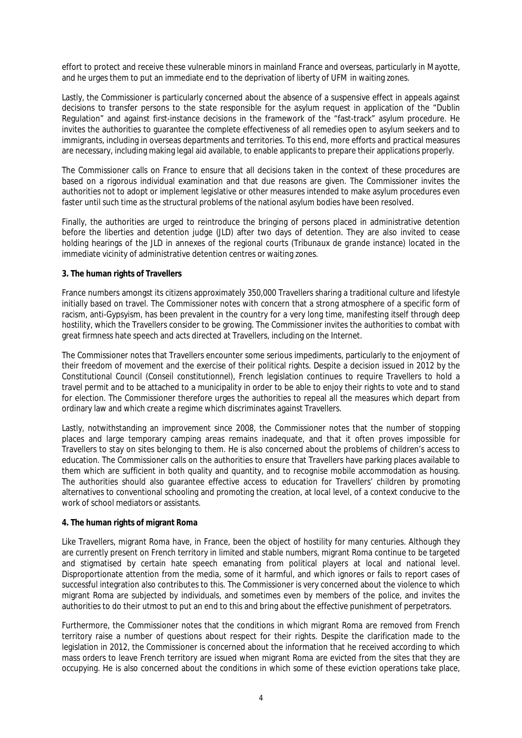effort to protect and receive these vulnerable minors in mainland France and overseas, particularly in Mayotte, and he urges them to put an immediate end to the deprivation of liberty of UFM in waiting zones.

Lastly, the Commissioner is particularly concerned about the absence of a suspensive effect in appeals against decisions to transfer persons to the state responsible for the asylum request in application of the "Dublin Regulation" and against first-instance decisions in the framework of the "fast-track" asylum procedure. He invites the authorities to guarantee the complete effectiveness of all remedies open to asylum seekers and to immigrants, including in overseas departments and territories. To this end, more efforts and practical measures are necessary, including making legal aid available, to enable applicants to prepare their applications properly.

The Commissioner calls on France to ensure that all decisions taken in the context of these procedures are based on a rigorous individual examination and that due reasons are given. The Commissioner invites the authorities not to adopt or implement legislative or other measures intended to make asylum procedures even faster until such time as the structural problems of the national asylum bodies have been resolved.

Finally, the authorities are urged to reintroduce the bringing of persons placed in administrative detention before the liberties and detention judge (JLD) after two days of detention. They are also invited to cease holding hearings of the JLD in annexes of the regional courts (*Tribunaux de grande instance*) located in the immediate vicinity of administrative detention centres or waiting zones.

**3. The human rights of Travellers**

France numbers amongst its citizens approximately 350,000 Travellers sharing a traditional culture and lifestyle initially based on travel. The Commissioner notes with concern that a strong atmosphere of a specific form of racism, anti-Gypsyism, has been prevalent in the country for a very long time, manifesting itself through deep hostility, which the Travellers consider to be growing. The Commissioner invites the authorities to combat with great firmness hate speech and acts directed at Travellers, including on the Internet.

The Commissioner notes that Travellers encounter some serious impediments, particularly to the enjoyment of their freedom of movement and the exercise of their political rights. Despite a decision issued in 2012 by the Constitutional Council (*Conseil constitutionnel*), French legislation continues to require Travellers to hold a travel permit and to be attached to a municipality in order to be able to enjoy their rights to vote and to stand for election. The Commissioner therefore urges the authorities to repeal all the measures which depart from ordinary law and which create a regime which discriminates against Travellers.

Lastly, notwithstanding an improvement since 2008, the Commissioner notes that the number of stopping places and large temporary camping areas remains inadequate, and that it often proves impossible for Travellers to stay on sites belonging to them. He is also concerned about the problems of children's access to education. The Commissioner calls on the authorities to ensure that Travellers have parking places available to them which are sufficient in both quality and quantity, and to recognise mobile accommodation as housing. The authorities should also guarantee effective access to education for Travellers' children by promoting alternatives to conventional schooling and promoting the creation, at local level, of a context conducive to the work of school mediators or assistants.

**4. The human rights of migrant Roma**

Like Travellers, migrant Roma have, in France, been the object of hostility for many centuries. Although they are currently present on French territory in limited and stable numbers, migrant Roma continue to be targeted and stigmatised by certain hate speech emanating from political players at local and national level. Disproportionate attention from the media, some of it harmful, and which ignores or fails to report cases of successful integration also contributes to this. The Commissioner is very concerned about the violence to which migrant Roma are subjected by individuals, and sometimes even by members of the police, and invites the authorities to do their utmost to put an end to this and bring about the effective punishment of perpetrators.

Furthermore, the Commissioner notes that the conditions in which migrant Roma are removed from French territory raise a number of questions about respect for their rights. Despite the clarification made to the legislation in 2012, the Commissioner is concerned about the information that he received according to which mass orders to leave French territory are issued when migrant Roma are evicted from the sites that they are occupying. He is also concerned about the conditions in which some of these eviction operations take place,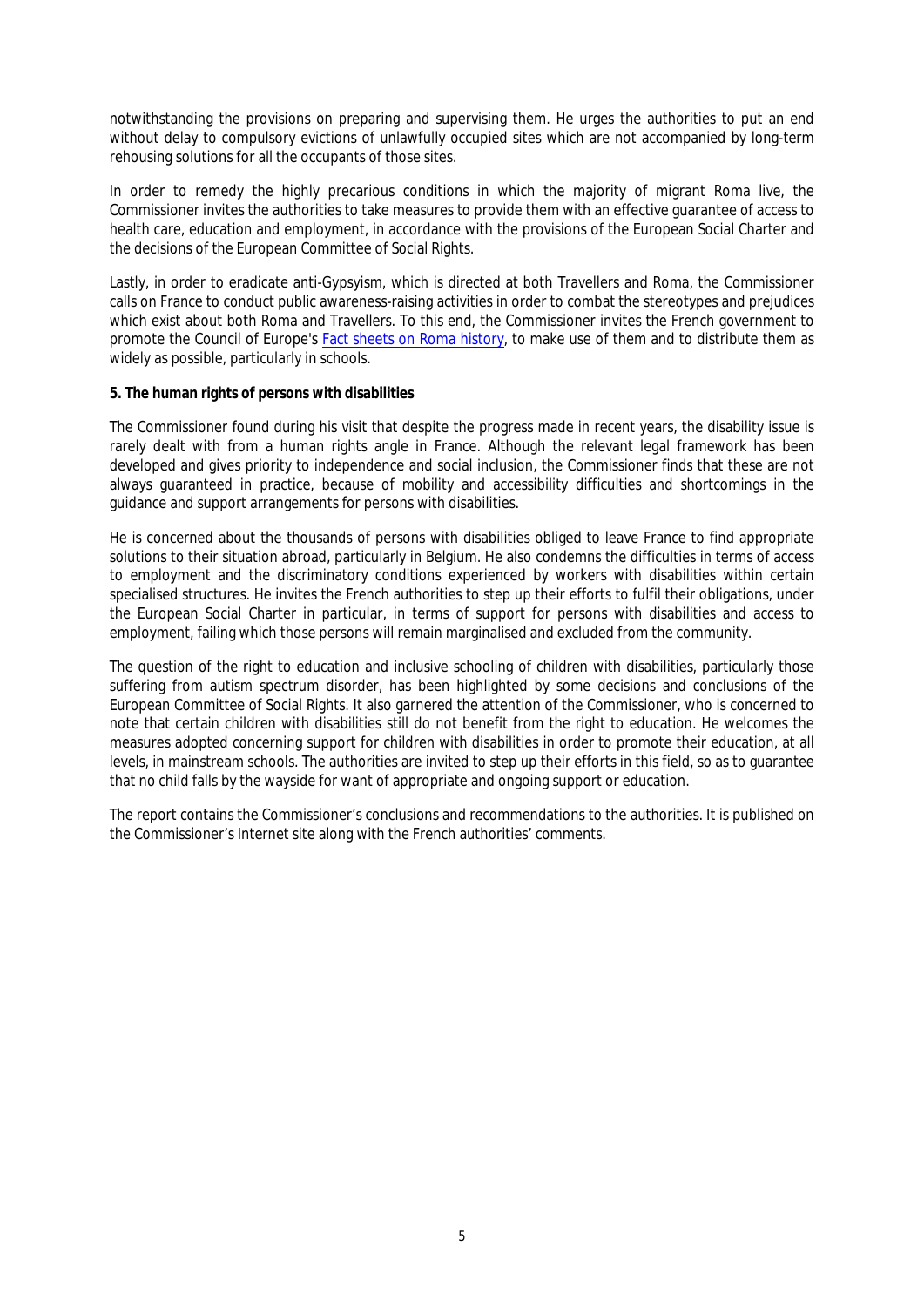notwithstanding the provisions on preparing and supervising them. He urges the authorities to put an end without delay to compulsory evictions of unlawfully occupied sites which are not accompanied by long-term rehousing solutions for all the occupants of those sites.

In order to remedy the highly precarious conditions in which the majority of migrant Roma live, the Commissioner invites the authorities to take measures to provide them with an effective guarantee of access to health care, education and employment, in accordance with the provisions of the European Social Charter and the decisions of the European Committee of Social Rights.

Lastly, in order to eradicate anti-Gypsyism, which is directed at both Travellers and Roma, the Commissioner calls on France to conduct public awareness-raising activities in order to combat the stereotypes and prejudices which exist about both Roma and Travellers. To this end, the Commissioner invites the French government to promote the Council of Europe's Fact sheets on Roma history, to make use of them and to distribute them as widely as possible, particularly in schools.

**5. The human rights of persons with disabilities**

The Commissioner found during his visit that despite the progress made in recent years, the disability issue is rarely dealt with from a human rights angle in France. Although the relevant legal framework has been developed and gives priority to independence and social inclusion, the Commissioner finds that these are not always guaranteed in practice, because of mobility and accessibility difficulties and shortcomings in the guidance and support arrangements for persons with disabilities.

He is concerned about the thousands of persons with disabilities obliged to leave France to find appropriate solutions to their situation abroad, particularly in Belgium. He also condemns the difficulties in terms of access to employment and the discriminatory conditions experienced by workers with disabilities within certain specialised structures. He invites the French authorities to step up their efforts to fulfil their obligations, under the European Social Charter in particular, in terms of support for persons with disabilities and access to employment, failing which those persons will remain marginalised and excluded from the community.

The question of the right to education and inclusive schooling of children with disabilities, particularly those suffering from autism spectrum disorder, has been highlighted by some decisions and conclusions of the European Committee of Social Rights. It also garnered the attention of the Commissioner, who is concerned to note that certain children with disabilities still do not benefit from the right to education. He welcomes the measures adopted concerning support for children with disabilities in order to promote their education, at all levels, in mainstream schools. The authorities are invited to step up their efforts in this field, so as to guarantee that no child falls by the wayside for want of appropriate and ongoing support or education.

The report contains the Commissioner's conclusions and recommendations to the authorities. It is published on the Commissioner's Internet site along with the French authorities' comments.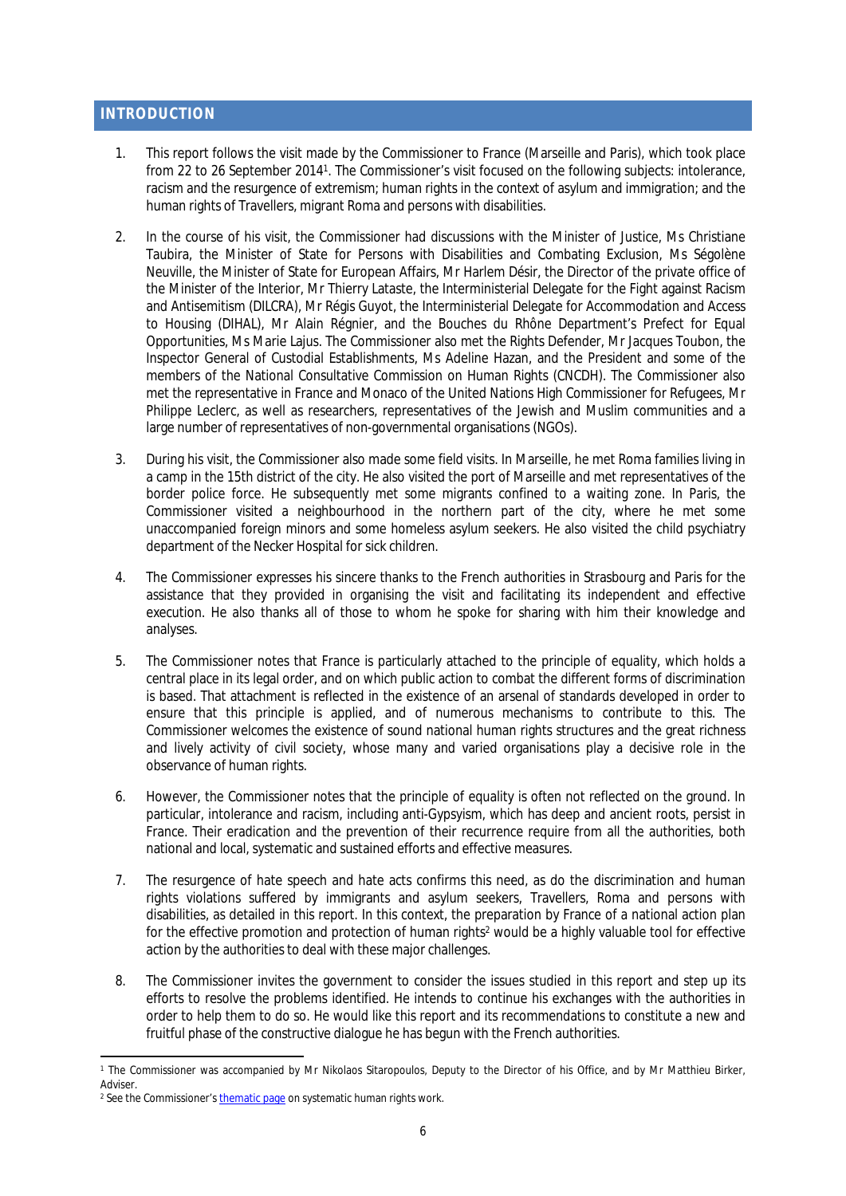## INTRODUCTION

1. This report follows the visit made by the Commissioner to France (Marseille and Paris), which took place from 22 to 26 September 2014[1]. The Commissioner's visit focused on the following subjects: intolerance, racism and the resurgence of extremism; human rights in the context of asylum and immigration; and the human rights of Travellers, migrant Roma and persons with disabilities.

2. In the course of his visit, the Commissioner had discussions with the Minister of Justice, Ms Christiane Taubira, the Minister of State for Persons with Disabilities and Combating Exclusion, Ms Ségolène Neuville, the Minister of State for European Affairs, Mr Harlem Désir, the Director of the private office of the Minister of the Interior, Mr Thierry Lataste, the Interministerial Delegate for the Fight against Racism and Antisemitism (DILCRA), Mr Régis Guyot, the Interministerial Delegate for Accommodation and Access to Housing (DIHAL), Mr Alain Régnier, and the Bouches du Rhône Department's Prefect for Equal Opportunities, Ms Marie Lajus. The Commissioner also met the Rights Defender, Mr Jacques Toubon, the Inspector General of Custodial Establishments, Ms Adeline Hazan, and the President and some of the members of the National Consultative Commission on Human Rights (CNCDH). The Commissioner also met the representative in France and Monaco of the United Nations High Commissioner for Refugees, Mr Philippe Leclerc, as well as researchers, representatives of the Jewish and Muslim communities and a large number of representatives of non-governmental organisations (NGOs).

3. During his visit, the Commissioner also made some field visits. In Marseille, he met Roma families living in a camp in the 15th district of the city. He also visited the port of Marseille and met representatives of the border police force. He subsequently met some migrants confined to a waiting zone. In Paris, the Commissioner visited a neighbourhood in the northern part of the city, where he met some unaccompanied foreign minors and some homeless asylum seekers. He also visited the child psychiatry department of the Necker Hospital for sick children.

4. The Commissioner expresses his sincere thanks to the French authorities in Strasbourg and Paris for the assistance that they provided in organising the visit and facilitating its independent and effective execution. He also thanks all of those to whom he spoke for sharing with him their knowledge and analyses.

5. The Commissioner notes that France is particularly attached to the principle of equality, which holds a central place in its legal order, and on which public action to combat the different forms of discrimination is based. That attachment is reflected in the existence of an arsenal of standards developed in order to ensure that this principle is applied, and of numerous mechanisms to contribute to this. The Commissioner welcomes the existence of sound national human rights structures and the great richness and lively activity of civil society, whose many and varied organisations play a decisive role in the observance of human rights.

6. However, the Commissioner notes that the principle of equality is often not reflected on the ground. In particular, intolerance and racism, including anti-Gypsyism, which has deep and ancient roots, persist in France. Their eradication and the prevention of their recurrence require from all the authorities, both national and local, systematic and sustained efforts and effective measures.

7. The resurgence of hate speech and hate acts confirms this need, as do the discrimination and human rights violations suffered by immigrants and asylum seekers, Travellers, Roma and persons with disabilities, as detailed in this report. In this context, the preparation by France of a national action plan for the effective promotion and protection of human rights[2] would be a highly valuable tool for effective action by the authorities to deal with these major challenges.

8. The Commissioner invites the government to consider the issues studied in this report and step up its efforts to resolve the problems identified. He intends to continue his exchanges with the authorities in order to help them to do so. He would like this report and its recommendations to constitute a new and fruitful phase of the constructive dialogue he has begun with the French authorities.

---

[1] The Commissioner was accompanied by Mr Nikolaos Sitaropoulos, Deputy to the Director of his Office, and by Mr Matthieu Birker, Adviser.

[2] See the Commissioner's thematic page on systematic human rights work.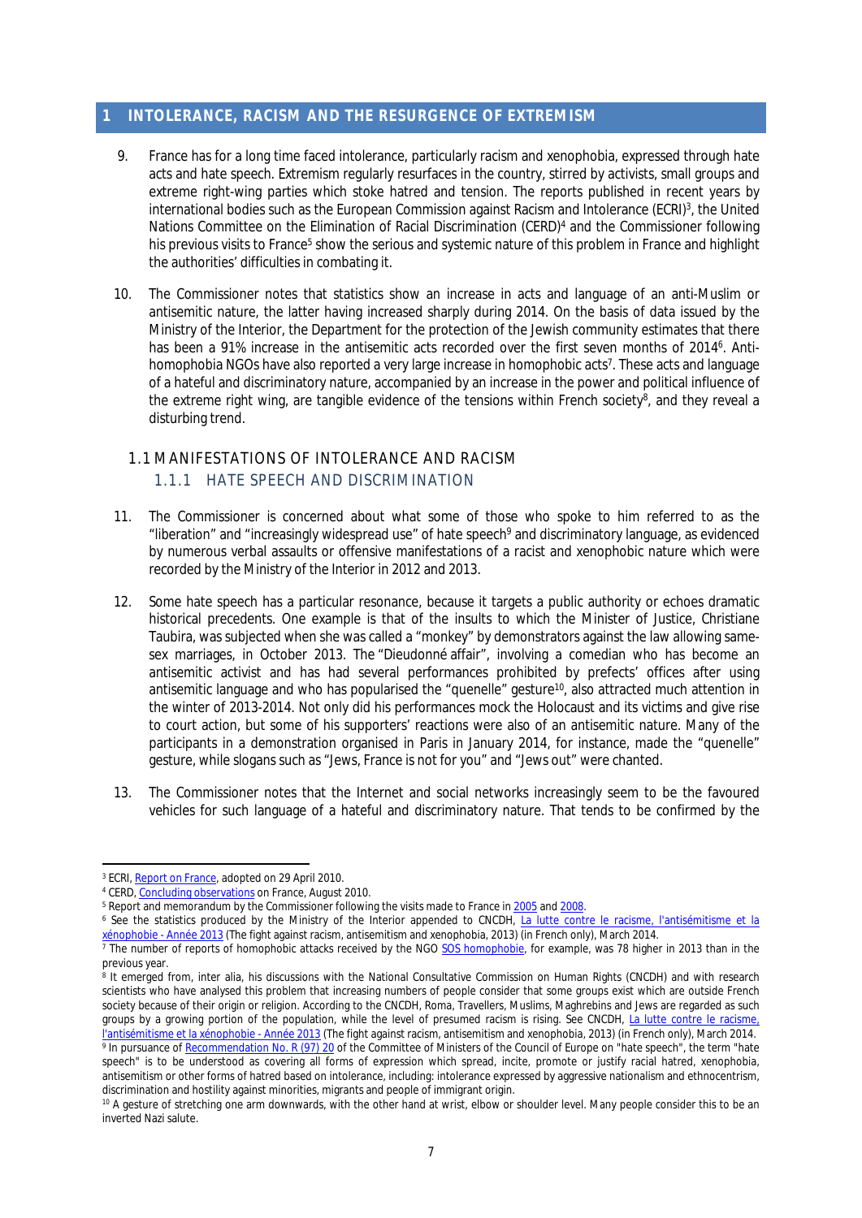# 1 INTOLERANCE, RACISM AND THE RESURGENCE OF EXTREMISM

9. France has for a long time faced intolerance, particularly racism and xenophobia, expressed through hate acts and hate speech. Extremism regularly resurfaces in the country, stirred by activists, small groups and extreme right-wing parties which stoke hatred and tension. The reports published in recent years by international bodies such as the European Commission against Racism and Intolerance (ECRI)[3], the United Nations Committee on the Elimination of Racial Discrimination (CERD)[4] and the Commissioner following his previous visits to France[5] show the serious and systemic nature of this problem in France and highlight the authorities' difficulties in combating it.

10. The Commissioner notes that statistics show an increase in acts and language of an anti-Muslim or antisemitic nature, the latter having increased sharply during 2014. On the basis of data issued by the Ministry of the Interior, the Department for the protection of the Jewish community estimates that there has been a 91% increase in the antisemitic acts recorded over the first seven months of 2014[6]. Anti-homophobia NGOs have also reported a very large increase in homophobic acts[7]. These acts and language of a hateful and discriminatory nature, accompanied by an increase in the power and political influence of the extreme right wing, are tangible evidence of the tensions within French society[8], and they reveal a disturbing trend.

## 1.1 MANIFESTATIONS OF INTOLERANCE AND RACISM

### 1.1.1 HATE SPEECH AND DISCRIMINATION

11. The Commissioner is concerned about what some of those who spoke to him referred to as the "liberation" and "increasingly widespread use" of hate speech[9] and discriminatory language, as evidenced by numerous verbal assaults or offensive manifestations of a racist and xenophobic nature which were recorded by the Ministry of the Interior in 2012 and 2013.

12. Some hate speech has a particular resonance, because it targets a public authority or echoes dramatic historical precedents. One example is that of the insults to which the Minister of Justice, Christiane Taubira, was subjected when she was called a "monkey" by demonstrators against the law allowing same-sex marriages, in October 2013. The "Dieudonné affair", involving a comedian who has become an antisemitic activist and has had several performances prohibited by prefects' offices after using antisemitic language and who has popularised the "quenelle" gesture[10], also attracted much attention in the winter of 2013-2014. Not only did his performances mock the Holocaust and its victims and give rise to court action, but some of his supporters' reactions were also of an antisemitic nature. Many of the participants in a demonstration organised in Paris in January 2014, for instance, made the "quenelle" gesture, while slogans such as "Jews, France is not for you" and "Jews out" were chanted.

13. The Commissioner notes that the Internet and social networks increasingly seem to be the favoured vehicles for such language of a hateful and discriminatory nature. That tends to be confirmed by the

---

[3] ECRI, Report on France, adopted on 29 April 2010.

[4] CERD, Concluding observations on France, August 2010.

[5] Report and memorandum by the Commissioner following the visits made to France in 2005 and 2008.

[6] See the statistics produced by the Ministry of the Interior appended to CNCDH, La lutte contre le racisme, l'antisémitisme et la xénophobie - Année 2013 (The fight against racism, antisemitism and xenophobia, 2013) (in French only), March 2014.

[7] The number of reports of homophobic attacks received by the NGO SOS homophobie, for example, was 78 higher in 2013 than in the previous year.

[8] It emerged from, inter alia, his discussions with the National Consultative Commission on Human Rights (CNCDH) and with research scientists who have analysed this problem that increasing numbers of people consider that some groups exist which are outside French society because of their origin or religion. According to the CNCDH, Roma, Travellers, Muslims, Maghrebins and Jews are regarded as such groups by a growing portion of the population, while the level of presumed racism is rising. See CNCDH, La lutte contre le racisme, l'antisémitisme et la xénophobie - Année 2013 (The fight against racism, antisemitism and xenophobia, 2013) (in French only), March 2014.

[9] In pursuance of Recommendation No. R (97) 20 of the Committee of Ministers of the Council of Europe on "hate speech", the term "hate speech" is to be understood as covering all forms of expression which spread, incite, promote or justify racial hatred, xenophobia, antisemitism or other forms of hatred based on intolerance, including: intolerance expressed by aggressive nationalism and ethnocentrism, discrimination and hostility against minorities, migrants and people of immigrant origin.

[10] A gesture of stretching one arm downwards, with the other hand at wrist, elbow or shoulder level. Many people consider this to be an inverted Nazi salute.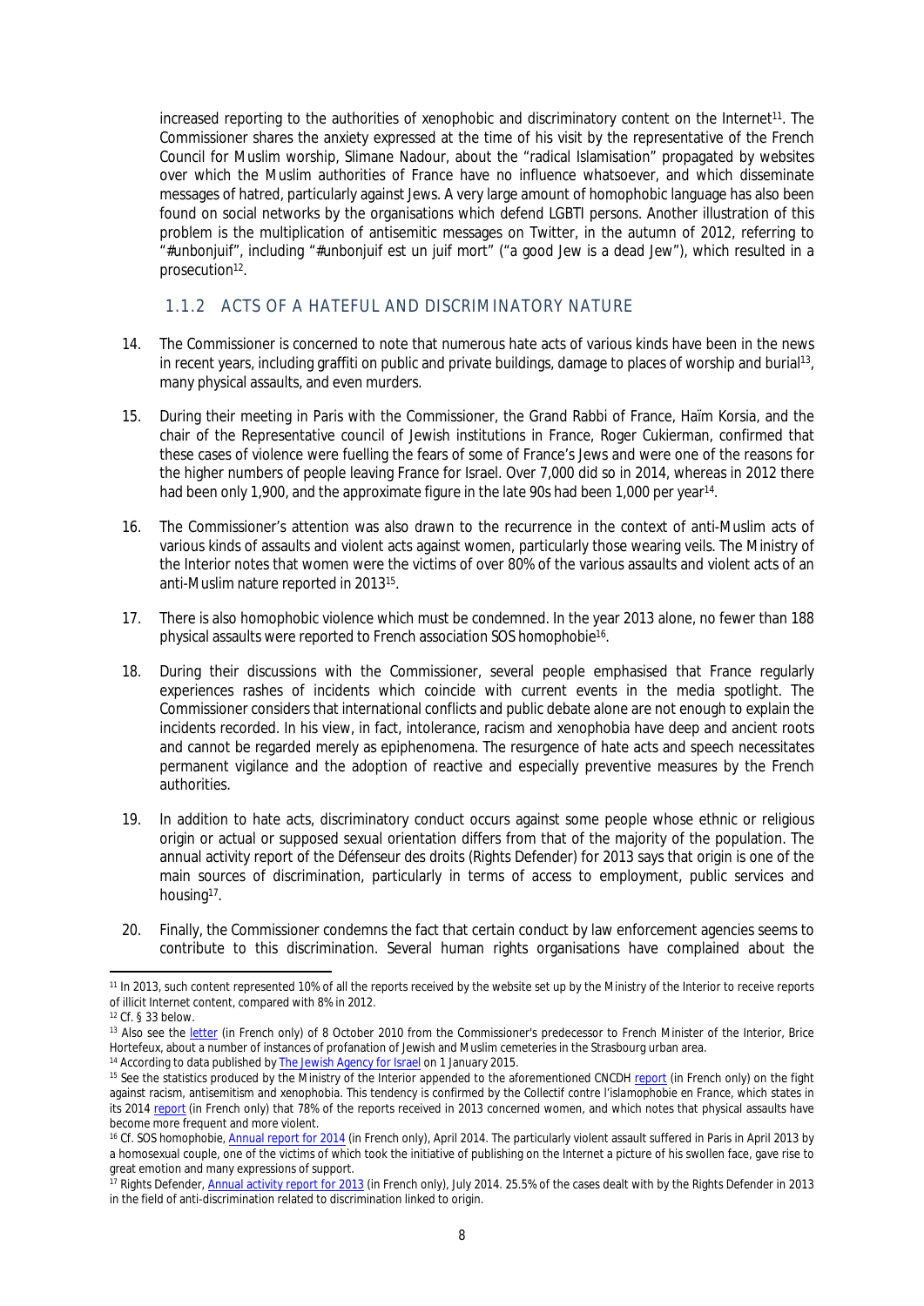increased reporting to the authorities of xenophobic and discriminatory content on the Internet[11]. The Commissioner shares the anxiety expressed at the time of his visit by the representative of the French Council for Muslim worship, Slimane Nadour, about the "radical Islamisation" propagated by websites over which the Muslim authorities of France have no influence whatsoever, and which disseminate messages of hatred, particularly against Jews. A very large amount of homophobic language has also been found on social networks by the organisations which defend LGBTI persons. Another illustration of this problem is the multiplication of antisemitic messages on Twitter, in the autumn of 2012, referring to "#unbonjuif", including "#unbonjuif est un juif mort" ("a good Jew is a dead Jew"), which resulted in a prosecution[12].

### 1.1.2 ACTS OF A HATEFUL AND DISCRIMINATORY NATURE

14. The Commissioner is concerned to note that numerous hate acts of various kinds have been in the news in recent years, including graffiti on public and private buildings, damage to places of worship and burial[13], many physical assaults, and even murders.

15. During their meeting in Paris with the Commissioner, the Grand Rabbi of France, Haïm Korsia, and the chair of the Representative council of Jewish institutions in France, Roger Cukierman, confirmed that these cases of violence were fuelling the fears of some of France's Jews and were one of the reasons for the higher numbers of people leaving France for Israel. Over 7,000 did so in 2014, whereas in 2012 there had been only 1,900, and the approximate figure in the late 90s had been 1,000 per year[14].

16. The Commissioner's attention was also drawn to the recurrence in the context of anti-Muslim acts of various kinds of assaults and violent acts against women, particularly those wearing veils. The Ministry of the Interior notes that women were the victims of over 80% of the various assaults and violent acts of an anti-Muslim nature reported in 2013[15].

17. There is also homophobic violence which must be condemned. In the year 2013 alone, no fewer than 188 physical assaults were reported to French association SOS homophobie[16].

18. During their discussions with the Commissioner, several people emphasised that France regularly experiences rashes of incidents which coincide with current events in the media spotlight. The Commissioner considers that international conflicts and public debate alone are not enough to explain the incidents recorded. In his view, in fact, intolerance, racism and xenophobia have deep and ancient roots and cannot be regarded merely as epiphenomena. The resurgence of hate acts and speech necessitates permanent vigilance and the adoption of reactive and especially preventive measures by the French authorities.

19. In addition to hate acts, discriminatory conduct occurs against some people whose ethnic or religious origin or actual or supposed sexual orientation differs from that of the majority of the population. The annual activity report of the Défenseur des droits (Rights Defender) for 2013 says that origin is one of the main sources of discrimination, particularly in terms of access to employment, public services and housing[17].

20. Finally, the Commissioner condemns the fact that certain conduct by law enforcement agencies seems to contribute to this discrimination. Several human rights organisations have complained about the

---

[11] In 2013, such content represented 10% of all the reports received by the website set up by the Ministry of the Interior to receive reports of illicit Internet content, compared with 8% in 2012.

[12] Cf. § 33 below.

[13] Also see the letter (in French only) of 8 October 2010 from the Commissioner's predecessor to French Minister of the Interior, Brice Hortefeux, about a number of instances of profanation of Jewish and Muslim cemeteries in the Strasbourg urban area.

[14] According to data published by The Jewish Agency for Israel on 1 January 2015.

[15] See the statistics produced by the Ministry of the Interior appended to the aforementioned CNCDH report (in French only) on the fight against racism, antisemitism and xenophobia. This tendency is confirmed by the Collectif contre l'islamophobie en France, which states in its 2014 report (in French only) that 78% of the reports received in 2013 concerned women, and which notes that physical assaults have become more frequent and more violent.

[16] Cf. SOS homophobie, Annual report for 2014 (in French only), April 2014. The particularly violent assault suffered in Paris in April 2013 by a homosexual couple, one of the victims of which took the initiative of publishing on the Internet a picture of his swollen face, gave rise to great emotion and many expressions of support.

[17] Rights Defender, Annual activity report for 2013 (in French only), July 2014. 25.5% of the cases dealt with by the Rights Defender in 2013 in the field of anti-discrimination related to discrimination linked to origin.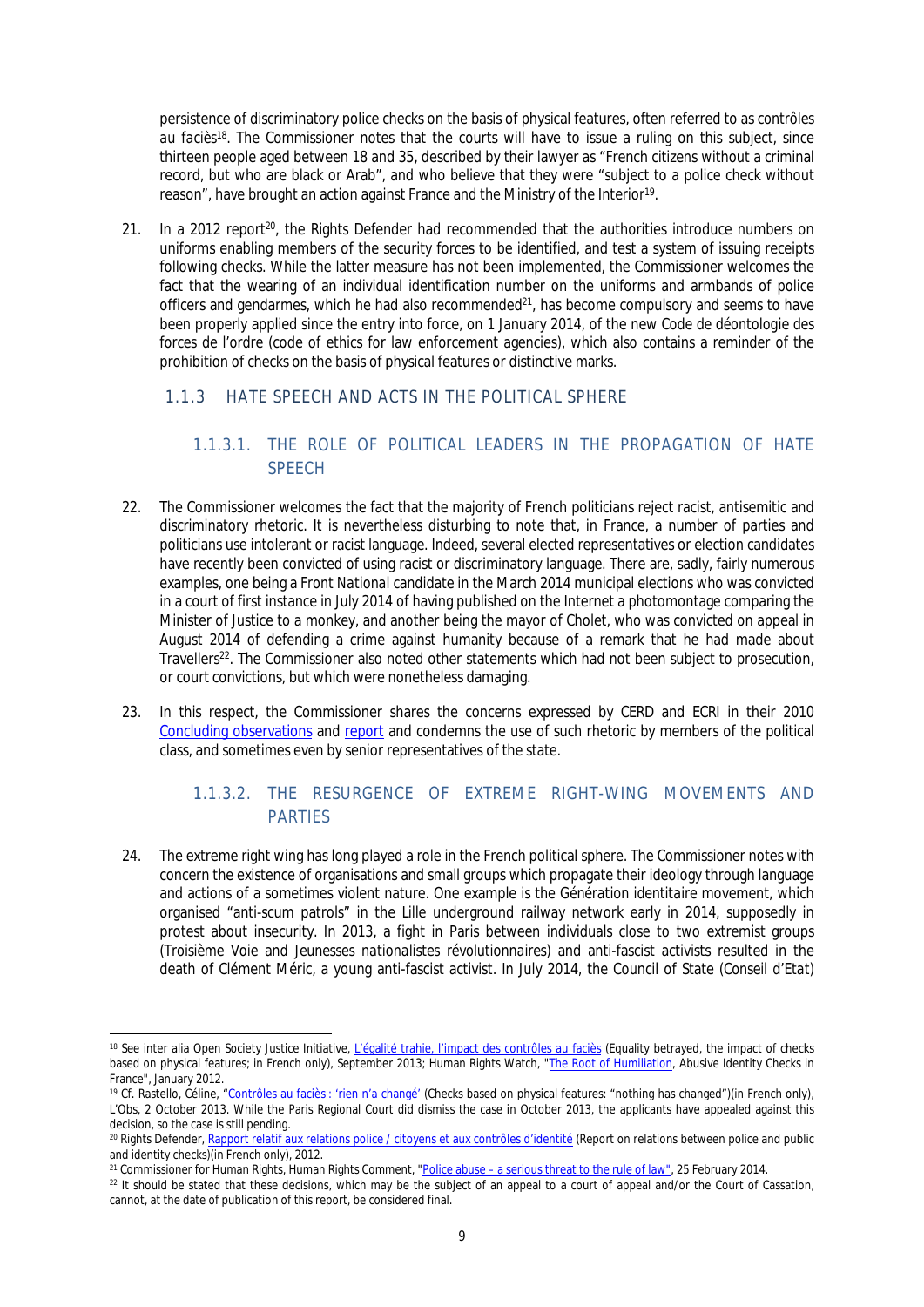persistence of discriminatory police checks on the basis of physical features, often referred to as *contrôles au faciès*[18]. The Commissioner notes that the courts will have to issue a ruling on this subject, since thirteen people aged between 18 and 35, described by their lawyer as "French citizens without a criminal record, but who are black or Arab", and who believe that they were "subject to a police check without reason", have brought an action against France and the Ministry of the Interior[19].

21. In a 2012 report[20], the Rights Defender had recommended that the authorities introduce numbers on uniforms enabling members of the security forces to be identified, and test a system of issuing receipts following checks. While the latter measure has not been implemented, the Commissioner welcomes the fact that the wearing of an individual identification number on the uniforms and armbands of police officers and gendarmes, which he had also recommended[21], has become compulsory and seems to have been properly applied since the entry into force, on 1 January 2014, of the new *Code de déontologie des forces de l'ordre* (code of ethics for law enforcement agencies), which also contains a reminder of the prohibition of checks on the basis of physical features or distinctive marks.

### 1.1.3 HATE SPEECH AND ACTS IN THE POLITICAL SPHERE

#### 1.1.3.1. THE ROLE OF POLITICAL LEADERS IN THE PROPAGATION OF HATE SPEECH

22. The Commissioner welcomes the fact that the majority of French politicians reject racist, antisemitic and discriminatory rhetoric. It is nevertheless disturbing to note that, in France, a number of parties and politicians use intolerant or racist language. Indeed, several elected representatives or election candidates have recently been convicted of using racist or discriminatory language. There are, sadly, fairly numerous examples, one being a Front National candidate in the March 2014 municipal elections who was convicted in a court of first instance in July 2014 of having published on the Internet a photomontage comparing the Minister of Justice to a monkey, and another being the mayor of Cholet, who was convicted on appeal in August 2014 of defending a crime against humanity because of a remark that he had made about Travellers[22]. The Commissioner also noted other statements which had not been subject to prosecution, or court convictions, but which were nonetheless damaging.

23. In this respect, the Commissioner shares the concerns expressed by CERD and ECRI in their 2010 Concluding observations and report and condemns the use of such rhetoric by members of the political class, and sometimes even by senior representatives of the state.

#### 1.1.3.2. THE RESURGENCE OF EXTREME RIGHT-WING MOVEMENTS AND PARTIES

24. The extreme right wing has long played a role in the French political sphere. The Commissioner notes with concern the existence of organisations and small groups which propagate their ideology through language and actions of a sometimes violent nature. One example is the *Génération identitaire* movement, which organised "anti-scum patrols" in the Lille underground railway network early in 2014, supposedly in protest about insecurity. In 2013, a fight in Paris between individuals close to two extremist groups (*Troisième Voie* and *Jeunesses nationalistes révolutionnaires*) and anti-fascist activists resulted in the death of Clément Méric, a young anti-fascist activist. In July 2014, the Council of State (*Conseil d'Etat*)

---

[18] See inter alia Open Society Justice Initiative, L'égalité trahie, l'impact des contrôles au faciès (Equality betrayed, the impact of checks based on physical features; in French only), September 2013; Human Rights Watch, "The Root of Humiliation, Abusive Identity Checks in France", January 2012.

[19] Cf. Rastello, Céline, "Contrôles au faciès : 'rien n'a changé' (Checks based on physical features: "nothing has changed")(in French only), L'Obs, 2 October 2013. While the Paris Regional Court did dismiss the case in October 2013, the applicants have appealed against this decision, so the case is still pending.

[20] Rights Defender, Rapport relatif aux relations police / citoyens et aux contrôles d'identité (Report on relations between police and public and identity checks)(in French only), 2012.

[21] Commissioner for Human Rights, Human Rights Comment, "Police abuse – a serious threat to the rule of law", 25 February 2014.

[22] It should be stated that these decisions, which may be the subject of an appeal to a court of appeal and/or the Court of Cassation, cannot, at the date of publication of this report, be considered final.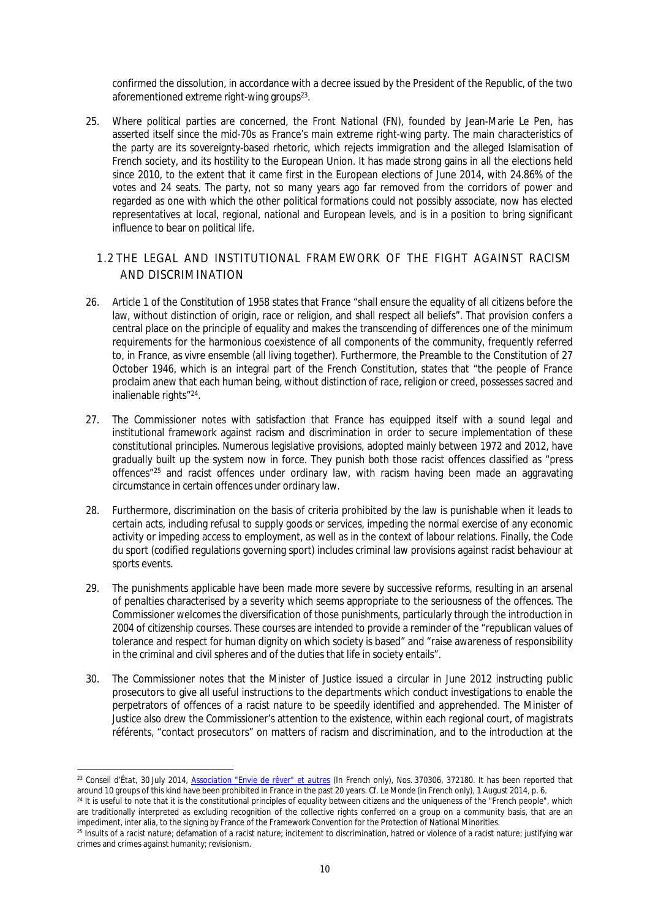confirmed the dissolution, in accordance with a decree issued by the President of the Republic, of the two aforementioned extreme right-wing groups[23].

25. Where political parties are concerned, the *Front National* (FN), founded by Jean-Marie Le Pen, has asserted itself since the mid-70s as France's main extreme right-wing party. The main characteristics of the party are its sovereignty-based rhetoric, which rejects immigration and the alleged Islamisation of French society, and its hostility to the European Union. It has made strong gains in all the elections held since 2010, to the extent that it came first in the European elections of June 2014, with 24.86% of the votes and 24 seats. The party, not so many years ago far removed from the corridors of power and regarded as one with which the other political formations could not possibly associate, now has elected representatives at local, regional, national and European levels, and is in a position to bring significant influence to bear on political life.

## 1.2 THE LEGAL AND INSTITUTIONAL FRAMEWORK OF THE FIGHT AGAINST RACISM AND DISCRIMINATION

26. Article 1 of the Constitution of 1958 states that France "shall ensure the equality of all citizens before the law, without distinction of origin, race or religion, and shall respect all beliefs". That provision confers a central place on the principle of equality and makes the transcending of differences one of the minimum requirements for the harmonious coexistence of all components of the community, frequently referred to, in France, as *vivre ensemble* (all living together). Furthermore, the Preamble to the Constitution of 27 October 1946, which is an integral part of the French Constitution, states that "the people of France proclaim anew that each human being, without distinction of race, religion or creed, possesses sacred and inalienable rights"[24].

27. The Commissioner notes with satisfaction that France has equipped itself with a sound legal and institutional framework against racism and discrimination in order to secure implementation of these constitutional principles. Numerous legislative provisions, adopted mainly between 1972 and 2012, have gradually built up the system now in force. They punish both those racist offences classified as "press offences"[25] and racist offences under ordinary law, with racism having been made an aggravating circumstance in certain offences under ordinary law.

28. Furthermore, discrimination on the basis of criteria prohibited by the law is punishable when it leads to certain acts, including refusal to supply goods or services, impeding the normal exercise of any economic activity or impeding access to employment, as well as in the context of labour relations. Finally, the *Code du sport* (codified regulations governing sport) includes criminal law provisions against racist behaviour at sports events.

29. The punishments applicable have been made more severe by successive reforms, resulting in an arsenal of penalties characterised by a severity which seems appropriate to the seriousness of the offences. The Commissioner welcomes the diversification of those punishments, particularly through the introduction in 2004 of citizenship courses. These courses are intended to provide a reminder of the "republican values of tolerance and respect for human dignity on which society is based" and "raise awareness of responsibility in the criminal and civil spheres and of the duties that life in society entails".

30. The Commissioner notes that the Minister of Justice issued a circular in June 2012 instructing public prosecutors to give all useful instructions to the departments which conduct investigations to enable the perpetrators of offences of a racist nature to be speedily identified and apprehended. The Minister of Justice also drew the Commissioner's attention to the existence, within each regional court, of *magistrats référents*, "contact prosecutors" on matters of racism and discrimination, and to the introduction at the

---

[23] *Conseil d'État*, 30 July 2014, Association "Envie de rêver" et autres (In French only), Nos. 370306, 372180. It has been reported that around 10 groups of this kind have been prohibited in France in the past 20 years. Cf. Le Monde (in French only), 1 August 2014, p. 6.

[24] It is useful to note that it is the constitutional principles of equality between citizens and the uniqueness of the "French people", which are traditionally interpreted as excluding recognition of the collective rights conferred on a group on a community basis, that are an impediment, *inter alia*, to the signing by France of the Framework Convention for the Protection of National Minorities.

[25] Insults of a racist nature; defamation of a racist nature; incitement to discrimination, hatred or violence of a racist nature; justifying war crimes and crimes against humanity; revisionism.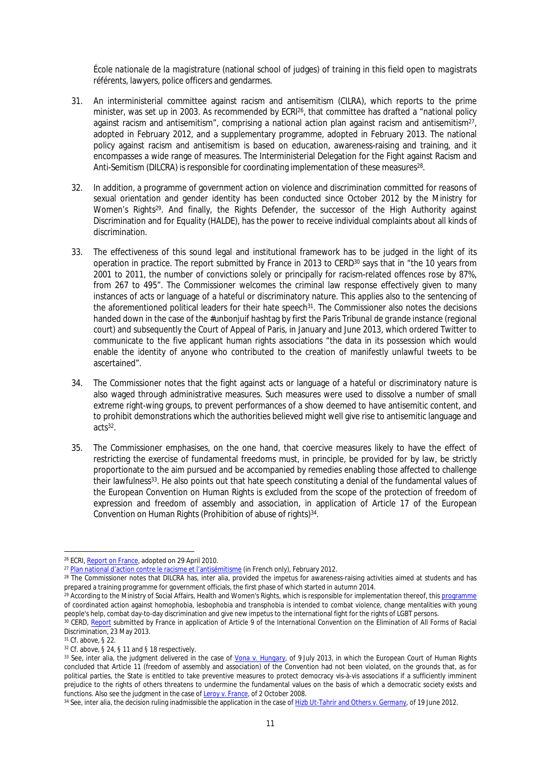*École nationale de la magistrature* (national school of judges) of training in this field open to *magistrats référents*, lawyers, police officers and gendarmes.

31. An interministerial committee against racism and antisemitism (CILRA), which reports to the prime minister, was set up in 2003. As recommended by ECRI[26], that committee has drafted a "national policy against racism and antisemitism", comprising a national action plan against racism and antisemitism[27], adopted in February 2012, and a supplementary programme, adopted in February 2013. The national policy against racism and antisemitism is based on education, awareness-raising and training, and it encompasses a wide range of measures. The Interministerial Delegation for the Fight against Racism and Anti-Semitism (DILCRA) is responsible for coordinating implementation of these measures[28].

32. In addition, a programme of government action on violence and discrimination committed for reasons of sexual orientation and gender identity has been conducted since October 2012 by the Ministry for Women's Rights[29]. And finally, the Rights Defender, the successor of the High Authority against Discrimination and for Equality (HALDE), has the power to receive individual complaints about all kinds of discrimination.

33. The effectiveness of this sound legal and institutional framework has to be judged in the light of its operation in practice. The report submitted by France in 2013 to CERD[30] says that in "the 10 years from 2001 to 2011, the number of convictions solely or principally for racism-related offences rose by 87%, from 267 to 495". The Commissioner welcomes the criminal law response effectively given to many instances of acts or language of a hateful or discriminatory nature. This applies also to the sentencing of the aforementioned political leaders for their hate speech[31]. The Commissioner also notes the decisions handed down in the case of the #unbonjuif hashtag by first the Paris *Tribunal de grande instance* (regional court) and subsequently the Court of Appeal of Paris, in January and June 2013, which ordered Twitter to communicate to the five applicant human rights associations "the data in its possession which would enable the identity of anyone who contributed to the creation of manifestly unlawful tweets to be ascertained".

34. The Commissioner notes that the fight against acts or language of a hateful or discriminatory nature is also waged through administrative measures. Such measures were used to dissolve a number of small extreme right-wing groups, to prevent performances of a show deemed to have antisemitic content, and to prohibit demonstrations which the authorities believed might well give rise to antisemitic language and acts[32].

35. The Commissioner emphasises, on the one hand, that coercive measures likely to have the effect of restricting the exercise of fundamental freedoms must, in principle, be provided for by law, be strictly proportionate to the aim pursued and be accompanied by remedies enabling those affected to challenge their lawfulness[33]. He also points out that hate speech constituting a denial of the fundamental values of the European Convention on Human Rights is excluded from the scope of the protection of freedom of expression and freedom of assembly and association, in application of Article 17 of the European Convention on Human Rights (Prohibition of abuse of rights)[34].

---

[26] ECRI, Report on France, adopted on 29 April 2010.

[27] Plan national d'action contre le racisme et l'antisémitisme (in French only), February 2012.

[28] The Commissioner notes that DILCRA has, inter alia, provided the impetus for awareness-raising activities aimed at students and has prepared a training programme for government officials, the first phase of which started in autumn 2014.

[29] According to the Ministry of Social Affairs, Health and Women's Rights, which is responsible for implementation thereof, this programme of coordinated action against homophobia, lesbophobia and transphobia is intended to combat violence, change mentalities with young people's help, combat day-to-day discrimination and give new impetus to the international fight for the rights of LGBT persons.

[30] CERD, Report submitted by France in application of Article 9 of the International Convention on the Elimination of All Forms of Racial Discrimination, 23 May 2013.

[31] Cf. above, § 22.

[32] Cf. above, § 24, § 11 and § 18 respectively.

[33] See, inter alia, the judgment delivered in the case of Vona v. Hungary, of 9 July 2013, in which the European Court of Human Rights concluded that Article 11 (freedom of assembly and association) of the Convention had not been violated, on the grounds that, as for political parties, the State is entitled to take preventive measures to protect democracy vis-à-vis associations if a sufficiently imminent prejudice to the rights of others threatens to undermine the fundamental values on the basis of which a democratic society exists and functions. Also see the judgment in the case of Leroy v. France, of 2 October 2008.

[34] See, inter alia, the decision ruling inadmissible the application in the case of Hizb Ut-Tahrir and Others v. Germany, of 19 June 2012.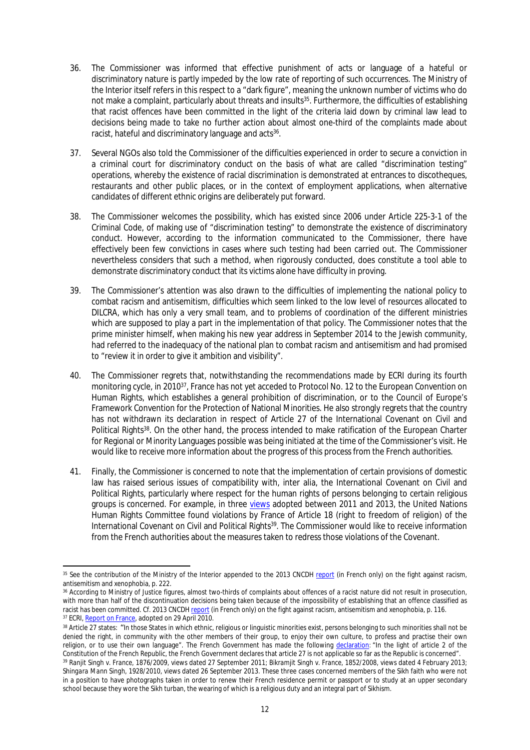36. The Commissioner was informed that effective punishment of acts or language of a hateful or discriminatory nature is partly impeded by the low rate of reporting of such occurrences. The Ministry of the Interior itself refers in this respect to a "dark figure", meaning the unknown number of victims who do not make a complaint, particularly about threats and insults[35]. Furthermore, the difficulties of establishing that racist offences have been committed in the light of the criteria laid down by criminal law lead to decisions being made to take no further action about almost one-third of the complaints made about racist, hateful and discriminatory language and acts[36].

37. Several NGOs also told the Commissioner of the difficulties experienced in order to secure a conviction in a criminal court for discriminatory conduct on the basis of what are called "discrimination testing" operations, whereby the existence of racial discrimination is demonstrated at entrances to discotheques, restaurants and other public places, or in the context of employment applications, when alternative candidates of different ethnic origins are deliberately put forward.

38. The Commissioner welcomes the possibility, which has existed since 2006 under Article 225-3-1 of the Criminal Code, of making use of "discrimination testing" to demonstrate the existence of discriminatory conduct. However, according to the information communicated to the Commissioner, there have effectively been few convictions in cases where such testing had been carried out. The Commissioner nevertheless considers that such a method, when rigorously conducted, does constitute a tool able to demonstrate discriminatory conduct that its victims alone have difficulty in proving.

39. The Commissioner's attention was also drawn to the difficulties of implementing the national policy to combat racism and antisemitism, difficulties which seem linked to the low level of resources allocated to DILCRA, which has only a very small team, and to problems of coordination of the different ministries which are supposed to play a part in the implementation of that policy. The Commissioner notes that the prime minister himself, when making his new year address in September 2014 to the Jewish community, had referred to the inadequacy of the national plan to combat racism and antisemitism and had promised to "review it in order to give it ambition and visibility".

40. The Commissioner regrets that, notwithstanding the recommendations made by ECRI during its fourth monitoring cycle, in 2010[37], France has not yet acceded to Protocol No. 12 to the European Convention on Human Rights, which establishes a general prohibition of discrimination, or to the Council of Europe's Framework Convention for the Protection of National Minorities. He also strongly regrets that the country has not withdrawn its declaration in respect of Article 27 of the International Covenant on Civil and Political Rights[38]. On the other hand, the process intended to make ratification of the European Charter for Regional or Minority Languages possible was being initiated at the time of the Commissioner's visit. He would like to receive more information about the progress of this process from the French authorities.

41. Finally, the Commissioner is concerned to note that the implementation of certain provisions of domestic law has raised serious issues of compatibility with, inter alia, the International Covenant on Civil and Political Rights, particularly where respect for the human rights of persons belonging to certain religious groups is concerned. For example, in three views adopted between 2011 and 2013, the United Nations Human Rights Committee found violations by France of Article 18 (right to freedom of religion) of the International Covenant on Civil and Political Rights[39]. The Commissioner would like to receive information from the French authorities about the measures taken to redress those violations of the Covenant.

---

[35] See the contribution of the Ministry of the Interior appended to the 2013 CNCDH report (in French only) on the fight against racism, antisemitism and xenophobia, p. 222.

[36] According to Ministry of Justice figures, almost two-thirds of complaints about offences of a racist nature did not result in prosecution, with more than half of the discontinuation decisions being taken because of the impossibility of establishing that an offence classified as racist has been committed. Cf. 2013 CNCDH report (in French only) on the fight against racism, antisemitism and xenophobia, p. 116.

[37] ECRI, Report on France, adopted on 29 April 2010.

[38] Article 27 states: "In those States in which ethnic, religious or linguistic minorities exist, persons belonging to such minorities shall not be denied the right, in community with the other members of their group, to enjoy their own culture, to profess and practise their own religion, or to use their own language". The French Government has made the following declaration: "In the light of article 2 of the Constitution of the French Republic, the French Government declares that article 27 is not applicable so far as the Republic is concerned".

[39] Ranjit Singh v. France, 1876/2009, views dated 27 September 2011; Bikramjit Singh v. France, 1852/2008, views dated 4 February 2013; Shingara Mann Singh, 1928/2010, views dated 26 September 2013. These three cases concerned members of the Sikh faith who were not in a position to have photographs taken in order to renew their French residence permit or passport or to study at an upper secondary school because they wore the Sikh turban, the wearing of which is a religious duty and an integral part of Sikhism.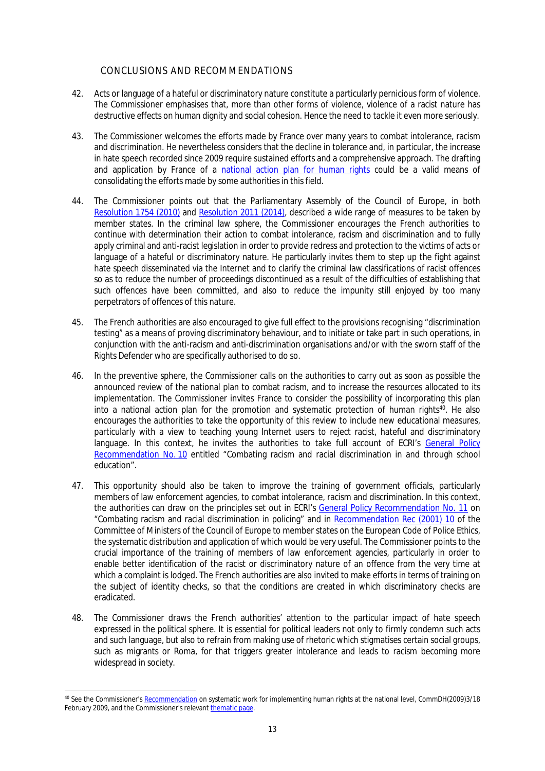## CONCLUSIONS AND RECOMMENDATIONS

42. Acts or language of a hateful or discriminatory nature constitute a particularly pernicious form of violence. The Commissioner emphasises that, more than other forms of violence, violence of a racist nature has destructive effects on human dignity and social cohesion. Hence the need to tackle it even more seriously.

43. The Commissioner welcomes the efforts made by France over many years to combat intolerance, racism and discrimination. He nevertheless considers that the decline in tolerance and, in particular, the increase in hate speech recorded since 2009 require sustained efforts and a comprehensive approach. The drafting and application by France of a national action plan for human rights could be a valid means of consolidating the efforts made by some authorities in this field.

44. The Commissioner points out that the Parliamentary Assembly of the Council of Europe, in both Resolution 1754 (2010) and Resolution 2011 (2014), described a wide range of measures to be taken by member states. In the criminal law sphere, the Commissioner encourages the French authorities to continue with determination their action to combat intolerance, racism and discrimination and to fully apply criminal and anti-racist legislation in order to provide redress and protection to the victims of acts or language of a hateful or discriminatory nature. He particularly invites them to step up the fight against hate speech disseminated via the Internet and to clarify the criminal law classifications of racist offences so as to reduce the number of proceedings discontinued as a result of the difficulties of establishing that such offences have been committed, and also to reduce the impunity still enjoyed by too many perpetrators of offences of this nature.

45. The French authorities are also encouraged to give full effect to the provisions recognising "discrimination testing" as a means of proving discriminatory behaviour, and to initiate or take part in such operations, in conjunction with the anti-racism and anti-discrimination organisations and/or with the sworn staff of the Rights Defender who are specifically authorised to do so.

46. In the preventive sphere, the Commissioner calls on the authorities to carry out as soon as possible the announced review of the national plan to combat racism, and to increase the resources allocated to its implementation. The Commissioner invites France to consider the possibility of incorporating this plan into a national action plan for the promotion and systematic protection of human rights[40]. He also encourages the authorities to take the opportunity of this review to include new educational measures, particularly with a view to teaching young Internet users to reject racist, hateful and discriminatory language. In this context, he invites the authorities to take full account of ECRI's General Policy Recommendation No. 10 entitled "Combating racism and racial discrimination in and through school education".

47. This opportunity should also be taken to improve the training of government officials, particularly members of law enforcement agencies, to combat intolerance, racism and discrimination. In this context, the authorities can draw on the principles set out in ECRI's General Policy Recommendation No. 11 on "Combating racism and racial discrimination in policing" and in Recommendation Rec (2001) 10 of the Committee of Ministers of the Council of Europe to member states on the European Code of Police Ethics, the systematic distribution and application of which would be very useful. The Commissioner points to the crucial importance of the training of members of law enforcement agencies, particularly in order to enable better identification of the racist or discriminatory nature of an offence from the very time at which a complaint is lodged. The French authorities are also invited to make efforts in terms of training on the subject of identity checks, so that the conditions are created in which discriminatory checks are eradicated.

48. The Commissioner draws the French authorities' attention to the particular impact of hate speech expressed in the political sphere. It is essential for political leaders not only to firmly condemn such acts and such language, but also to refrain from making use of rhetoric which stigmatises certain social groups, such as migrants or Roma, for that triggers greater intolerance and leads to racism becoming more widespread in society.

---

[40] See the Commissioner's Recommendation on systematic work for implementing human rights at the national level, CommDH(2009)3/18 February 2009, and the Commissioner's relevant thematic page.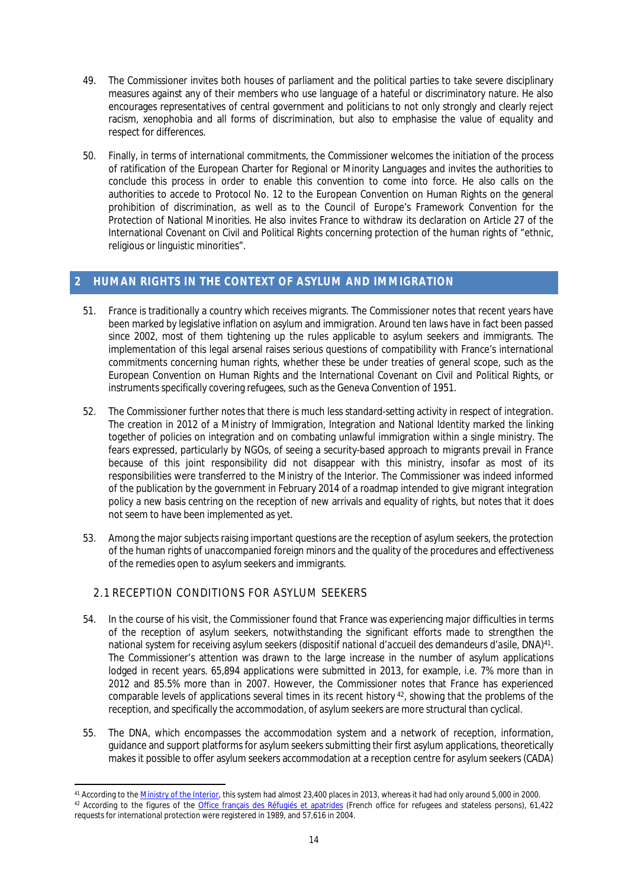49. The Commissioner invites both houses of parliament and the political parties to take severe disciplinary measures against any of their members who use language of a hateful or discriminatory nature. He also encourages representatives of central government and politicians to not only strongly and clearly reject racism, xenophobia and all forms of discrimination, but also to emphasise the value of equality and respect for differences.

50. Finally, in terms of international commitments, the Commissioner welcomes the initiation of the process of ratification of the European Charter for Regional or Minority Languages and invites the authorities to conclude this process in order to enable this convention to come into force. He also calls on the authorities to accede to Protocol No. 12 to the European Convention on Human Rights on the general prohibition of discrimination, as well as to the Council of Europe's Framework Convention for the Protection of National Minorities. He also invites France to withdraw its declaration on Article 27 of the International Covenant on Civil and Political Rights concerning protection of the human rights of "ethnic, religious or linguistic minorities".

## 2 HUMAN RIGHTS IN THE CONTEXT OF ASYLUM AND IMMIGRATION

51. France is traditionally a country which receives migrants. The Commissioner notes that recent years have been marked by legislative inflation on asylum and immigration. Around ten laws have in fact been passed since 2002, most of them tightening up the rules applicable to asylum seekers and immigrants. The implementation of this legal arsenal raises serious questions of compatibility with France's international commitments concerning human rights, whether these be under treaties of general scope, such as the European Convention on Human Rights and the International Covenant on Civil and Political Rights, or instruments specifically covering refugees, such as the Geneva Convention of 1951.

52. The Commissioner further notes that there is much less standard-setting activity in respect of integration. The creation in 2012 of a Ministry of Immigration, Integration and National Identity marked the linking together of policies on integration and on combating unlawful immigration within a single ministry. The fears expressed, particularly by NGOs, of seeing a security-based approach to migrants prevail in France because of this joint responsibility did not disappear with this ministry, insofar as most of its responsibilities were transferred to the Ministry of the Interior. The Commissioner was indeed informed of the publication by the government in February 2014 of a roadmap intended to give migrant integration policy a new basis centring on the reception of new arrivals and equality of rights, but notes that it does not seem to have been implemented as yet.

53. Among the major subjects raising important questions are the reception of asylum seekers, the protection of the human rights of unaccompanied foreign minors and the quality of the procedures and effectiveness of the remedies open to asylum seekers and immigrants.

### 2.1 RECEPTION CONDITIONS FOR ASYLUM SEEKERS

54. In the course of his visit, the Commissioner found that France was experiencing major difficulties in terms of the reception of asylum seekers, notwithstanding the significant efforts made to strengthen the national system for receiving asylum seekers (*dispositif national d'accueil des demandeurs d'asile*, DNA)[41]. The Commissioner's attention was drawn to the large increase in the number of asylum applications lodged in recent years. 65,894 applications were submitted in 2013, for example, i.e. 7% more than in 2012 and 85.5% more than in 2007. However, the Commissioner notes that France has experienced comparable levels of applications several times in its recent history [42], showing that the problems of the reception, and specifically the accommodation, of asylum seekers are more structural than cyclical.

55. The DNA, which encompasses the accommodation system and a network of reception, information, guidance and support platforms for asylum seekers submitting their first asylum applications, theoretically makes it possible to offer asylum seekers accommodation at a reception centre for asylum seekers (CADA)

---

[41] According to the Ministry of the Interior, this system had almost 23,400 places in 2013, whereas it had had only around 5,000 in 2000.

[42] According to the figures of the Office français des Réfugiés et apatrides (French office for refugees and stateless persons), 61,422 requests for international protection were registered in 1989, and 57,616 in 2004.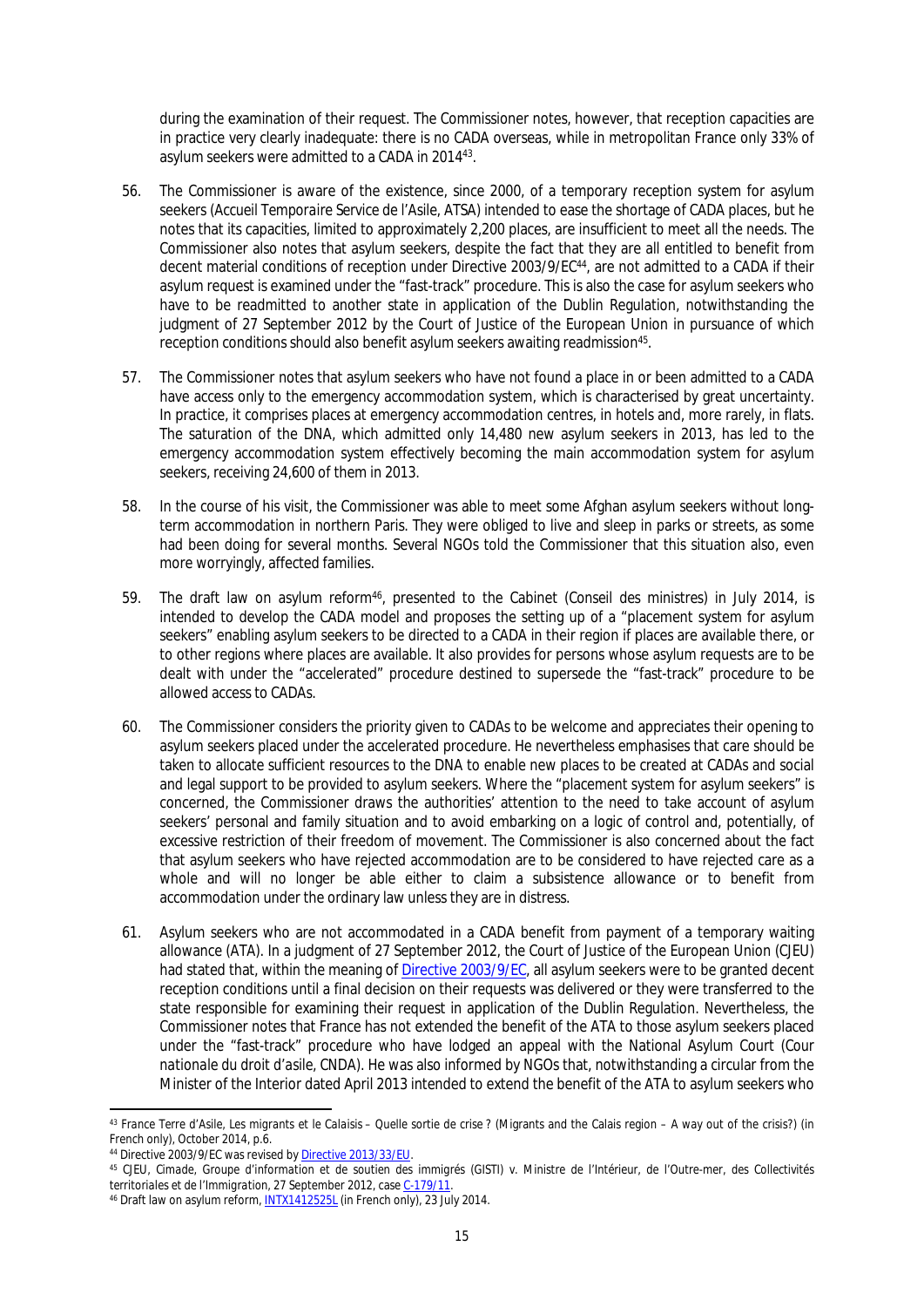during the examination of their request. The Commissioner notes, however, that reception capacities are in practice very clearly inadequate: there is no CADA overseas, while in metropolitan France only 33% of asylum seekers were admitted to a CADA in 2014[43].

56. The Commissioner is aware of the existence, since 2000, of a temporary reception system for asylum seekers (*Accueil Temporaire Service de l'Asile*, ATSA) intended to ease the shortage of CADA places, but he notes that its capacities, limited to approximately 2,200 places, are insufficient to meet all the needs. The Commissioner also notes that asylum seekers, despite the fact that they are all entitled to benefit from decent material conditions of reception under Directive 2003/9/EC[44], are not admitted to a CADA if their asylum request is examined under the "fast-track" procedure. This is also the case for asylum seekers who have to be readmitted to another state in application of the Dublin Regulation, notwithstanding the judgment of 27 September 2012 by the Court of Justice of the European Union in pursuance of which reception conditions should also benefit asylum seekers awaiting readmission[45].

57. The Commissioner notes that asylum seekers who have not found a place in or been admitted to a CADA have access only to the emergency accommodation system, which is characterised by great uncertainty. In practice, it comprises places at emergency accommodation centres, in hotels and, more rarely, in flats. The saturation of the DNA, which admitted only 14,480 new asylum seekers in 2013, has led to the emergency accommodation system effectively becoming the main accommodation system for asylum seekers, receiving 24,600 of them in 2013.

58. In the course of his visit, the Commissioner was able to meet some Afghan asylum seekers without long-term accommodation in northern Paris. They were obliged to live and sleep in parks or streets, as some had been doing for several months. Several NGOs told the Commissioner that this situation also, even more worryingly, affected families.

59. The draft law on asylum reform[46], presented to the Cabinet (*Conseil des ministres*) in July 2014, is intended to develop the CADA model and proposes the setting up of a "placement system for asylum seekers" enabling asylum seekers to be directed to a CADA in their region if places are available there, or to other regions where places are available. It also provides for persons whose asylum requests are to be dealt with under the "accelerated" procedure destined to supersede the "fast-track" procedure to be allowed access to CADAs.

60. The Commissioner considers the priority given to CADAs to be welcome and appreciates their opening to asylum seekers placed under the accelerated procedure. He nevertheless emphasises that care should be taken to allocate sufficient resources to the DNA to enable new places to be created at CADAs and social and legal support to be provided to asylum seekers. Where the "placement system for asylum seekers" is concerned, the Commissioner draws the authorities' attention to the need to take account of asylum seekers' personal and family situation and to avoid embarking on a logic of control and, potentially, of excessive restriction of their freedom of movement. The Commissioner is also concerned about the fact that asylum seekers who have rejected accommodation are to be considered to have rejected care as a whole and will no longer be able either to claim a subsistence allowance or to benefit from accommodation under the ordinary law unless they are in distress.

61. Asylum seekers who are not accommodated in a CADA benefit from payment of a temporary waiting allowance (ATA). In a judgment of 27 September 2012, the Court of Justice of the European Union (CJEU) had stated that, within the meaning of Directive 2003/9/EC, all asylum seekers were to be granted decent reception conditions until a final decision on their requests was delivered or they were transferred to the state responsible for examining their request in application of the Dublin Regulation. Nevertheless, the Commissioner notes that France has not extended the benefit of the ATA to those asylum seekers placed under the "fast-track" procedure who have lodged an appeal with the National Asylum Court (*Cour nationale du droit d'asile*, CNDA). He was also informed by NGOs that, notwithstanding a circular from the Minister of the Interior dated April 2013 intended to extend the benefit of the ATA to asylum seekers who

---

[43] France Terre d'Asile, *Les migrants et le Calaisis – Quelle sortie de crise ?* (Migrants and the Calais region – A way out of the crisis?) (in French only), October 2014, p.6.

[44] Directive 2003/9/EC was revised by Directive 2013/33/EU.

[45] CJEU, *Cimade, Groupe d'information et de soutien des immigrés (GISTI) v. Ministre de l'Intérieur, de l'Outre-mer, des Collectivités territoriales et de l'Immigration*, 27 September 2012, case C-179/11.

[46] Draft law on asylum reform, INTX1412525L (in French only), 23 July 2014.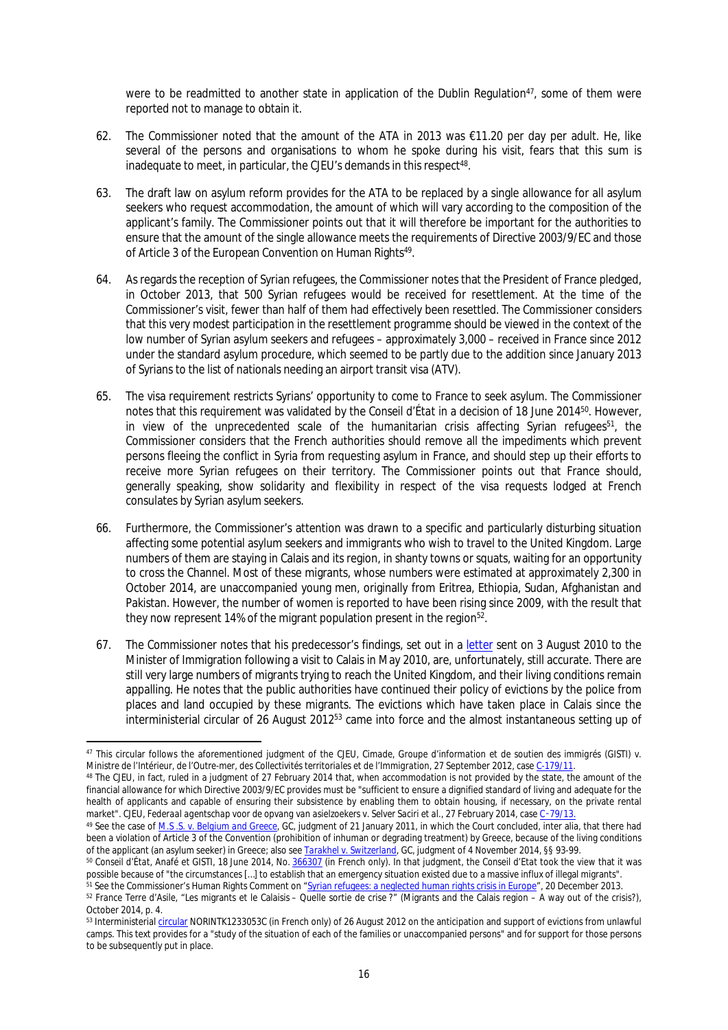were to be readmitted to another state in application of the Dublin Regulation[47], some of them were reported not to manage to obtain it.

62. The Commissioner noted that the amount of the ATA in 2013 was €11.20 per day per adult. He, like several of the persons and organisations to whom he spoke during his visit, fears that this sum is inadequate to meet, in particular, the CJEU's demands in this respect[48].

63. The draft law on asylum reform provides for the ATA to be replaced by a single allowance for all asylum seekers who request accommodation, the amount of which will vary according to the composition of the applicant's family. The Commissioner points out that it will therefore be important for the authorities to ensure that the amount of the single allowance meets the requirements of Directive 2003/9/EC and those of Article 3 of the European Convention on Human Rights[49].

64. As regards the reception of Syrian refugees, the Commissioner notes that the President of France pledged, in October 2013, that 500 Syrian refugees would be received for resettlement. At the time of the Commissioner's visit, fewer than half of them had effectively been resettled. The Commissioner considers that this very modest participation in the resettlement programme should be viewed in the context of the low number of Syrian asylum seekers and refugees – approximately 3,000 – received in France since 2012 under the standard asylum procedure, which seemed to be partly due to the addition since January 2013 of Syrians to the list of nationals needing an airport transit visa (ATV).

65. The visa requirement restricts Syrians' opportunity to come to France to seek asylum. The Commissioner notes that this requirement was validated by the Conseil d'État in a decision of 18 June 2014[50]. However, in view of the unprecedented scale of the humanitarian crisis affecting Syrian refugees[51], the Commissioner considers that the French authorities should remove all the impediments which prevent persons fleeing the conflict in Syria from requesting asylum in France, and should step up their efforts to receive more Syrian refugees on their territory. The Commissioner points out that France should, generally speaking, show solidarity and flexibility in respect of the visa requests lodged at French consulates by Syrian asylum seekers.

66. Furthermore, the Commissioner's attention was drawn to a specific and particularly disturbing situation affecting some potential asylum seekers and immigrants who wish to travel to the United Kingdom. Large numbers of them are staying in Calais and its region, in shanty towns or squats, waiting for an opportunity to cross the Channel. Most of these migrants, whose numbers were estimated at approximately 2,300 in October 2014, are unaccompanied young men, originally from Eritrea, Ethiopia, Sudan, Afghanistan and Pakistan. However, the number of women is reported to have been rising since 2009, with the result that they now represent 14% of the migrant population present in the region[52].

67. The Commissioner notes that his predecessor's findings, set out in a letter sent on 3 August 2010 to the Minister of Immigration following a visit to Calais in May 2010, are, unfortunately, still accurate. There are still very large numbers of migrants trying to reach the United Kingdom, and their living conditions remain appalling. He notes that the public authorities have continued their policy of evictions by the police from places and land occupied by these migrants. The evictions which have taken place in Calais since the interministerial circular of 26 August 2012[53] came into force and the almost instantaneous setting up of

---

[47] This circular follows the aforementioned judgment of the CJEU, Cimade, Groupe d'information et de soutien des immigrés (GISTI) v. Ministre de l'Intérieur, de l'Outre-mer, des Collectivités territoriales et de l'Immigration, 27 September 2012, case C-179/11.

[48] The CJEU, in fact, ruled in a judgment of 27 February 2014 that, when accommodation is not provided by the state, the amount of the financial allowance for which Directive 2003/9/EC provides must be "sufficient to ensure a dignified standard of living and adequate for the health of applicants and capable of ensuring their subsistence by enabling them to obtain housing, if necessary, on the private rental market". CJEU, Federaal agentschap voor de opvang van asielzoekers v. Selver Saciri et al., 27 February 2014, case C-79/13.

[49] See the case of M.S.S. v. Belgium and Greece, GC, judgment of 21 January 2011, in which the Court concluded, inter alia, that there had been a violation of Article 3 of the Convention (prohibition of inhuman or degrading treatment) by Greece, because of the living conditions of the applicant (an asylum seeker) in Greece; also see Tarakhel v. Switzerland, GC, judgment of 4 November 2014, §§ 93-99.

[50] Conseil d'État, Anafé et GISTI, 18 June 2014, No. 366307 (in French only). In that judgment, the Conseil d'Etat took the view that it was possible because of "the circumstances [...] to establish that an emergency situation existed due to a massive influx of illegal migrants".

[51] See the Commissioner's Human Rights Comment on "Syrian refugees: a neglected human rights crisis in Europe", 20 December 2013.

[52] France Terre d'Asile, "Les migrants et le Calaisis – Quelle sortie de crise ?" (Migrants and the Calais region – A way out of the crisis?), October 2014, p. 4.

[53] Interministerial circular NORINTK1233053C (in French only) of 26 August 2012 on the anticipation and support of evictions from unlawful camps. This text provides for a "study of the situation of each of the families or unaccompanied persons" and for support for those persons to be subsequently put in place.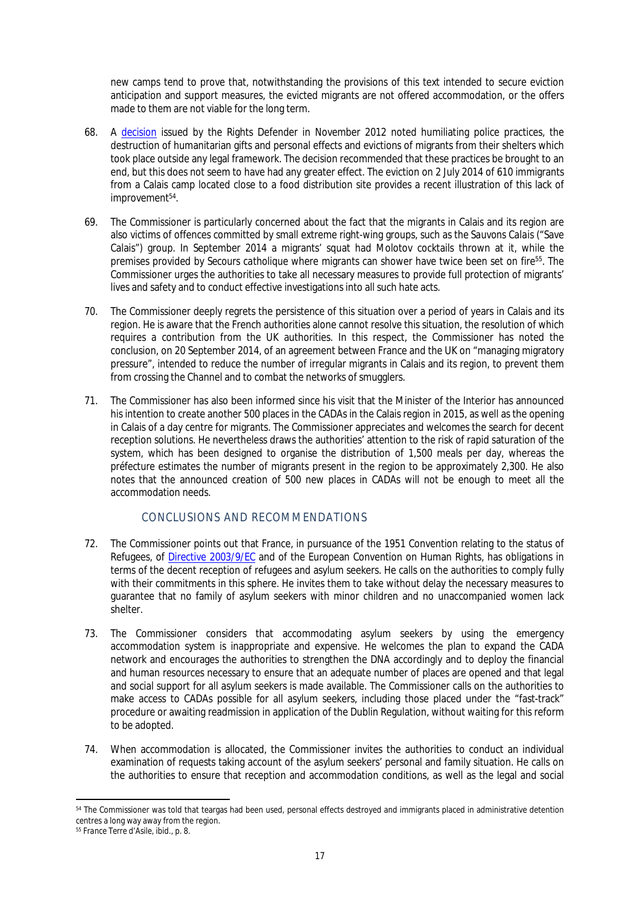new camps tend to prove that, notwithstanding the provisions of this text intended to secure eviction anticipation and support measures, the evicted migrants are not offered accommodation, or the offers made to them are not viable for the long term.

68. A decision issued by the Rights Defender in November 2012 noted humiliating police practices, the destruction of humanitarian gifts and personal effects and evictions of migrants from their shelters which took place outside any legal framework. The decision recommended that these practices be brought to an end, but this does not seem to have had any greater effect. The eviction on 2 July 2014 of 610 immigrants from a Calais camp located close to a food distribution site provides a recent illustration of this lack of improvement[54].

69. The Commissioner is particularly concerned about the fact that the migrants in Calais and its region are also victims of offences committed by small extreme right-wing groups, such as the *Sauvons Calais* ("Save Calais") group. In September 2014 a migrants' squat had Molotov cocktails thrown at it, while the premises provided by *Secours catholique* where migrants can shower have twice been set on fire[55]. The Commissioner urges the authorities to take all necessary measures to provide full protection of migrants' lives and safety and to conduct effective investigations into all such hate acts.

70. The Commissioner deeply regrets the persistence of this situation over a period of years in Calais and its region. He is aware that the French authorities alone cannot resolve this situation, the resolution of which requires a contribution from the UK authorities. In this respect, the Commissioner has noted the conclusion, on 20 September 2014, of an agreement between France and the UK on "managing migratory pressure", intended to reduce the number of irregular migrants in Calais and its region, to prevent them from crossing the Channel and to combat the networks of smugglers.

71. The Commissioner has also been informed since his visit that the Minister of the Interior has announced his intention to create another 500 places in the CADAs in the Calais region in 2015, as well as the opening in Calais of a day centre for migrants. The Commissioner appreciates and welcomes the search for decent reception solutions. He nevertheless draws the authorities' attention to the risk of rapid saturation of the system, which has been designed to organise the distribution of 1,500 meals per day, whereas the préfecture estimates the number of migrants present in the region to be approximately 2,300. He also notes that the announced creation of 500 new places in CADAs will not be enough to meet all the accommodation needs.

## CONCLUSIONS AND RECOMMENDATIONS

72. The Commissioner points out that France, in pursuance of the 1951 Convention relating to the status of Refugees, of Directive 2003/9/EC and of the European Convention on Human Rights, has obligations in terms of the decent reception of refugees and asylum seekers. He calls on the authorities to comply fully with their commitments in this sphere. He invites them to take without delay the necessary measures to guarantee that no family of asylum seekers with minor children and no unaccompanied women lack shelter.

73. The Commissioner considers that accommodating asylum seekers by using the emergency accommodation system is inappropriate and expensive. He welcomes the plan to expand the CADA network and encourages the authorities to strengthen the DNA accordingly and to deploy the financial and human resources necessary to ensure that an adequate number of places are opened and that legal and social support for all asylum seekers is made available. The Commissioner calls on the authorities to make access to CADAs possible for all asylum seekers, including those placed under the "fast-track" procedure or awaiting readmission in application of the Dublin Regulation, without waiting for this reform to be adopted.

74. When accommodation is allocated, the Commissioner invites the authorities to conduct an individual examination of requests taking account of the asylum seekers' personal and family situation. He calls on the authorities to ensure that reception and accommodation conditions, as well as the legal and social

---

[54] The Commissioner was told that teargas had been used, personal effects destroyed and immigrants placed in administrative detention centres a long way away from the region.

[55] France Terre d'Asile, ibid., p. 8.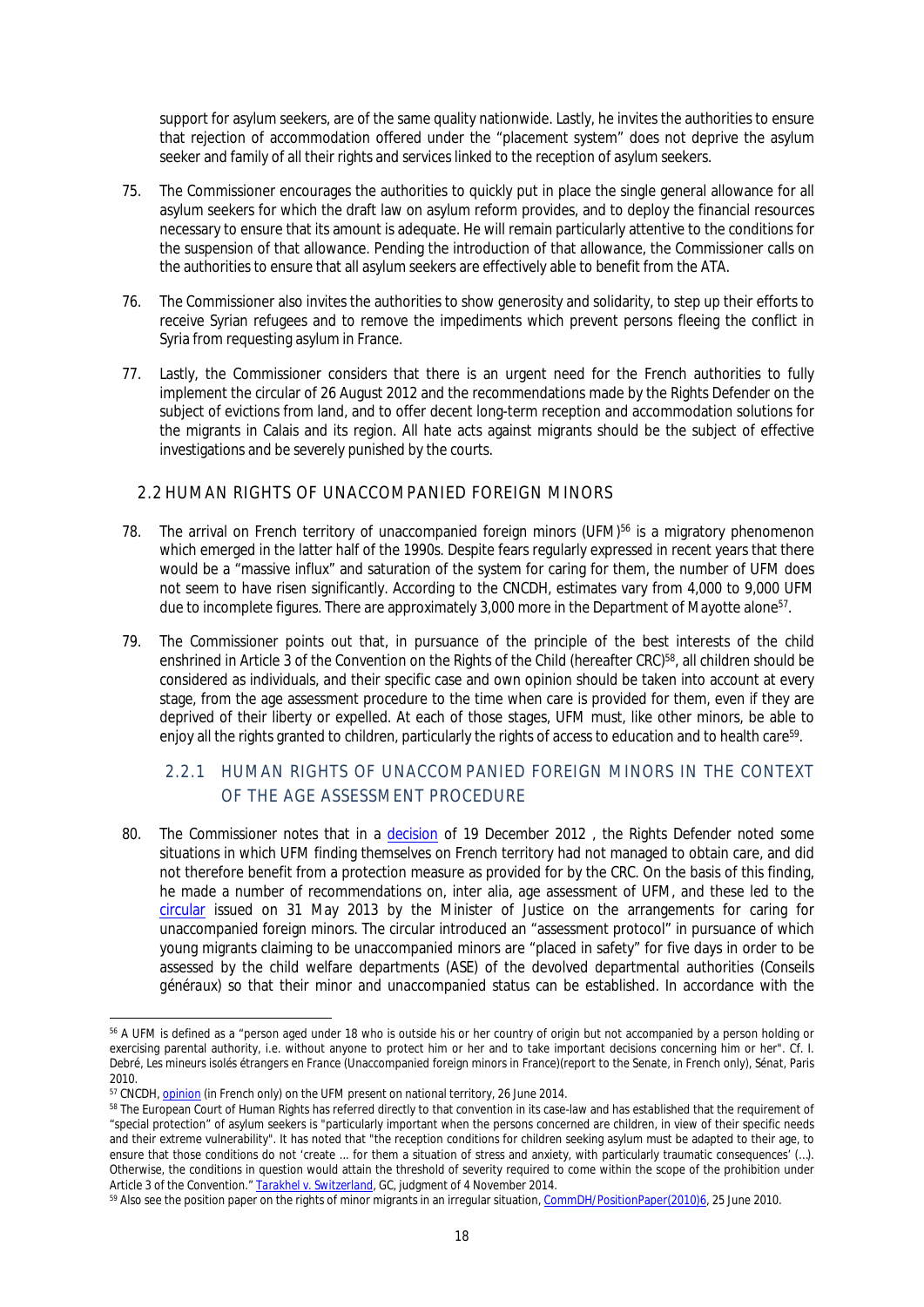support for asylum seekers, are of the same quality nationwide. Lastly, he invites the authorities to ensure that rejection of accommodation offered under the "placement system" does not deprive the asylum seeker and family of all their rights and services linked to the reception of asylum seekers.

75. The Commissioner encourages the authorities to quickly put in place the single general allowance for all asylum seekers for which the draft law on asylum reform provides, and to deploy the financial resources necessary to ensure that its amount is adequate. He will remain particularly attentive to the conditions for the suspension of that allowance. Pending the introduction of that allowance, the Commissioner calls on the authorities to ensure that all asylum seekers are effectively able to benefit from the ATA.

76. The Commissioner also invites the authorities to show generosity and solidarity, to step up their efforts to receive Syrian refugees and to remove the impediments which prevent persons fleeing the conflict in Syria from requesting asylum in France.

77. Lastly, the Commissioner considers that there is an urgent need for the French authorities to fully implement the circular of 26 August 2012 and the recommendations made by the Rights Defender on the subject of evictions from land, and to offer decent long-term reception and accommodation solutions for the migrants in Calais and its region. All hate acts against migrants should be the subject of effective investigations and be severely punished by the courts.

## 2.2 HUMAN RIGHTS OF UNACCOMPANIED FOREIGN MINORS

78. The arrival on French territory of unaccompanied foreign minors (UFM)[56] is a migratory phenomenon which emerged in the latter half of the 1990s. Despite fears regularly expressed in recent years that there would be a "massive influx" and saturation of the system for caring for them, the number of UFM does not seem to have risen significantly. According to the CNCDH, estimates vary from 4,000 to 9,000 UFM due to incomplete figures. There are approximately 3,000 more in the Department of Mayotte alone[57].

79. The Commissioner points out that, in pursuance of the principle of the best interests of the child enshrined in Article 3 of the Convention on the Rights of the Child (hereafter CRC)[58], all children should be considered as individuals, and their specific case and own opinion should be taken into account at every stage, from the age assessment procedure to the time when care is provided for them, even if they are deprived of their liberty or expelled. At each of those stages, UFM must, like other minors, be able to enjoy all the rights granted to children, particularly the rights of access to education and to health care[59].

### 2.2.1 HUMAN RIGHTS OF UNACCOMPANIED FOREIGN MINORS IN THE CONTEXT OF THE AGE ASSESSMENT PROCEDURE

80. The Commissioner notes that in a decision of 19 December 2012 , the Rights Defender noted some situations in which UFM finding themselves on French territory had not managed to obtain care, and did not therefore benefit from a protection measure as provided for by the CRC. On the basis of this finding, he made a number of recommendations on, inter alia, age assessment of UFM, and these led to the circular issued on 31 May 2013 by the Minister of Justice on the arrangements for caring for unaccompanied foreign minors. The circular introduced an "assessment protocol" in pursuance of which young migrants claiming to be unaccompanied minors are "placed in safety" for five days in order to be assessed by the child welfare departments (ASE) of the devolved departmental authorities (*Conseils généraux*) so that their minor and unaccompanied status can be established. In accordance with the

---

[56] A UFM is defined as a "person aged under 18 who is outside his or her country of origin but not accompanied by a person holding or exercising parental authority, i.e. without anyone to protect him or her and to take important decisions concerning him or her". Cf. I. Debré, Les mineurs isolés étrangers en France (Unaccompanied foreign minors in France)(report to the Senate, in French only), Sénat, Paris 2010.

[57] CNCDH, opinion (in French only) on the UFM present on national territory, 26 June 2014.

[58] The European Court of Human Rights has referred directly to that convention in its case-law and has established that the requirement of "special protection" of asylum seekers is "particularly important when the persons concerned are children, in view of their specific needs and their extreme vulnerability". It has noted that "the reception conditions for children seeking asylum must be adapted to their age, to ensure that those conditions do not 'create ... for them a situation of stress and anxiety, with particularly traumatic consequences' (...). Otherwise, the conditions in question would attain the threshold of severity required to come within the scope of the prohibition under Article 3 of the Convention." Tarakhel v. Switzerland, GC, judgment of 4 November 2014.

[59] Also see the position paper on the rights of minor migrants in an irregular situation, CommDH/PositionPaper(2010)6, 25 June 2010.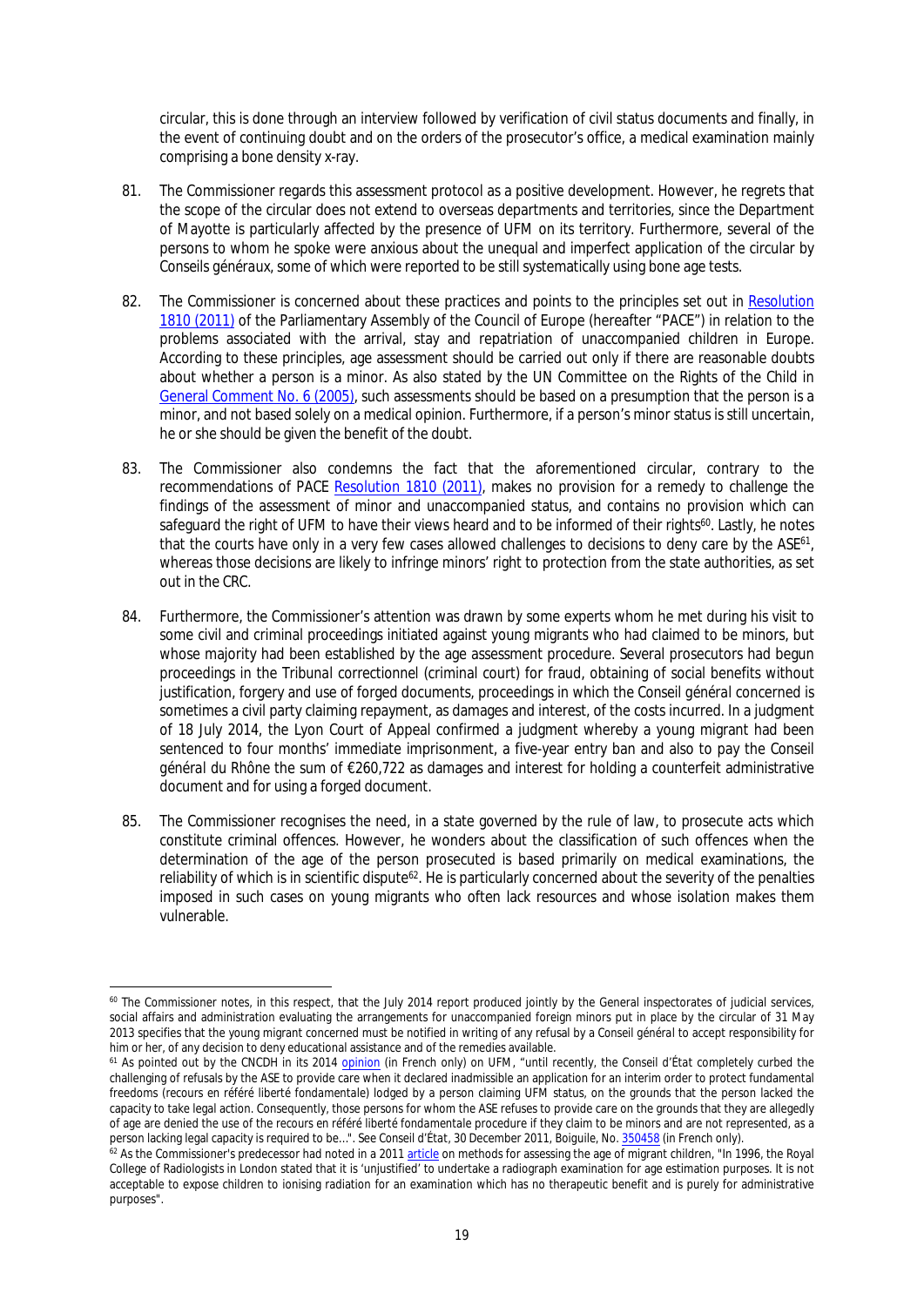circular, this is done through an interview followed by verification of civil status documents and finally, in the event of continuing doubt and on the orders of the prosecutor's office, a medical examination mainly comprising a bone density x-ray.

81. The Commissioner regards this assessment protocol as a positive development. However, he regrets that the scope of the circular does not extend to overseas departments and territories, since the Department of Mayotte is particularly affected by the presence of UFM on its territory. Furthermore, several of the persons to whom he spoke were anxious about the unequal and imperfect application of the circular by *Conseils généraux*, some of which were reported to be still systematically using bone age tests.

82. The Commissioner is concerned about these practices and points to the principles set out in Resolution 1810 (2011) of the Parliamentary Assembly of the Council of Europe (hereafter "PACE") in relation to the problems associated with the arrival, stay and repatriation of unaccompanied children in Europe. According to these principles, age assessment should be carried out only if there are reasonable doubts about whether a person is a minor. As also stated by the UN Committee on the Rights of the Child in General Comment No. 6 (2005), such assessments should be based on a presumption that the person is a minor, and not based solely on a medical opinion. Furthermore, if a person's minor status is still uncertain, he or she should be given the benefit of the doubt.

83. The Commissioner also condemns the fact that the aforementioned circular, contrary to the recommendations of PACE Resolution 1810 (2011), makes no provision for a remedy to challenge the findings of the assessment of minor and unaccompanied status, and contains no provision which can safeguard the right of UFM to have their views heard and to be informed of their rights[60]. Lastly, he notes that the courts have only in a very few cases allowed challenges to decisions to deny care by the ASE[61], whereas those decisions are likely to infringe minors' right to protection from the state authorities, as set out in the CRC.

84. Furthermore, the Commissioner's attention was drawn by some experts whom he met during his visit to some civil and criminal proceedings initiated against young migrants who had claimed to be minors, but whose majority had been established by the age assessment procedure. Several prosecutors had begun proceedings in the *Tribunal correctionnel* (criminal court) for fraud, obtaining of social benefits without justification, forgery and use of forged documents, proceedings in which the *Conseil général* concerned is sometimes a civil party claiming repayment, as damages and interest, of the costs incurred. In a judgment of 18 July 2014, the Lyon Court of Appeal confirmed a judgment whereby a young migrant had been sentenced to four months' immediate imprisonment, a five-year entry ban and also to pay the *Conseil général du Rhône* the sum of €260,722 as damages and interest for holding a counterfeit administrative document and for using a forged document.

85. The Commissioner recognises the need, in a state governed by the rule of law, to prosecute acts which constitute criminal offences. However, he wonders about the classification of such offences when the determination of the age of the person prosecuted is based primarily on medical examinations, the reliability of which is in scientific dispute[62]. He is particularly concerned about the severity of the penalties imposed in such cases on young migrants who often lack resources and whose isolation makes them vulnerable.

---

[60] The Commissioner notes, in this respect, that the July 2014 report produced jointly by the General inspectorates of judicial services, social affairs and administration evaluating the arrangements for unaccompanied foreign minors put in place by the circular of 31 May 2013 specifies that the young migrant concerned must be notified in writing of any refusal by a *Conseil général* to accept responsibility for him or her, of any decision to deny educational assistance and of the remedies available.

[61] As pointed out by the CNCDH in its 2014 opinion (in French only) on UFM, "until recently, the *Conseil d'État* completely curbed the challenging of refusals by the ASE to provide care when it declared inadmissible an application for an interim order to protect fundamental freedoms (*recours en référé liberté fondamentale*) lodged by a person claiming UFM status, on the grounds that the person lacked the capacity to take legal action. Consequently, those persons for whom the ASE refuses to provide care on the grounds that they are allegedly of age are denied the use of the *recours en référé liberté fondamentale* procedure if they claim to be minors and are not represented, as a person lacking legal capacity is required to be…". See *Conseil d'État*, 30 December 2011, Boiguile, No. 350458 (in French only).

[62] As the Commissioner's predecessor had noted in a 2011 article on methods for assessing the age of migrant children, "In 1996, the Royal College of Radiologists in London stated that it is 'unjustified' to undertake a radiograph examination for age estimation purposes. It is not acceptable to expose children to ionising radiation for an examination which has no therapeutic benefit and is purely for administrative purposes".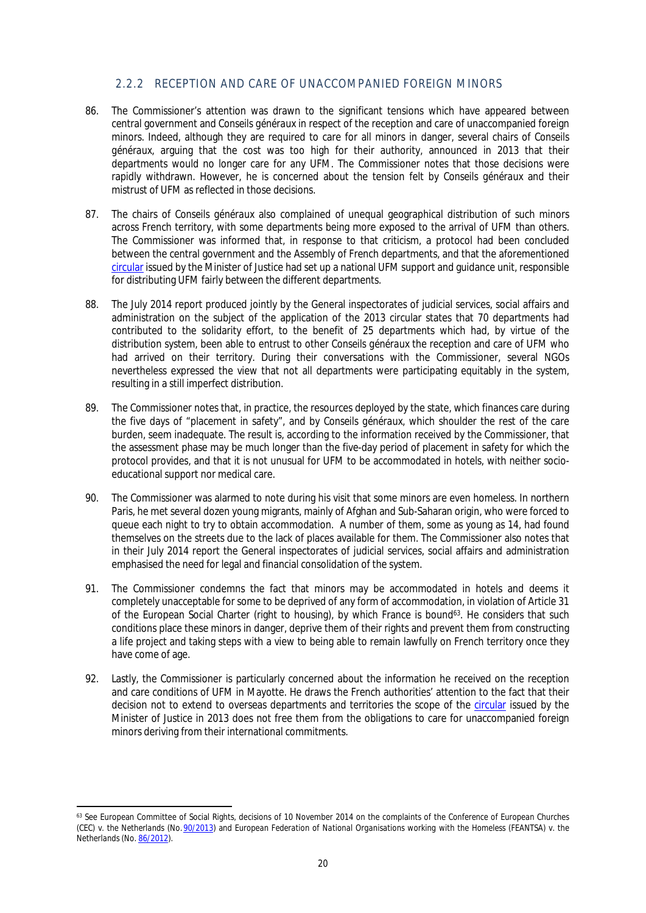### 2.2.2 RECEPTION AND CARE OF UNACCOMPANIED FOREIGN MINORS

86. The Commissioner's attention was drawn to the significant tensions which have appeared between central government and *Conseils généraux* in respect of the reception and care of unaccompanied foreign minors. Indeed, although they are required to care for all minors in danger, several chairs of *Conseils généraux*, arguing that the cost was too high for their authority, announced in 2013 that their departments would no longer care for any UFM. The Commissioner notes that those decisions were rapidly withdrawn. However, he is concerned about the tension felt by *Conseils généraux* and their mistrust of UFM as reflected in those decisions.

87. The chairs of *Conseils généraux* also complained of unequal geographical distribution of such minors across French territory, with some departments being more exposed to the arrival of UFM than others. The Commissioner was informed that, in response to that criticism, a protocol had been concluded between the central government and the Assembly of French departments, and that the aforementioned circular issued by the Minister of Justice had set up a national UFM support and guidance unit, responsible for distributing UFM fairly between the different departments.

88. The July 2014 report produced jointly by the General inspectorates of judicial services, social affairs and administration on the subject of the application of the 2013 circular states that 70 departments had contributed to the solidarity effort, to the benefit of 25 departments which had, by virtue of the distribution system, been able to entrust to other *Conseils généraux* the reception and care of UFM who had arrived on their territory. During their conversations with the Commissioner, several NGOs nevertheless expressed the view that not all departments were participating equitably in the system, resulting in a still imperfect distribution.

89. The Commissioner notes that, in practice, the resources deployed by the state, which finances care during the five days of "placement in safety", and by *Conseils généraux*, which shoulder the rest of the care burden, seem inadequate. The result is, according to the information received by the Commissioner, that the assessment phase may be much longer than the five-day period of placement in safety for which the protocol provides, and that it is not unusual for UFM to be accommodated in hotels, with neither socio-educational support nor medical care.

90. The Commissioner was alarmed to note during his visit that some minors are even homeless. In northern Paris, he met several dozen young migrants, mainly of Afghan and Sub-Saharan origin, who were forced to queue each night to try to obtain accommodation. A number of them, some as young as 14, had found themselves on the streets due to the lack of places available for them. The Commissioner also notes that in their July 2014 report the General inspectorates of judicial services, social affairs and administration emphasised the need for legal and financial consolidation of the system.

91. The Commissioner condemns the fact that minors may be accommodated in hotels and deems it completely unacceptable for some to be deprived of any form of accommodation, in violation of Article 31 of the European Social Charter (right to housing), by which France is bound[63]. He considers that such conditions place these minors in danger, deprive them of their rights and prevent them from constructing a life project and taking steps with a view to being able to remain lawfully on French territory once they have come of age.

92. Lastly, the Commissioner is particularly concerned about the information he received on the reception and care conditions of UFM in Mayotte. He draws the French authorities' attention to the fact that their decision not to extend to overseas departments and territories the scope of the circular issued by the Minister of Justice in 2013 does not free them from the obligations to care for unaccompanied foreign minors deriving from their international commitments.

---

[63] See European Committee of Social Rights, decisions of 10 November 2014 on the complaints of the Conference of European Churches (CEC) v. the Netherlands (No. 90/2013) and European Federation of National Organisations working with the Homeless (FEANTSA) v. the Netherlands (No. 86/2012).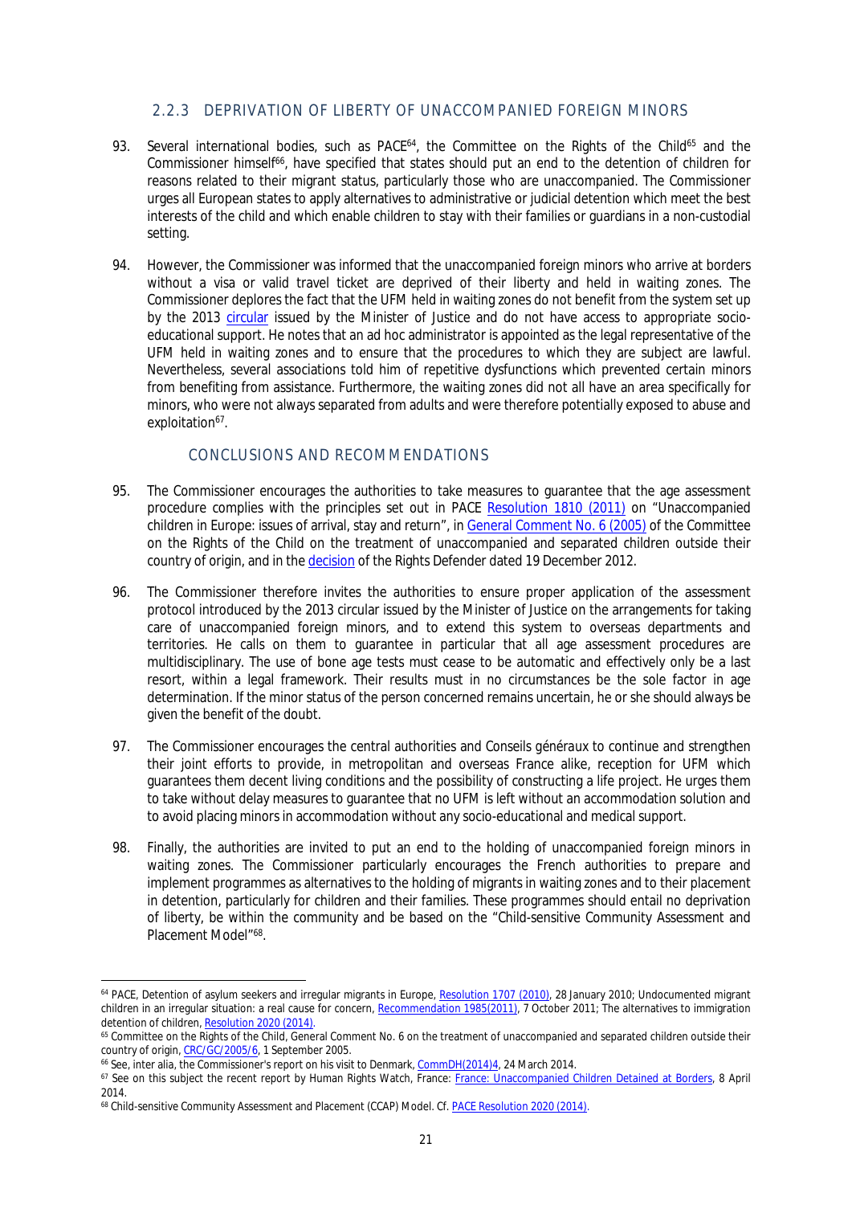### 2.2.3 DEPRIVATION OF LIBERTY OF UNACCOMPANIED FOREIGN MINORS

93. Several international bodies, such as PACE[64], the Committee on the Rights of the Child[65] and the Commissioner himself[66], have specified that states should put an end to the detention of children for reasons related to their migrant status, particularly those who are unaccompanied. The Commissioner urges all European states to apply alternatives to administrative or judicial detention which meet the best interests of the child and which enable children to stay with their families or guardians in a non-custodial setting.

94. However, the Commissioner was informed that the unaccompanied foreign minors who arrive at borders without a visa or valid travel ticket are deprived of their liberty and held in waiting zones. The Commissioner deplores the fact that the UFM held in waiting zones do not benefit from the system set up by the 2013 circular issued by the Minister of Justice and do not have access to appropriate socio-educational support. He notes that an ad hoc administrator is appointed as the legal representative of the UFM held in waiting zones and to ensure that the procedures to which they are subject are lawful. Nevertheless, several associations told him of repetitive dysfunctions which prevented certain minors from benefiting from assistance. Furthermore, the waiting zones did not all have an area specifically for minors, who were not always separated from adults and were therefore potentially exposed to abuse and exploitation[67].

### CONCLUSIONS AND RECOMMENDATIONS

95. The Commissioner encourages the authorities to take measures to guarantee that the age assessment procedure complies with the principles set out in PACE Resolution 1810 (2011) on "Unaccompanied children in Europe: issues of arrival, stay and return", in General Comment No. 6 (2005) of the Committee on the Rights of the Child on the treatment of unaccompanied and separated children outside their country of origin, and in the decision of the Rights Defender dated 19 December 2012.

96. The Commissioner therefore invites the authorities to ensure proper application of the assessment protocol introduced by the 2013 circular issued by the Minister of Justice on the arrangements for taking care of unaccompanied foreign minors, and to extend this system to overseas departments and territories. He calls on them to guarantee in particular that all age assessment procedures are multidisciplinary. The use of bone age tests must cease to be automatic and effectively only be a last resort, within a legal framework. Their results must in no circumstances be the sole factor in age determination. If the minor status of the person concerned remains uncertain, he or she should always be given the benefit of the doubt.

97. The Commissioner encourages the central authorities and *Conseils généraux* to continue and strengthen their joint efforts to provide, in metropolitan and overseas France alike, reception for UFM which guarantees them decent living conditions and the possibility of constructing a life project. He urges them to take without delay measures to guarantee that no UFM is left without an accommodation solution and to avoid placing minors in accommodation without any socio-educational and medical support.

98. Finally, the authorities are invited to put an end to the holding of unaccompanied foreign minors in waiting zones. The Commissioner particularly encourages the French authorities to prepare and implement programmes as alternatives to the holding of migrants in waiting zones and to their placement in detention, particularly for children and their families. These programmes should entail no deprivation of liberty, be within the community and be based on the "Child-sensitive Community Assessment and Placement Model"[68].

---

[64] PACE, Detention of asylum seekers and irregular migrants in Europe, Resolution 1707 (2010), 28 January 2010; Undocumented migrant children in an irregular situation: a real cause for concern, Recommendation 1985(2011), 7 October 2011; The alternatives to immigration detention of children, Resolution 2020 (2014).

[65] Committee on the Rights of the Child, General Comment No. 6 on the treatment of unaccompanied and separated children outside their country of origin, CRC/GC/2005/6, 1 September 2005.

[66] See, inter alia, the Commissioner's report on his visit to Denmark, CommDH(2014)4, 24 March 2014.

[67] See on this subject the recent report by Human Rights Watch, France: France: Unaccompanied Children Detained at Borders, 8 April 2014.

[68] Child-sensitive Community Assessment and Placement (CCAP) Model. Cf. PACE Resolution 2020 (2014).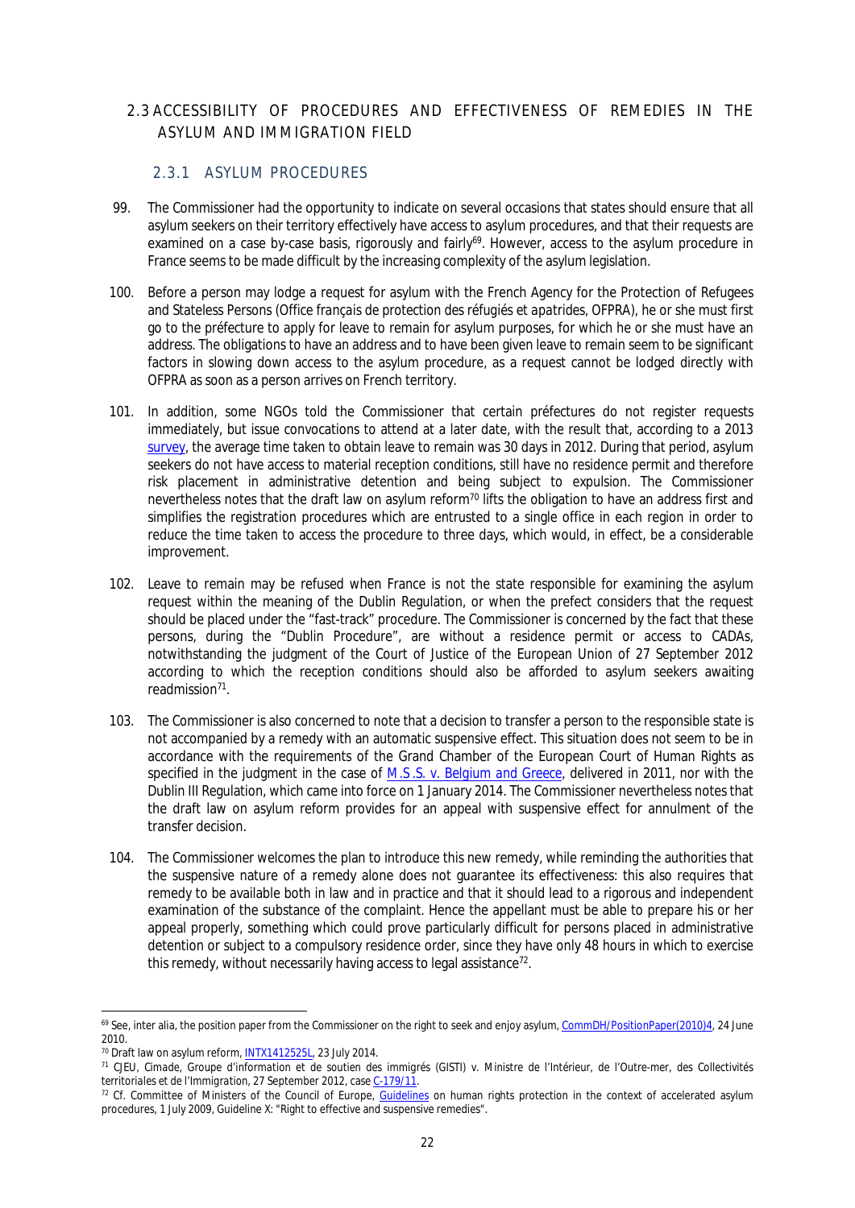## 2.3 ACCESSIBILITY OF PROCEDURES AND EFFECTIVENESS OF REMEDIES IN THE ASYLUM AND IMMIGRATION FIELD

### 2.3.1 ASYLUM PROCEDURES

99. The Commissioner had the opportunity to indicate on several occasions that states should ensure that all asylum seekers on their territory effectively have access to asylum procedures, and that their requests are examined on a case by-case basis, rigorously and fairly[69]. However, access to the asylum procedure in France seems to be made difficult by the increasing complexity of the asylum legislation.

100. Before a person may lodge a request for asylum with the French Agency for the Protection of Refugees and Stateless Persons (*Office français de protection des réfugiés et apatrides*, OFPRA), he or she must first go to the préfecture to apply for leave to remain for asylum purposes, for which he or she must have an address. The obligations to have an address and to have been given leave to remain seem to be significant factors in slowing down access to the asylum procedure, as a request cannot be lodged directly with OFPRA as soon as a person arrives on French territory.

101. In addition, some NGOs told the Commissioner that certain préfectures do not register requests immediately, but issue convocations to attend at a later date, with the result that, according to a 2013 survey, the average time taken to obtain leave to remain was 30 days in 2012. During that period, asylum seekers do not have access to material reception conditions, still have no residence permit and therefore risk placement in administrative detention and being subject to expulsion. The Commissioner nevertheless notes that the draft law on asylum reform[70] lifts the obligation to have an address first and simplifies the registration procedures which are entrusted to a single office in each region in order to reduce the time taken to access the procedure to three days, which would, in effect, be a considerable improvement.

102. Leave to remain may be refused when France is not the state responsible for examining the asylum request within the meaning of the Dublin Regulation, or when the prefect considers that the request should be placed under the "fast-track" procedure. The Commissioner is concerned by the fact that these persons, during the "Dublin Procedure", are without a residence permit or access to CADAs, notwithstanding the judgment of the Court of Justice of the European Union of 27 September 2012 according to which the reception conditions should also be afforded to asylum seekers awaiting readmission[71].

103. The Commissioner is also concerned to note that a decision to transfer a person to the responsible state is not accompanied by a remedy with an automatic suspensive effect. This situation does not seem to be in accordance with the requirements of the Grand Chamber of the European Court of Human Rights as specified in the judgment in the case of *M.S.S. v. Belgium and Greece*, delivered in 2011, nor with the Dublin III Regulation, which came into force on 1 January 2014. The Commissioner nevertheless notes that the draft law on asylum reform provides for an appeal with suspensive effect for annulment of the transfer decision.

104. The Commissioner welcomes the plan to introduce this new remedy, while reminding the authorities that the suspensive nature of a remedy alone does not guarantee its effectiveness: this also requires that remedy to be available both in law and in practice and that it should lead to a rigorous and independent examination of the substance of the complaint. Hence the appellant must be able to prepare his or her appeal properly, something which could prove particularly difficult for persons placed in administrative detention or subject to a compulsory residence order, since they have only 48 hours in which to exercise this remedy, without necessarily having access to legal assistance[72].

---

[69] See, inter alia, the position paper from the Commissioner on the right to seek and enjoy asylum, CommDH/PositionPaper(2010)4, 24 June 2010.

[70] Draft law on asylum reform, INTX1412525L, 23 July 2014.

[71] CJEU, Cimade, Groupe d'information et de soutien des immigrés (GISTI) v. Ministre de l'Intérieur, de l'Outre-mer, des Collectivités territoriales et de l'Immigration, 27 September 2012, case C-179/11.

[72] Cf. Committee of Ministers of the Council of Europe, Guidelines on human rights protection in the context of accelerated asylum procedures, 1 July 2009, Guideline X: "Right to effective and suspensive remedies".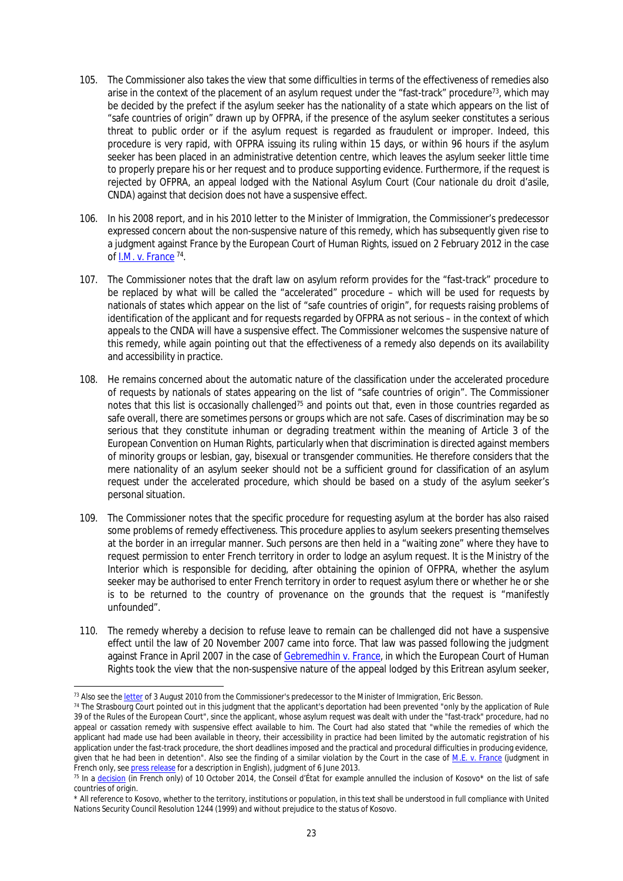105. The Commissioner also takes the view that some difficulties in terms of the effectiveness of remedies also arise in the context of the placement of an asylum request under the "fast-track" procedure[73], which may be decided by the prefect if the asylum seeker has the nationality of a state which appears on the list of "safe countries of origin" drawn up by OFPRA, if the presence of the asylum seeker constitutes a serious threat to public order or if the asylum request is regarded as fraudulent or improper. Indeed, this procedure is very rapid, with OFPRA issuing its ruling within 15 days, or within 96 hours if the asylum seeker has been placed in an administrative detention centre, which leaves the asylum seeker little time to properly prepare his or her request and to produce supporting evidence. Furthermore, if the request is rejected by OFPRA, an appeal lodged with the National Asylum Court (*Cour nationale du droit d'asile*, CNDA) against that decision does not have a suspensive effect.

106. In his 2008 report, and in his 2010 letter to the Minister of Immigration, the Commissioner's predecessor expressed concern about the non-suspensive nature of this remedy, which has subsequently given rise to a judgment against France by the European Court of Human Rights, issued on 2 February 2012 in the case of I.M. v. France [74].

107. The Commissioner notes that the draft law on asylum reform provides for the "fast-track" procedure to be replaced by what will be called the "accelerated" procedure – which will be used for requests by nationals of states which appear on the list of "safe countries of origin", for requests raising problems of identification of the applicant and for requests regarded by OFPRA as not serious – in the context of which appeals to the CNDA will have a suspensive effect. The Commissioner welcomes the suspensive nature of this remedy, while again pointing out that the effectiveness of a remedy also depends on its availability and accessibility in practice.

108. He remains concerned about the automatic nature of the classification under the accelerated procedure of requests by nationals of states appearing on the list of "safe countries of origin". The Commissioner notes that this list is occasionally challenged[75] and points out that, even in those countries regarded as safe overall, there are sometimes persons or groups which are not safe. Cases of discrimination may be so serious that they constitute inhuman or degrading treatment within the meaning of Article 3 of the European Convention on Human Rights, particularly when that discrimination is directed against members of minority groups or lesbian, gay, bisexual or transgender communities. He therefore considers that the mere nationality of an asylum seeker should not be a sufficient ground for classification of an asylum request under the accelerated procedure, which should be based on a study of the asylum seeker's personal situation.

109. The Commissioner notes that the specific procedure for requesting asylum at the border has also raised some problems of remedy effectiveness. This procedure applies to asylum seekers presenting themselves at the border in an irregular manner. Such persons are then held in a "waiting zone" where they have to request permission to enter French territory in order to lodge an asylum request. It is the Ministry of the Interior which is responsible for deciding, after obtaining the opinion of OFPRA, whether the asylum seeker may be authorised to enter French territory in order to request asylum there or whether he or she is to be returned to the country of provenance on the grounds that the request is "manifestly unfounded".

110. The remedy whereby a decision to refuse leave to remain can be challenged did not have a suspensive effect until the law of 20 November 2007 came into force. That law was passed following the judgment against France in April 2007 in the case of Gebremedhin v. France, in which the European Court of Human Rights took the view that the non-suspensive nature of the appeal lodged by this Eritrean asylum seeker,

---

[73] Also see the letter of 3 August 2010 from the Commissioner's predecessor to the Minister of Immigration, Eric Besson.

[74] The Strasbourg Court pointed out in this judgment that the applicant's deportation had been prevented "only by the application of Rule 39 of the Rules of the European Court", since the applicant, whose asylum request was dealt with under the "fast-track" procedure, had no appeal or cassation remedy with suspensive effect available to him. The Court had also stated that "while the remedies of which the applicant had made use had been available in theory, their accessibility in practice had been limited by the automatic registration of his application under the fast-track procedure, the short deadlines imposed and the practical and procedural difficulties in producing evidence, given that he had been in detention". Also see the finding of a similar violation by the Court in the case of M.E. v. France (judgment in French only, see press release for a description in English), judgment of 6 June 2013.

[75] In a decision (in French only) of 10 October 2014, the Conseil d'État for example annulled the inclusion of Kosovo* on the list of safe countries of origin.

\* All reference to Kosovo, whether to the territory, institutions or population, in this text shall be understood in full compliance with United Nations Security Council Resolution 1244 (1999) and without prejudice to the status of Kosovo.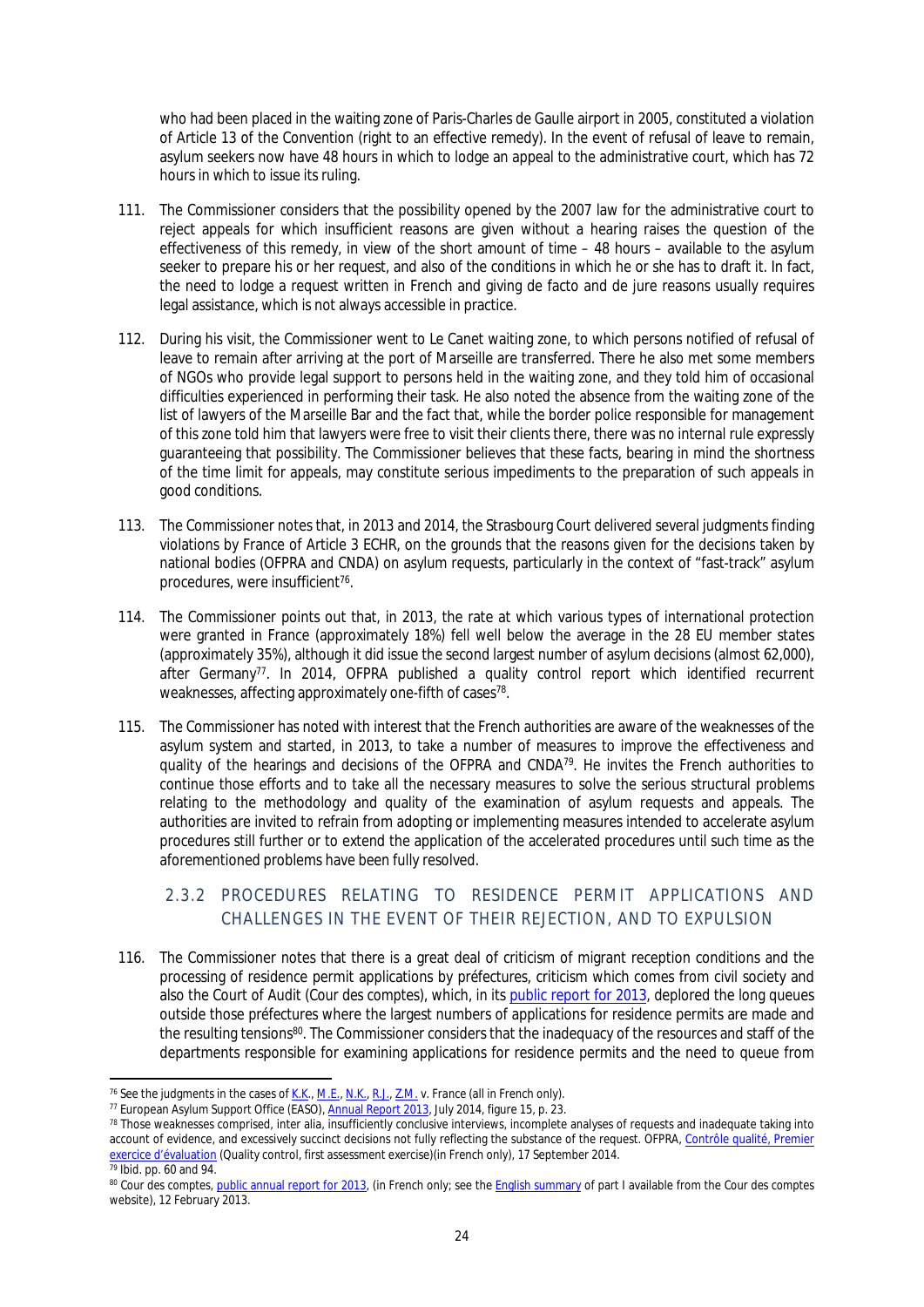who had been placed in the waiting zone of Paris-Charles de Gaulle airport in 2005, constituted a violation of Article 13 of the Convention (right to an effective remedy). In the event of refusal of leave to remain, asylum seekers now have 48 hours in which to lodge an appeal to the administrative court, which has 72 hours in which to issue its ruling.

111. The Commissioner considers that the possibility opened by the 2007 law for the administrative court to reject appeals for which insufficient reasons are given without a hearing raises the question of the effectiveness of this remedy, in view of the short amount of time – 48 hours – available to the asylum seeker to prepare his or her request, and also of the conditions in which he or she has to draft it. In fact, the need to lodge a request written in French and giving de facto and de jure reasons usually requires legal assistance, which is not always accessible in practice.

112. During his visit, the Commissioner went to Le Canet waiting zone, to which persons notified of refusal of leave to remain after arriving at the port of Marseille are transferred. There he also met some members of NGOs who provide legal support to persons held in the waiting zone, and they told him of occasional difficulties experienced in performing their task. He also noted the absence from the waiting zone of the list of lawyers of the Marseille Bar and the fact that, while the border police responsible for management of this zone told him that lawyers were free to visit their clients there, there was no internal rule expressly guaranteeing that possibility. The Commissioner believes that these facts, bearing in mind the shortness of the time limit for appeals, may constitute serious impediments to the preparation of such appeals in good conditions.

113. The Commissioner notes that, in 2013 and 2014, the Strasbourg Court delivered several judgments finding violations by France of Article 3 ECHR, on the grounds that the reasons given for the decisions taken by national bodies (OFPRA and CNDA) on asylum requests, particularly in the context of "fast-track" asylum procedures, were insufficient[76].

114. The Commissioner points out that, in 2013, the rate at which various types of international protection were granted in France (approximately 18%) fell well below the average in the 28 EU member states (approximately 35%), although it did issue the second largest number of asylum decisions (almost 62,000), after Germany[77]. In 2014, OFPRA published a quality control report which identified recurrent weaknesses, affecting approximately one-fifth of cases[78].

115. The Commissioner has noted with interest that the French authorities are aware of the weaknesses of the asylum system and started, in 2013, to take a number of measures to improve the effectiveness and quality of the hearings and decisions of the OFPRA and CNDA[79]. He invites the French authorities to continue those efforts and to take all the necessary measures to solve the serious structural problems relating to the methodology and quality of the examination of asylum requests and appeals. The authorities are invited to refrain from adopting or implementing measures intended to accelerate asylum procedures still further or to extend the application of the accelerated procedures until such time as the aforementioned problems have been fully resolved.

### 2.3.2 PROCEDURES RELATING TO RESIDENCE PERMIT APPLICATIONS AND CHALLENGES IN THE EVENT OF THEIR REJECTION, AND TO EXPULSION

116. The Commissioner notes that there is a great deal of criticism of migrant reception conditions and the processing of residence permit applications by préfectures, criticism which comes from civil society and also the Court of Audit (Cour des comptes), which, in its public report for 2013, deplored the long queues outside those préfectures where the largest numbers of applications for residence permits are made and the resulting tensions[80]. The Commissioner considers that the inadequacy of the resources and staff of the departments responsible for examining applications for residence permits and the need to queue from

---

[76] See the judgments in the cases of K.K., M.E., N.K., R.J., Z.M. v. France (all in French only).

[77] European Asylum Support Office (EASO), Annual Report 2013, July 2014, figure 15, p. 23.

[78] Those weaknesses comprised, inter alia, insufficiently conclusive interviews, incomplete analyses of requests and inadequate taking into account of evidence, and excessively succinct decisions not fully reflecting the substance of the request. OFPRA, Contrôle qualité, Premier exercice d'évaluation (Quality control, first assessment exercise)(in French only), 17 September 2014.

[79] Ibid. pp. 60 and 94.

[80] Cour des comptes, public annual report for 2013, (in French only; see the English summary of part I available from the Cour des comptes website), 12 February 2013.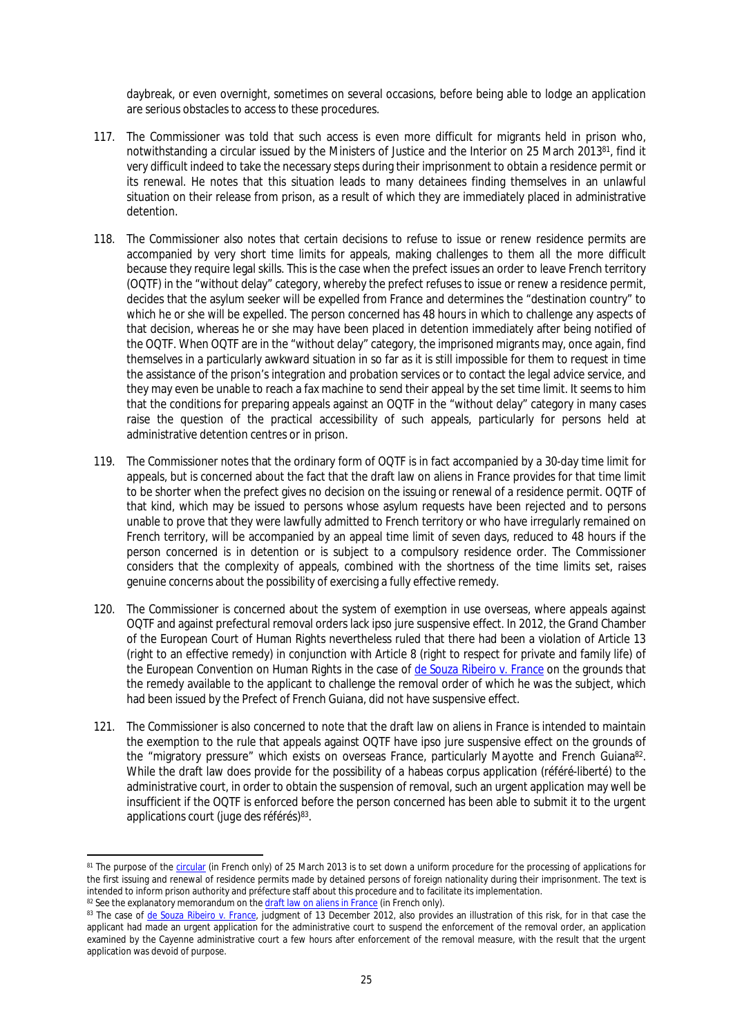daybreak, or even overnight, sometimes on several occasions, before being able to lodge an application are serious obstacles to access to these procedures.

117. The Commissioner was told that such access is even more difficult for migrants held in prison who, notwithstanding a circular issued by the Ministers of Justice and the Interior on 25 March 2013[81], find it very difficult indeed to take the necessary steps during their imprisonment to obtain a residence permit or its renewal. He notes that this situation leads to many detainees finding themselves in an unlawful situation on their release from prison, as a result of which they are immediately placed in administrative detention.

118. The Commissioner also notes that certain decisions to refuse to issue or renew residence permits are accompanied by very short time limits for appeals, making challenges to them all the more difficult because they require legal skills. This is the case when the prefect issues an order to leave French territory (OQTF) in the "without delay" category, whereby the prefect refuses to issue or renew a residence permit, decides that the asylum seeker will be expelled from France and determines the "destination country" to which he or she will be expelled. The person concerned has 48 hours in which to challenge any aspects of that decision, whereas he or she may have been placed in detention immediately after being notified of the OQTF. When OQTF are in the "without delay" category, the imprisoned migrants may, once again, find themselves in a particularly awkward situation in so far as it is still impossible for them to request in time the assistance of the prison's integration and probation services or to contact the legal advice service, and they may even be unable to reach a fax machine to send their appeal by the set time limit. It seems to him that the conditions for preparing appeals against an OQTF in the "without delay" category in many cases raise the question of the practical accessibility of such appeals, particularly for persons held at administrative detention centres or in prison.

119. The Commissioner notes that the ordinary form of OQTF is in fact accompanied by a 30-day time limit for appeals, but is concerned about the fact that the draft law on aliens in France provides for that time limit to be shorter when the prefect gives no decision on the issuing or renewal of a residence permit. OQTF of that kind, which may be issued to persons whose asylum requests have been rejected and to persons unable to prove that they were lawfully admitted to French territory or who have irregularly remained on French territory, will be accompanied by an appeal time limit of seven days, reduced to 48 hours if the person concerned is in detention or is subject to a compulsory residence order. The Commissioner considers that the complexity of appeals, combined with the shortness of the time limits set, raises genuine concerns about the possibility of exercising a fully effective remedy.

120. The Commissioner is concerned about the system of exemption in use overseas, where appeals against OQTF and against prefectural removal orders lack ipso jure suspensive effect. In 2012, the Grand Chamber of the European Court of Human Rights nevertheless ruled that there had been a violation of Article 13 (right to an effective remedy) in conjunction with Article 8 (right to respect for private and family life) of the European Convention on Human Rights in the case of de Souza Ribeiro v. France on the grounds that the remedy available to the applicant to challenge the removal order of which he was the subject, which had been issued by the Prefect of French Guiana, did not have suspensive effect.

121. The Commissioner is also concerned to note that the draft law on aliens in France is intended to maintain the exemption to the rule that appeals against OQTF have ipso jure suspensive effect on the grounds of the "migratory pressure" which exists on overseas France, particularly Mayotte and French Guiana[82]. While the draft law does provide for the possibility of a habeas corpus application (référé-liberté) to the administrative court, in order to obtain the suspension of removal, such an urgent application may well be insufficient if the OQTF is enforced before the person concerned has been able to submit it to the urgent applications court (juge des référés)[83].

---

[81] The purpose of the circular (in French only) of 25 March 2013 is to set down a uniform procedure for the processing of applications for the first issuing and renewal of residence permits made by detained persons of foreign nationality during their imprisonment. The text is intended to inform prison authority and préfecture staff about this procedure and to facilitate its implementation.

[82] See the explanatory memorandum on the draft law on aliens in France (in French only).

[83] The case of de Souza Ribeiro v. France, judgment of 13 December 2012, also provides an illustration of this risk, for in that case the applicant had made an urgent application for the administrative court to suspend the enforcement of the removal order, an application examined by the Cayenne administrative court a few hours after enforcement of the removal measure, with the result that the urgent application was devoid of purpose.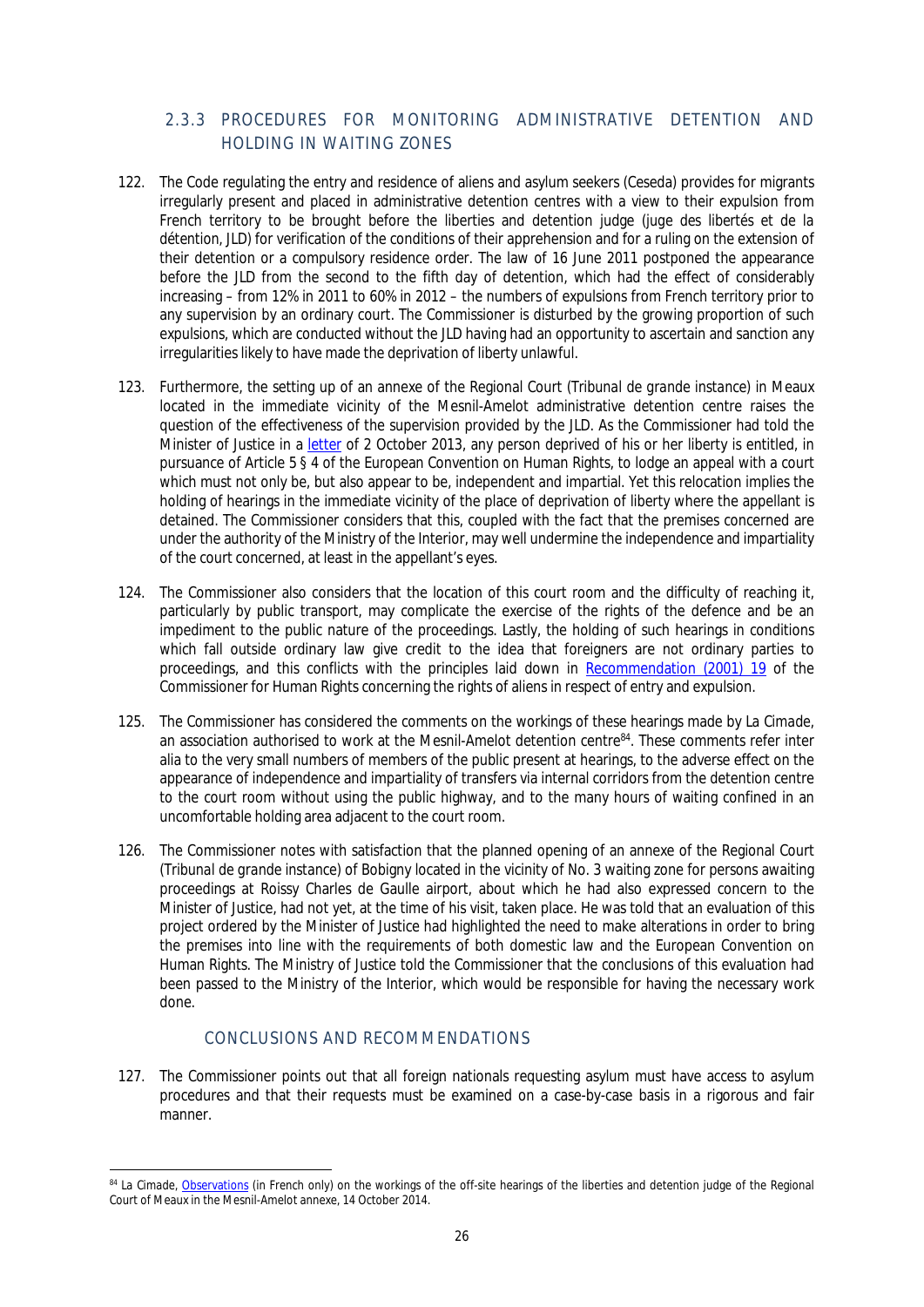### 2.3.3 PROCEDURES FOR MONITORING ADMINISTRATIVE DETENTION AND HOLDING IN WAITING ZONES

122. The Code regulating the entry and residence of aliens and asylum seekers (Ceseda) provides for migrants irregularly present and placed in administrative detention centres with a view to their expulsion from French territory to be brought before the liberties and detention judge (*juge des libertés et de la détention*, JLD) for verification of the conditions of their apprehension and for a ruling on the extension of their detention or a compulsory residence order. The law of 16 June 2011 postponed the appearance before the JLD from the second to the fifth day of detention, which had the effect of considerably increasing – from 12% in 2011 to 60% in 2012 – the numbers of expulsions from French territory prior to any supervision by an ordinary court. The Commissioner is disturbed by the growing proportion of such expulsions, which are conducted without the JLD having had an opportunity to ascertain and sanction any irregularities likely to have made the deprivation of liberty unlawful.

123. Furthermore, the setting up of an annexe of the Regional Court (*Tribunal de grande instance*) in Meaux located in the immediate vicinity of the Mesnil-Amelot administrative detention centre raises the question of the effectiveness of the supervision provided by the JLD. As the Commissioner had told the Minister of Justice in a letter of 2 October 2013, any person deprived of his or her liberty is entitled, in pursuance of Article 5 § 4 of the European Convention on Human Rights, to lodge an appeal with a court which must not only be, but also appear to be, independent and impartial. Yet this relocation implies the holding of hearings in the immediate vicinity of the place of deprivation of liberty where the appellant is detained. The Commissioner considers that this, coupled with the fact that the premises concerned are under the authority of the Ministry of the Interior, may well undermine the independence and impartiality of the court concerned, at least in the appellant's eyes.

124. The Commissioner also considers that the location of this court room and the difficulty of reaching it, particularly by public transport, may complicate the exercise of the rights of the defence and be an impediment to the public nature of the proceedings. Lastly, the holding of such hearings in conditions which fall outside ordinary law give credit to the idea that foreigners are not ordinary parties to proceedings, and this conflicts with the principles laid down in Recommendation (2001) 19 of the Commissioner for Human Rights concerning the rights of aliens in respect of entry and expulsion.

125. The Commissioner has considered the comments on the workings of these hearings made by La Cimade, an association authorised to work at the Mesnil-Amelot detention centre[84]. These comments refer *inter alia* to the very small numbers of members of the public present at hearings, to the adverse effect on the appearance of independence and impartiality of transfers via internal corridors from the detention centre to the court room without using the public highway, and to the many hours of waiting confined in an uncomfortable holding area adjacent to the court room.

126. The Commissioner notes with satisfaction that the planned opening of an annexe of the Regional Court (*Tribunal de grande instance*) of Bobigny located in the vicinity of No. 3 waiting zone for persons awaiting proceedings at Roissy Charles de Gaulle airport, about which he had also expressed concern to the Minister of Justice, had not yet, at the time of his visit, taken place. He was told that an evaluation of this project ordered by the Minister of Justice had highlighted the need to make alterations in order to bring the premises into line with the requirements of both domestic law and the European Convention on Human Rights. The Ministry of Justice told the Commissioner that the conclusions of this evaluation had been passed to the Ministry of the Interior, which would be responsible for having the necessary work done.

### CONCLUSIONS AND RECOMMENDATIONS

127. The Commissioner points out that all foreign nationals requesting asylum must have access to asylum procedures and that their requests must be examined on a case-by-case basis in a rigorous and fair manner.

---

[84] La Cimade, Observations (in French only) on the workings of the off-site hearings of the liberties and detention judge of the Regional Court of Meaux in the Mesnil-Amelot annexe, 14 October 2014.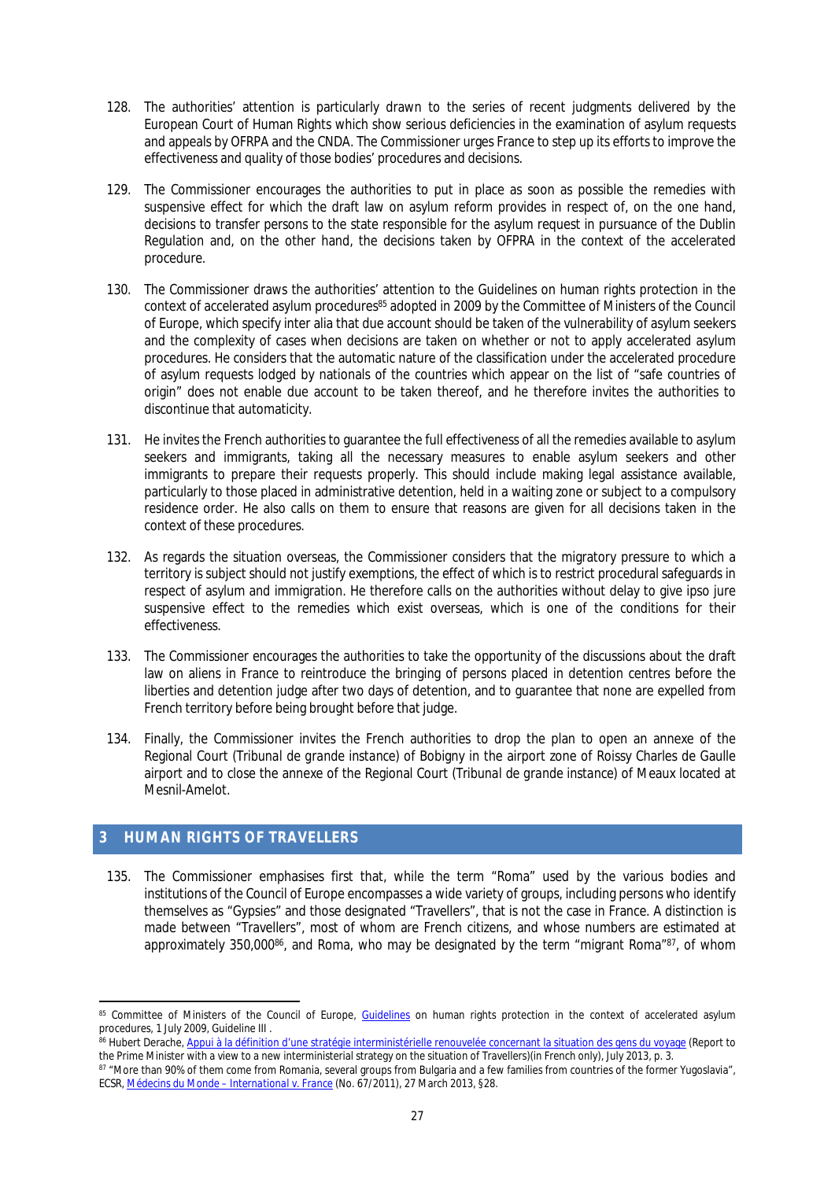128. The authorities' attention is particularly drawn to the series of recent judgments delivered by the European Court of Human Rights which show serious deficiencies in the examination of asylum requests and appeals by OFRPA and the CNDA. The Commissioner urges France to step up its efforts to improve the effectiveness and quality of those bodies' procedures and decisions.

129. The Commissioner encourages the authorities to put in place as soon as possible the remedies with suspensive effect for which the draft law on asylum reform provides in respect of, on the one hand, decisions to transfer persons to the state responsible for the asylum request in pursuance of the Dublin Regulation and, on the other hand, the decisions taken by OFPRA in the context of the accelerated procedure.

130. The Commissioner draws the authorities' attention to the Guidelines on human rights protection in the context of accelerated asylum procedures[85] adopted in 2009 by the Committee of Ministers of the Council of Europe, which specify inter alia that due account should be taken of the vulnerability of asylum seekers and the complexity of cases when decisions are taken on whether or not to apply accelerated asylum procedures. He considers that the automatic nature of the classification under the accelerated procedure of asylum requests lodged by nationals of the countries which appear on the list of "safe countries of origin" does not enable due account to be taken thereof, and he therefore invites the authorities to discontinue that automaticity.

131. He invites the French authorities to guarantee the full effectiveness of all the remedies available to asylum seekers and immigrants, taking all the necessary measures to enable asylum seekers and other immigrants to prepare their requests properly. This should include making legal assistance available, particularly to those placed in administrative detention, held in a waiting zone or subject to a compulsory residence order. He also calls on them to ensure that reasons are given for all decisions taken in the context of these procedures.

132. As regards the situation overseas, the Commissioner considers that the migratory pressure to which a territory is subject should not justify exemptions, the effect of which is to restrict procedural safeguards in respect of asylum and immigration. He therefore calls on the authorities without delay to give ipso jure suspensive effect to the remedies which exist overseas, which is one of the conditions for their effectiveness.

133. The Commissioner encourages the authorities to take the opportunity of the discussions about the draft law on aliens in France to reintroduce the bringing of persons placed in detention centres before the liberties and detention judge after two days of detention, and to guarantee that none are expelled from French territory before being brought before that judge.

134. Finally, the Commissioner invites the French authorities to drop the plan to open an annexe of the Regional Court (*Tribunal de grande instance*) of Bobigny in the airport zone of Roissy Charles de Gaulle airport and to close the annexe of the Regional Court (*Tribunal de grande instance*) of Meaux located at Mesnil-Amelot.

## 3 HUMAN RIGHTS OF TRAVELLERS

135. The Commissioner emphasises first that, while the term "Roma" used by the various bodies and institutions of the Council of Europe encompasses a wide variety of groups, including persons who identify themselves as "Gypsies" and those designated "Travellers", that is not the case in France. A distinction is made between "Travellers", most of whom are French citizens, and whose numbers are estimated at approximately 350,000[86], and Roma, who may be designated by the term "migrant Roma"[87], of whom

---

[85] Committee of Ministers of the Council of Europe, Guidelines on human rights protection in the context of accelerated asylum procedures, 1 July 2009, Guideline III .

[86] Hubert Derache, Appui à la définition d'une stratégie interministérielle renouvelée concernant la situation des gens du voyage (Report to the Prime Minister with a view to a new interministerial strategy on the situation of Travellers)(in French only), July 2013, p. 3.

[87] "More than 90% of them come from Romania, several groups from Bulgaria and a few families from countries of the former Yugoslavia", ECSR, Médecins du Monde – International v. France (No. 67/2011), 27 March 2013, §28.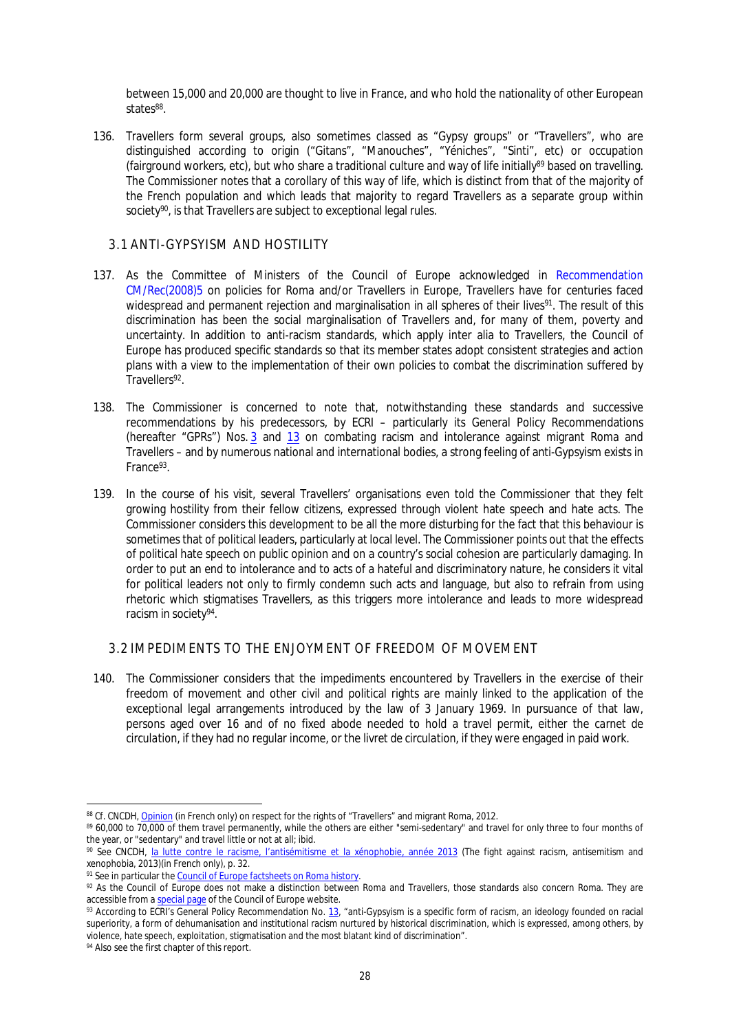between 15,000 and 20,000 are thought to live in France, and who hold the nationality of other European states[88].

136. Travellers form several groups, also sometimes classed as "Gypsy groups" or "Travellers", who are distinguished according to origin ("Gitans", "Manouches", "Yéniches", "Sinti", etc) or occupation (fairground workers, etc), but who share a traditional culture and way of life initially[89] based on travelling. The Commissioner notes that a corollary of this way of life, which is distinct from that of the majority of the French population and which leads that majority to regard Travellers as a separate group within society[90], is that Travellers are subject to exceptional legal rules.

## 3.1 ANTI-GYPSYISM AND HOSTILITY

137. As the Committee of Ministers of the Council of Europe acknowledged in Recommendation CM/Rec(2008)5 on policies for Roma and/or Travellers in Europe, Travellers have for centuries faced widespread and permanent rejection and marginalisation in all spheres of their lives[91]. The result of this discrimination has been the social marginalisation of Travellers and, for many of them, poverty and uncertainty. In addition to anti-racism standards, which apply inter alia to Travellers, the Council of Europe has produced specific standards so that its member states adopt consistent strategies and action plans with a view to the implementation of their own policies to combat the discrimination suffered by Travellers[92].

138. The Commissioner is concerned to note that, notwithstanding these standards and successive recommendations by his predecessors, by ECRI – particularly its General Policy Recommendations (hereafter "GPRs") Nos. 3 and 13 on combating racism and intolerance against migrant Roma and Travellers – and by numerous national and international bodies, a strong feeling of anti-Gypsyism exists in France[93].

139. In the course of his visit, several Travellers' organisations even told the Commissioner that they felt growing hostility from their fellow citizens, expressed through violent hate speech and hate acts. The Commissioner considers this development to be all the more disturbing for the fact that this behaviour is sometimes that of political leaders, particularly at local level. The Commissioner points out that the effects of political hate speech on public opinion and on a country's social cohesion are particularly damaging. In order to put an end to intolerance and to acts of a hateful and discriminatory nature, he considers it vital for political leaders not only to firmly condemn such acts and language, but also to refrain from using rhetoric which stigmatises Travellers, as this triggers more intolerance and leads to more widespread racism in society[94].

## 3.2 IMPEDIMENTS TO THE ENJOYMENT OF FREEDOM OF MOVEMENT

140. The Commissioner considers that the impediments encountered by Travellers in the exercise of their freedom of movement and other civil and political rights are mainly linked to the application of the exceptional legal arrangements introduced by the law of 3 January 1969. In pursuance of that law, persons aged over 16 and of no fixed abode needed to hold a travel permit, either the *carnet de circulation*, if they had no regular income, or the *livret de circulation*, if they were engaged in paid work.

---

[88] Cf. CNCDH, Opinion (in French only) on respect for the rights of "Travellers" and migrant Roma, 2012.

[89] 60,000 to 70,000 of them travel permanently, while the others are either "semi-sedentary" and travel for only three to four months of the year, or "sedentary" and travel little or not at all; ibid.

[90] See CNCDH, la lutte contre le racisme, l'antisémitisme et la xénophobie, année 2013 (The fight against racism, antisemitism and xenophobia, 2013)(in French only), p. 32.

[91] See in particular the Council of Europe factsheets on Roma history.

[92] As the Council of Europe does not make a distinction between Roma and Travellers, those standards also concern Roma. They are accessible from a special page of the Council of Europe website.

[93] According to ECRI's General Policy Recommendation No. 13, "anti-Gypsyism is a specific form of racism, an ideology founded on racial superiority, a form of dehumanisation and institutional racism nurtured by historical discrimination, which is expressed, among others, by violence, hate speech, exploitation, stigmatisation and the most blatant kind of discrimination".

[94] Also see the first chapter of this report.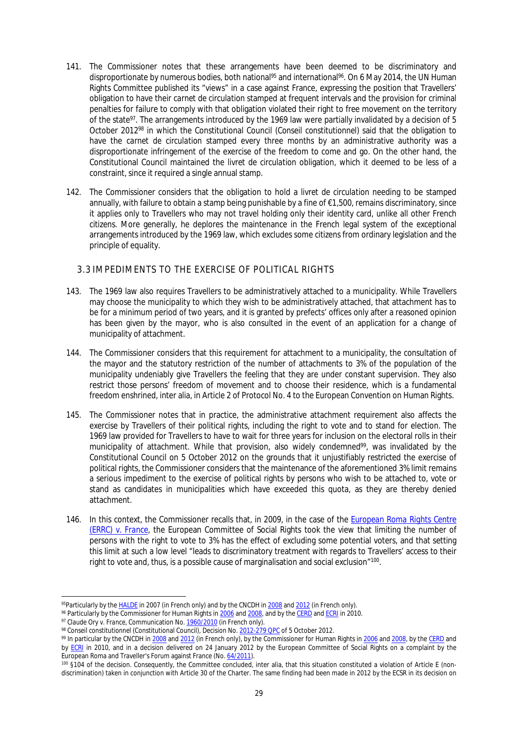141. The Commissioner notes that these arrangements have been deemed to be discriminatory and disproportionate by numerous bodies, both national[95] and international[96]. On 6 May 2014, the UN Human Rights Committee published its "views" in a case against France, expressing the position that Travellers' obligation to have their *carnet de circulation* stamped at frequent intervals and the provision for criminal penalties for failure to comply with that obligation violated their right to free movement on the territory of the state[97]. The arrangements introduced by the 1969 law were partially invalidated by a decision of 5 October 2012[98] in which the Constitutional Council (Conseil constitutionnel) said that the obligation to have the *carnet de circulation* stamped every three months by an administrative authority was a disproportionate infringement of the exercise of the freedom to come and go. On the other hand, the Constitutional Council maintained the *livret de circulation* obligation, which it deemed to be less of a constraint, since it required a single annual stamp.

142. The Commissioner considers that the obligation to hold a *livret de circulation* needing to be stamped annually, with failure to obtain a stamp being punishable by a fine of €1,500, remains discriminatory, since it applies only to Travellers who may not travel holding only their identity card, unlike all other French citizens. More generally, he deplores the maintenance in the French legal system of the exceptional arrangements introduced by the 1969 law, which excludes some citizens from ordinary legislation and the principle of equality.

## 3.3 IMPEDIMENTS TO THE EXERCISE OF POLITICAL RIGHTS

143. The 1969 law also requires Travellers to be administratively attached to a municipality. While Travellers may choose the municipality to which they wish to be administratively attached, that attachment has to be for a minimum period of two years, and it is granted by prefects' offices only after a reasoned opinion has been given by the mayor, who is also consulted in the event of an application for a change of municipality of attachment.

144. The Commissioner considers that this requirement for attachment to a municipality, the consultation of the mayor and the statutory restriction of the number of attachments to 3% of the population of the municipality undeniably give Travellers the feeling that they are under constant supervision. They also restrict those persons' freedom of movement and to choose their residence, which is a fundamental freedom enshrined, inter alia, in Article 2 of Protocol No. 4 to the European Convention on Human Rights.

145. The Commissioner notes that in practice, the administrative attachment requirement also affects the exercise by Travellers of their political rights, including the right to vote and to stand for election. The 1969 law provided for Travellers to have to wait for three years for inclusion on the electoral rolls in their municipality of attachment. While that provision, also widely condemned[99], was invalidated by the Constitutional Council on 5 October 2012 on the grounds that it unjustifiably restricted the exercise of political rights, the Commissioner considers that the maintenance of the aforementioned 3% limit remains a serious impediment to the exercise of political rights by persons who wish to be attached to, vote or stand as candidates in municipalities which have exceeded this quota, as they are thereby denied attachment.

146. In this context, the Commissioner recalls that, in 2009, in the case of the European Roma Rights Centre (ERRC) v. France, the European Committee of Social Rights took the view that limiting the number of persons with the right to vote to 3% has the effect of excluding some potential voters, and that setting this limit at such a low level "leads to discriminatory treatment with regards to Travellers' access to their right to vote and, thus, is a possible cause of marginalisation and social exclusion"[100].

---

[95] Particularly by the HALDE in 2007 (in French only) and by the CNCDH in 2008 and 2012 (in French only).

[96] Particularly by the Commissioner for Human Rights in 2006 and 2008, and by the CERD and ECRI in 2010.

[97] *Claude Ory v. France*, Communication No. 1960/2010 (in French only).

[98] Conseil constitutionnel (Constitutional Council), Decision No. 2012-279 QPC of 5 October 2012.

[99] In particular by the CNCDH in 2008 and 2012 (in French only), by the Commissioner for Human Rights in 2006 and 2008, by the CERD and by ECRI in 2010, and in a decision delivered on 24 January 2012 by the European Committee of Social Rights on a complaint by the European Roma and Traveller's Forum against France (No. 64/2011).

[100] §104 of the decision. Consequently, the Committee concluded, inter alia, that this situation constituted a violation of Article E (non-discrimination) taken in conjunction with Article 30 of the Charter. The same finding had been made in 2012 by the ECSR in its decision on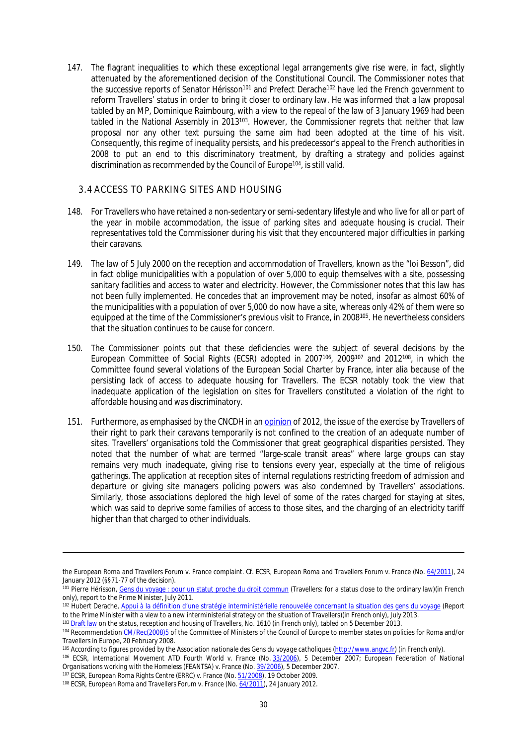147. The flagrant inequalities to which these exceptional legal arrangements give rise were, in fact, slightly attenuated by the aforementioned decision of the Constitutional Council. The Commissioner notes that the successive reports of Senator Hérisson[101] and Prefect Derache[102] have led the French government to reform Travellers' status in order to bring it closer to ordinary law. He was informed that a law proposal tabled by an MP, Dominique Raimbourg, with a view to the repeal of the law of 3 January 1969 had been tabled in the National Assembly in 2013[103]. However, the Commissioner regrets that neither that law proposal nor any other text pursuing the same aim had been adopted at the time of his visit. Consequently, this regime of inequality persists, and his predecessor's appeal to the French authorities in 2008 to put an end to this discriminatory treatment, by drafting a strategy and policies against discrimination as recommended by the Council of Europe[104], is still valid.

## 3.4 ACCESS TO PARKING SITES AND HOUSING

148. For Travellers who have retained a non-sedentary or semi-sedentary lifestyle and who live for all or part of the year in mobile accommodation, the issue of parking sites and adequate housing is crucial. Their representatives told the Commissioner during his visit that they encountered major difficulties in parking their caravans.

149. The law of 5 July 2000 on the reception and accommodation of Travellers, known as the "loi Besson", did in fact oblige municipalities with a population of over 5,000 to equip themselves with a site, possessing sanitary facilities and access to water and electricity. However, the Commissioner notes that this law has not been fully implemented. He concedes that an improvement may be noted, insofar as almost 60% of the municipalities with a population of over 5,000 do now have a site, whereas only 42% of them were so equipped at the time of the Commissioner's previous visit to France, in 2008[105]. He nevertheless considers that the situation continues to be cause for concern.

150. The Commissioner points out that these deficiencies were the subject of several decisions by the European Committee of Social Rights (ECSR) adopted in 2007[106], 2009[107] and 2012[108], in which the Committee found several violations of the European Social Charter by France, inter alia because of the persisting lack of access to adequate housing for Travellers. The ECSR notably took the view that inadequate application of the legislation on sites for Travellers constituted a violation of the right to affordable housing and was discriminatory.

151. Furthermore, as emphasised by the CNCDH in an opinion of 2012, the issue of the exercise by Travellers of their right to park their caravans temporarily is not confined to the creation of an adequate number of sites. Travellers' organisations told the Commissioner that great geographical disparities persisted. They noted that the number of what are termed "large-scale transit areas" where large groups can stay remains very much inadequate, giving rise to tensions every year, especially at the time of religious gatherings. The application at reception sites of internal regulations restricting freedom of admission and departure or giving site managers policing powers was also condemned by Travellers' associations. Similarly, those associations deplored the high level of some of the rates charged for staying at sites, which was said to deprive some families of access to those sites, and the charging of an electricity tariff higher than that charged to other individuals.

---

the European Roma and Travellers Forum v. France complaint. Cf. ECSR, European Roma and Travellers Forum v. France (No. 64/2011), 24 January 2012 (§§71-77 of the decision).

[101] Pierre Hérisson, Gens du voyage : pour un statut proche du droit commun (Travellers: for a status close to the ordinary law)(in French only), report to the Prime Minister, July 2011.

[102] Hubert Derache, Appui à la définition d'une stratégie interministérielle renouvelée concernant la situation des gens du voyage (Report to the Prime Minister with a view to a new interministerial strategy on the situation of Travellers)(in French only), July 2013.

[103] Draft law on the status, reception and housing of Travellers, No. 1610 (in French only), tabled on 5 December 2013.

[104] Recommendation CM/Rec(2008)5 of the Committee of Ministers of the Council of Europe to member states on policies for Roma and/or Travellers in Europe, 20 February 2008.

[105] According to figures provided by the Association nationale des Gens du voyage catholiques (http://www.angvc.fr) (in French only).

[106] ECSR, International Movement ATD Fourth World v. France (No. 33/2006), 5 December 2007; European Federation of National Organisations working with the Homeless (FEANTSA) v. France (No. 39/2006), 5 December 2007.

[107] ECSR, European Roma Rights Centre (ERRC) v. France (No. 51/2008), 19 October 2009.

[108] ECSR, European Roma and Travellers Forum v. France (No. 64/2011), 24 January 2012.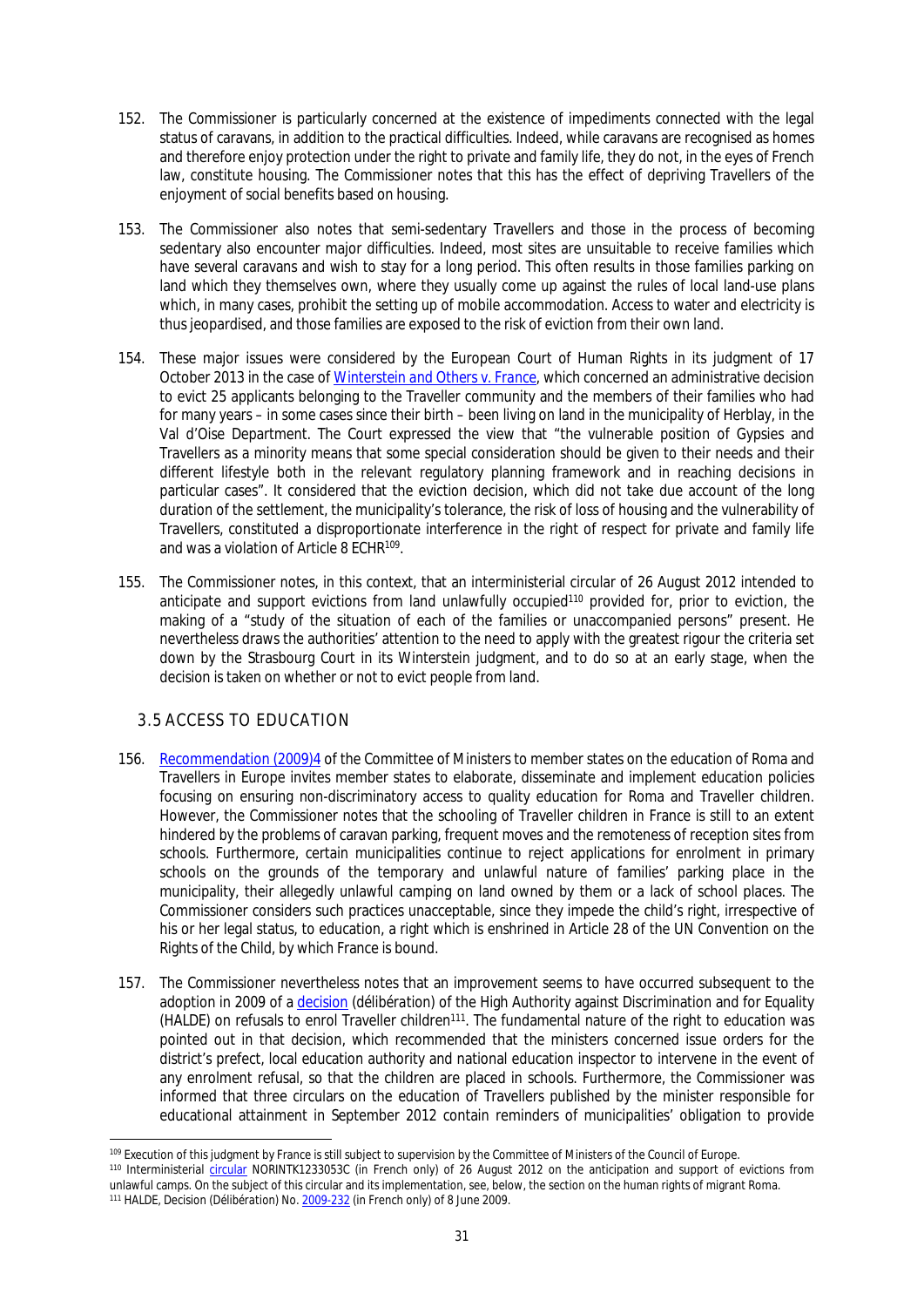152. The Commissioner is particularly concerned at the existence of impediments connected with the legal status of caravans, in addition to the practical difficulties. Indeed, while caravans are recognised as homes and therefore enjoy protection under the right to private and family life, they do not, in the eyes of French law, constitute housing. The Commissioner notes that this has the effect of depriving Travellers of the enjoyment of social benefits based on housing.

153. The Commissioner also notes that semi-sedentary Travellers and those in the process of becoming sedentary also encounter major difficulties. Indeed, most sites are unsuitable to receive families which have several caravans and wish to stay for a long period. This often results in those families parking on land which they themselves own, where they usually come up against the rules of local land-use plans which, in many cases, prohibit the setting up of mobile accommodation. Access to water and electricity is thus jeopardised, and those families are exposed to the risk of eviction from their own land.

154. These major issues were considered by the European Court of Human Rights in its judgment of 17 October 2013 in the case of Winterstein and Others v. France, which concerned an administrative decision to evict 25 applicants belonging to the Traveller community and the members of their families who had for many years – in some cases since their birth – been living on land in the municipality of Herblay, in the Val d'Oise Department. The Court expressed the view that "the vulnerable position of Gypsies and Travellers as a minority means that some special consideration should be given to their needs and their different lifestyle both in the relevant regulatory planning framework and in reaching decisions in particular cases". It considered that the eviction decision, which did not take due account of the long duration of the settlement, the municipality's tolerance, the risk of loss of housing and the vulnerability of Travellers, constituted a disproportionate interference in the right of respect for private and family life and was a violation of Article 8 ECHR[109].

155. The Commissioner notes, in this context, that an interministerial circular of 26 August 2012 intended to anticipate and support evictions from land unlawfully occupied[110] provided for, prior to eviction, the making of a "study of the situation of each of the families or unaccompanied persons" present. He nevertheless draws the authorities' attention to the need to apply with the greatest rigour the criteria set down by the Strasbourg Court in its Winterstein judgment, and to do so at an early stage, when the decision is taken on whether or not to evict people from land.

## 3.5 ACCESS TO EDUCATION

156. Recommendation (2009)4 of the Committee of Ministers to member states on the education of Roma and Travellers in Europe invites member states to elaborate, disseminate and implement education policies focusing on ensuring non-discriminatory access to quality education for Roma and Traveller children. However, the Commissioner notes that the schooling of Traveller children in France is still to an extent hindered by the problems of caravan parking, frequent moves and the remoteness of reception sites from schools. Furthermore, certain municipalities continue to reject applications for enrolment in primary schools on the grounds of the temporary and unlawful nature of families' parking place in the municipality, their allegedly unlawful camping on land owned by them or a lack of school places. The Commissioner considers such practices unacceptable, since they impede the child's right, irrespective of his or her legal status, to education, a right which is enshrined in Article 28 of the UN Convention on the Rights of the Child, by which France is bound.

157. The Commissioner nevertheless notes that an improvement seems to have occurred subsequent to the adoption in 2009 of a decision (délibération) of the High Authority against Discrimination and for Equality (HALDE) on refusals to enrol Traveller children[111]. The fundamental nature of the right to education was pointed out in that decision, which recommended that the ministers concerned issue orders for the district's prefect, local education authority and national education inspector to intervene in the event of any enrolment refusal, so that the children are placed in schools. Furthermore, the Commissioner was informed that three circulars on the education of Travellers published by the minister responsible for educational attainment in September 2012 contain reminders of municipalities' obligation to provide

---

[109] Execution of this judgment by France is still subject to supervision by the Committee of Ministers of the Council of Europe.

[110] Interministerial circular NORINTK1233053C (in French only) of 26 August 2012 on the anticipation and support of evictions from unlawful camps. On the subject of this circular and its implementation, see, below, the section on the human rights of migrant Roma.

[111] HALDE, Decision (Délibération) No. 2009-232 (in French only) of 8 June 2009.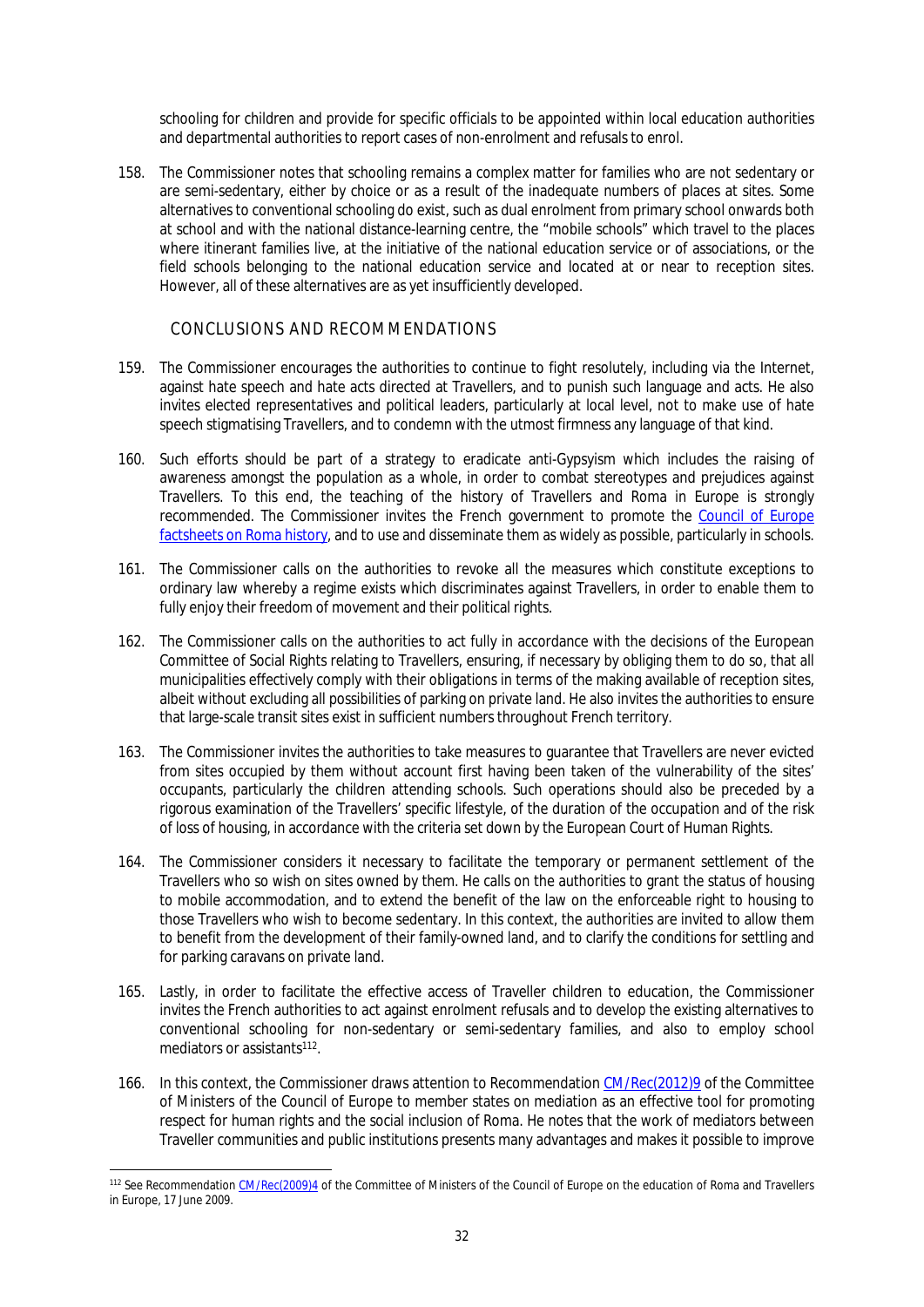schooling for children and provide for specific officials to be appointed within local education authorities and departmental authorities to report cases of non-enrolment and refusals to enrol.

158. The Commissioner notes that schooling remains a complex matter for families who are not sedentary or are semi-sedentary, either by choice or as a result of the inadequate numbers of places at sites. Some alternatives to conventional schooling do exist, such as dual enrolment from primary school onwards both at school and with the national distance-learning centre, the "mobile schools" which travel to the places where itinerant families live, at the initiative of the national education service or of associations, or the field schools belonging to the national education service and located at or near to reception sites. However, all of these alternatives are as yet insufficiently developed.

## CONCLUSIONS AND RECOMMENDATIONS

159. The Commissioner encourages the authorities to continue to fight resolutely, including via the Internet, against hate speech and hate acts directed at Travellers, and to punish such language and acts. He also invites elected representatives and political leaders, particularly at local level, not to make use of hate speech stigmatising Travellers, and to condemn with the utmost firmness any language of that kind.

160. Such efforts should be part of a strategy to eradicate anti-Gypsyism which includes the raising of awareness amongst the population as a whole, in order to combat stereotypes and prejudices against Travellers. To this end, the teaching of the history of Travellers and Roma in Europe is strongly recommended. The Commissioner invites the French government to promote the Council of Europe factsheets on Roma history, and to use and disseminate them as widely as possible, particularly in schools.

161. The Commissioner calls on the authorities to revoke all the measures which constitute exceptions to ordinary law whereby a regime exists which discriminates against Travellers, in order to enable them to fully enjoy their freedom of movement and their political rights.

162. The Commissioner calls on the authorities to act fully in accordance with the decisions of the European Committee of Social Rights relating to Travellers, ensuring, if necessary by obliging them to do so, that all municipalities effectively comply with their obligations in terms of the making available of reception sites, albeit without excluding all possibilities of parking on private land. He also invites the authorities to ensure that large-scale transit sites exist in sufficient numbers throughout French territory.

163. The Commissioner invites the authorities to take measures to guarantee that Travellers are never evicted from sites occupied by them without account first having been taken of the vulnerability of the sites' occupants, particularly the children attending schools. Such operations should also be preceded by a rigorous examination of the Travellers' specific lifestyle, of the duration of the occupation and of the risk of loss of housing, in accordance with the criteria set down by the European Court of Human Rights.

164. The Commissioner considers it necessary to facilitate the temporary or permanent settlement of the Travellers who so wish on sites owned by them. He calls on the authorities to grant the status of housing to mobile accommodation, and to extend the benefit of the law on the enforceable right to housing to those Travellers who wish to become sedentary. In this context, the authorities are invited to allow them to benefit from the development of their family-owned land, and to clarify the conditions for settling and for parking caravans on private land.

165. Lastly, in order to facilitate the effective access of Traveller children to education, the Commissioner invites the French authorities to act against enrolment refusals and to develop the existing alternatives to conventional schooling for non-sedentary or semi-sedentary families, and also to employ school mediators or assistants[112].

166. In this context, the Commissioner draws attention to Recommendation CM/Rec(2012)9 of the Committee of Ministers of the Council of Europe to member states on mediation as an effective tool for promoting respect for human rights and the social inclusion of Roma. He notes that the work of mediators between Traveller communities and public institutions presents many advantages and makes it possible to improve

---

[112] See Recommendation CM/Rec(2009)4 of the Committee of Ministers of the Council of Europe on the education of Roma and Travellers in Europe, 17 June 2009.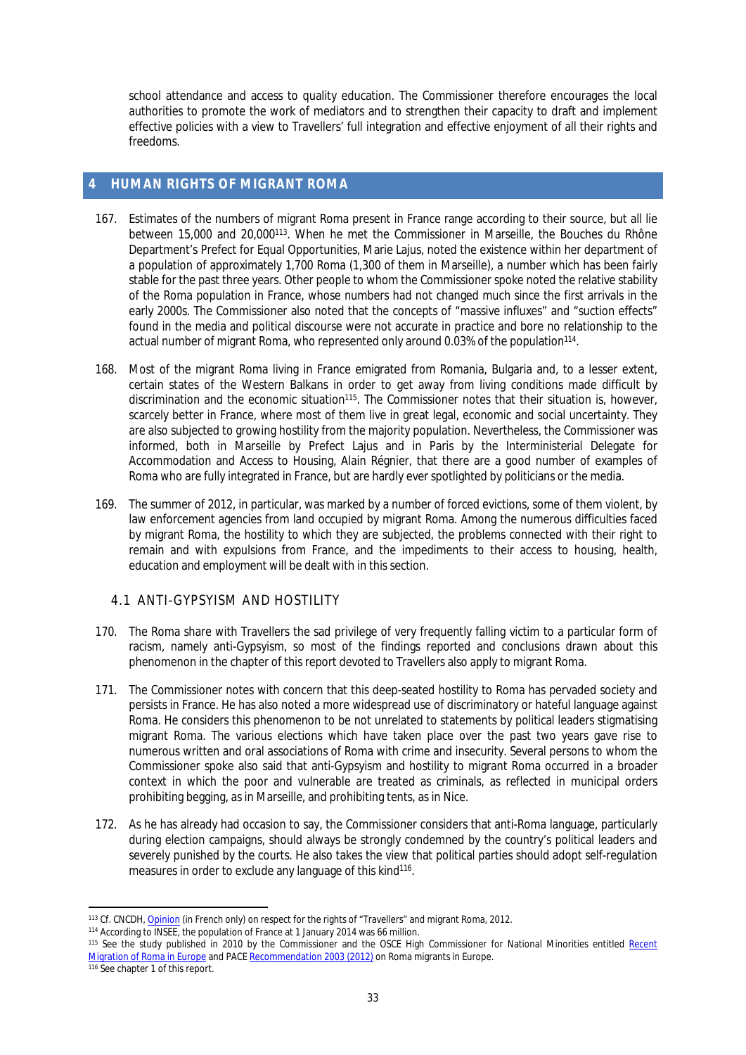school attendance and access to quality education. The Commissioner therefore encourages the local authorities to promote the work of mediators and to strengthen their capacity to draft and implement effective policies with a view to Travellers' full integration and effective enjoyment of all their rights and freedoms.

# 4 HUMAN RIGHTS OF MIGRANT ROMA

167. Estimates of the numbers of migrant Roma present in France range according to their source, but all lie between 15,000 and 20,000[113]. When he met the Commissioner in Marseille, the Bouches du Rhône Department's Prefect for Equal Opportunities, Marie Lajus, noted the existence within her department of a population of approximately 1,700 Roma (1,300 of them in Marseille), a number which has been fairly stable for the past three years. Other people to whom the Commissioner spoke noted the relative stability of the Roma population in France, whose numbers had not changed much since the first arrivals in the early 2000s. The Commissioner also noted that the concepts of "massive influxes" and "suction effects" found in the media and political discourse were not accurate in practice and bore no relationship to the actual number of migrant Roma, who represented only around 0.03% of the population[114].

168. Most of the migrant Roma living in France emigrated from Romania, Bulgaria and, to a lesser extent, certain states of the Western Balkans in order to get away from living conditions made difficult by discrimination and the economic situation[115]. The Commissioner notes that their situation is, however, scarcely better in France, where most of them live in great legal, economic and social uncertainty. They are also subjected to growing hostility from the majority population. Nevertheless, the Commissioner was informed, both in Marseille by Prefect Lajus and in Paris by the Interministerial Delegate for Accommodation and Access to Housing, Alain Régnier, that there are a good number of examples of Roma who are fully integrated in France, but are hardly ever spotlighted by politicians or the media.

169. The summer of 2012, in particular, was marked by a number of forced evictions, some of them violent, by law enforcement agencies from land occupied by migrant Roma. Among the numerous difficulties faced by migrant Roma, the hostility to which they are subjected, the problems connected with their right to remain and with expulsions from France, and the impediments to their access to housing, health, education and employment will be dealt with in this section.

## 4.1 ANTI-GYPSYISM AND HOSTILITY

170. The Roma share with Travellers the sad privilege of very frequently falling victim to a particular form of racism, namely anti-Gypsyism, so most of the findings reported and conclusions drawn about this phenomenon in the chapter of this report devoted to Travellers also apply to migrant Roma.

171. The Commissioner notes with concern that this deep-seated hostility to Roma has pervaded society and persists in France. He has also noted a more widespread use of discriminatory or hateful language against Roma. He considers this phenomenon to be not unrelated to statements by political leaders stigmatising migrant Roma. The various elections which have taken place over the past two years gave rise to numerous written and oral associations of Roma with crime and insecurity. Several persons to whom the Commissioner spoke also said that anti-Gypsyism and hostility to migrant Roma occurred in a broader context in which the poor and vulnerable are treated as criminals, as reflected in municipal orders prohibiting begging, as in Marseille, and prohibiting tents, as in Nice.

172. As he has already had occasion to say, the Commissioner considers that anti-Roma language, particularly during election campaigns, should always be strongly condemned by the country's political leaders and severely punished by the courts. He also takes the view that political parties should adopt self-regulation measures in order to exclude any language of this kind[116].

---

[113] Cf. CNCDH, Opinion (in French only) on respect for the rights of "Travellers" and migrant Roma, 2012.

[114] According to INSEE, the population of France at 1 January 2014 was 66 million.

[115] See the study published in 2010 by the Commissioner and the OSCE High Commissioner for National Minorities entitled Recent Migration of Roma in Europe and PACE Recommendation 2003 (2012) on Roma migrants in Europe.

[116] See chapter 1 of this report.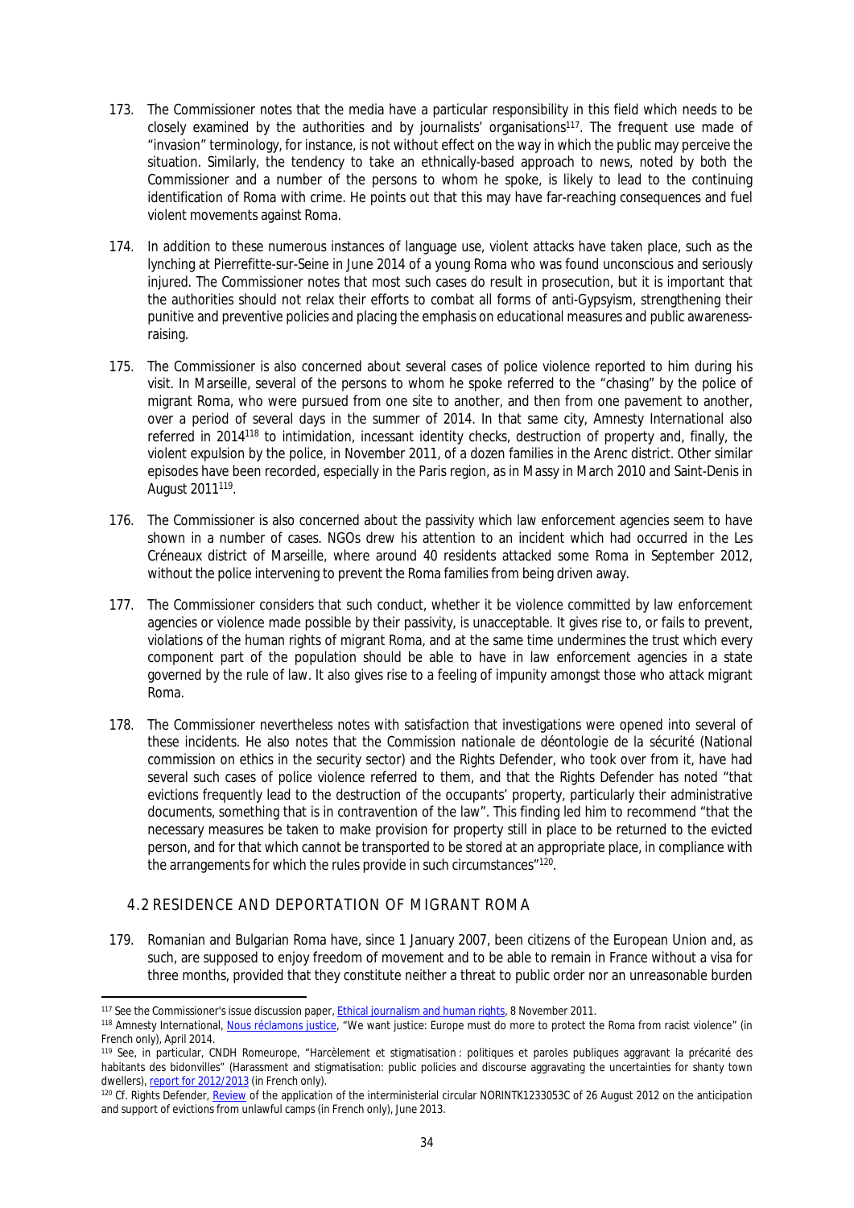173. The Commissioner notes that the media have a particular responsibility in this field which needs to be closely examined by the authorities and by journalists' organisations[117]. The frequent use made of "invasion" terminology, for instance, is not without effect on the way in which the public may perceive the situation. Similarly, the tendency to take an ethnically-based approach to news, noted by both the Commissioner and a number of the persons to whom he spoke, is likely to lead to the continuing identification of Roma with crime. He points out that this may have far-reaching consequences and fuel violent movements against Roma.

174. In addition to these numerous instances of language use, violent attacks have taken place, such as the lynching at Pierrefitte-sur-Seine in June 2014 of a young Roma who was found unconscious and seriously injured. The Commissioner notes that most such cases do result in prosecution, but it is important that the authorities should not relax their efforts to combat all forms of anti-Gypsyism, strengthening their punitive and preventive policies and placing the emphasis on educational measures and public awareness-raising.

175. The Commissioner is also concerned about several cases of police violence reported to him during his visit. In Marseille, several of the persons to whom he spoke referred to the "chasing" by the police of migrant Roma, who were pursued from one site to another, and then from one pavement to another, over a period of several days in the summer of 2014. In that same city, Amnesty International also referred in 2014[118] to intimidation, incessant identity checks, destruction of property and, finally, the violent expulsion by the police, in November 2011, of a dozen families in the Arenc district. Other similar episodes have been recorded, especially in the Paris region, as in Massy in March 2010 and Saint-Denis in August 2011[119].

176. The Commissioner is also concerned about the passivity which law enforcement agencies seem to have shown in a number of cases. NGOs drew his attention to an incident which had occurred in the Les Créneaux district of Marseille, where around 40 residents attacked some Roma in September 2012, without the police intervening to prevent the Roma families from being driven away.

177. The Commissioner considers that such conduct, whether it be violence committed by law enforcement agencies or violence made possible by their passivity, is unacceptable. It gives rise to, or fails to prevent, violations of the human rights of migrant Roma, and at the same time undermines the trust which every component part of the population should be able to have in law enforcement agencies in a state governed by the rule of law. It also gives rise to a feeling of impunity amongst those who attack migrant Roma.

178. The Commissioner nevertheless notes with satisfaction that investigations were opened into several of these incidents. He also notes that the Commission nationale de déontologie de la sécurité (National commission on ethics in the security sector) and the Rights Defender, who took over from it, have had several such cases of police violence referred to them, and that the Rights Defender has noted "that evictions frequently lead to the destruction of the occupants' property, particularly their administrative documents, something that is in contravention of the law". This finding led him to recommend "that the necessary measures be taken to make provision for property still in place to be returned to the evicted person, and for that which cannot be transported to be stored at an appropriate place, in compliance with the arrangements for which the rules provide in such circumstances"[120].

## 4.2 RESIDENCE AND DEPORTATION OF MIGRANT ROMA

179. Romanian and Bulgarian Roma have, since 1 January 2007, been citizens of the European Union and, as such, are supposed to enjoy freedom of movement and to be able to remain in France without a visa for three months, provided that they constitute neither a threat to public order nor an unreasonable burden

---

[117] See the Commissioner's issue discussion paper, Ethical journalism and human rights, 8 November 2011.

[118] Amnesty International, Nous réclamons justice, "We want justice: Europe must do more to protect the Roma from racist violence" (in French only), April 2014.

[119] See, in particular, CNDH Romeurope, "Harcèlement et stigmatisation : politiques et paroles publiques aggravant la précarité des habitants des bidonvilles" (Harassment and stigmatisation: public policies and discourse aggravating the uncertainties for shanty town dwellers), report for 2012/2013 (in French only).

[120] Cf. Rights Defender, Review of the application of the interministerial circular NORINTK1233053C of 26 August 2012 on the anticipation and support of evictions from unlawful camps (in French only), June 2013.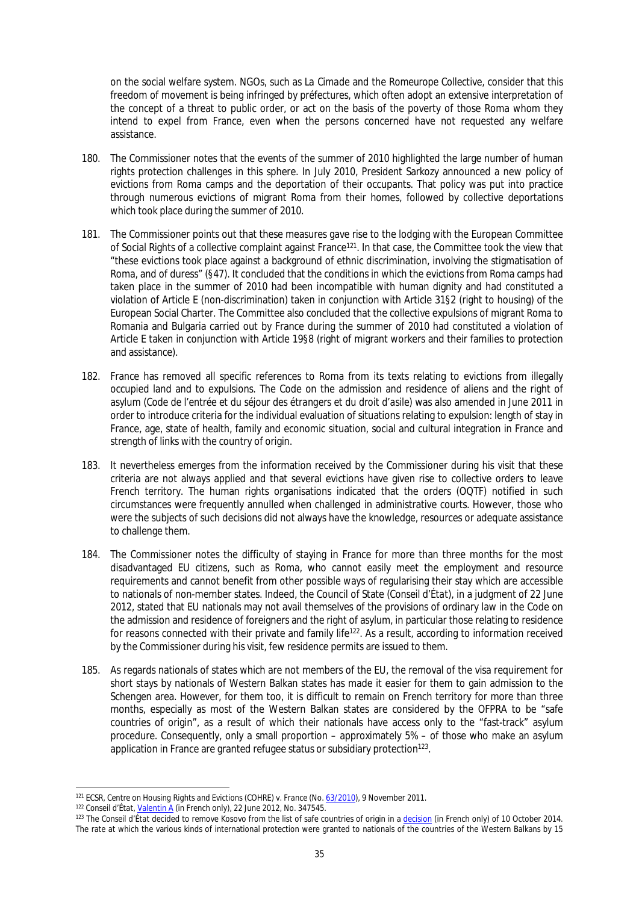on the social welfare system. NGOs, such as *La Cimade* and the Romeurope Collective, consider that this freedom of movement is being infringed by *préfectures*, which often adopt an extensive interpretation of the concept of a threat to public order, or act on the basis of the poverty of those Roma whom they intend to expel from France, even when the persons concerned have not requested any welfare assistance.

180. The Commissioner notes that the events of the summer of 2010 highlighted the large number of human rights protection challenges in this sphere. In July 2010, President Sarkozy announced a new policy of evictions from Roma camps and the deportation of their occupants. That policy was put into practice through numerous evictions of migrant Roma from their homes, followed by collective deportations which took place during the summer of 2010.

181. The Commissioner points out that these measures gave rise to the lodging with the European Committee of Social Rights of a collective complaint against France[121]. In that case, the Committee took the view that "these evictions took place against a background of ethnic discrimination, involving the stigmatisation of Roma, and of duress" (§47). It concluded that the conditions in which the evictions from Roma camps had taken place in the summer of 2010 had been incompatible with human dignity and had constituted a violation of Article E (non-discrimination) taken in conjunction with Article 31§2 (right to housing) of the European Social Charter. The Committee also concluded that the collective expulsions of migrant Roma to Romania and Bulgaria carried out by France during the summer of 2010 had constituted a violation of Article E taken in conjunction with Article 19§8 (right of migrant workers and their families to protection and assistance).

182. France has removed all specific references to Roma from its texts relating to evictions from illegally occupied land and to expulsions. The Code on the admission and residence of aliens and the right of asylum (*Code de l'entrée et du séjour des étrangers et du droit d'asile*) was also amended in June 2011 in order to introduce criteria for the individual evaluation of situations relating to expulsion: length of stay in France, age, state of health, family and economic situation, social and cultural integration in France and strength of links with the country of origin.

183. It nevertheless emerges from the information received by the Commissioner during his visit that these criteria are not always applied and that several evictions have given rise to collective orders to leave French territory. The human rights organisations indicated that the orders (OQTF) notified in such circumstances were frequently annulled when challenged in administrative courts. However, those who were the subjects of such decisions did not always have the knowledge, resources or adequate assistance to challenge them.

184. The Commissioner notes the difficulty of staying in France for more than three months for the most disadvantaged EU citizens, such as Roma, who cannot easily meet the employment and resource requirements and cannot benefit from other possible ways of regularising their stay which are accessible to nationals of non-member states. Indeed, the Council of State (*Conseil d'État*), in a judgment of 22 June 2012, stated that EU nationals may not avail themselves of the provisions of ordinary law in the Code on the admission and residence of foreigners and the right of asylum, in particular those relating to residence for reasons connected with their private and family life[122]. As a result, according to information received by the Commissioner during his visit, few residence permits are issued to them.

185. As regards nationals of states which are not members of the EU, the removal of the visa requirement for short stays by nationals of Western Balkan states has made it easier for them to gain admission to the Schengen area. However, for them too, it is difficult to remain on French territory for more than three months, especially as most of the Western Balkan states are considered by the OFPRA to be "safe countries of origin", as a result of which their nationals have access only to the "fast-track" asylum procedure. Consequently, only a small proportion – approximately 5% – of those who make an asylum application in France are granted refugee status or subsidiary protection[123].

---

[121] ECSR, Centre on Housing Rights and Evictions (COHRE) v. France (No. 63/2010), 9 November 2011.

[122] Conseil d'État, Valentin A (in French only), 22 June 2012, No. 347545.

[123] The Conseil d'État decided to remove Kosovo from the list of safe countries of origin in a decision (in French only) of 10 October 2014. The rate at which the various kinds of international protection were granted to nationals of the countries of the Western Balkans by 15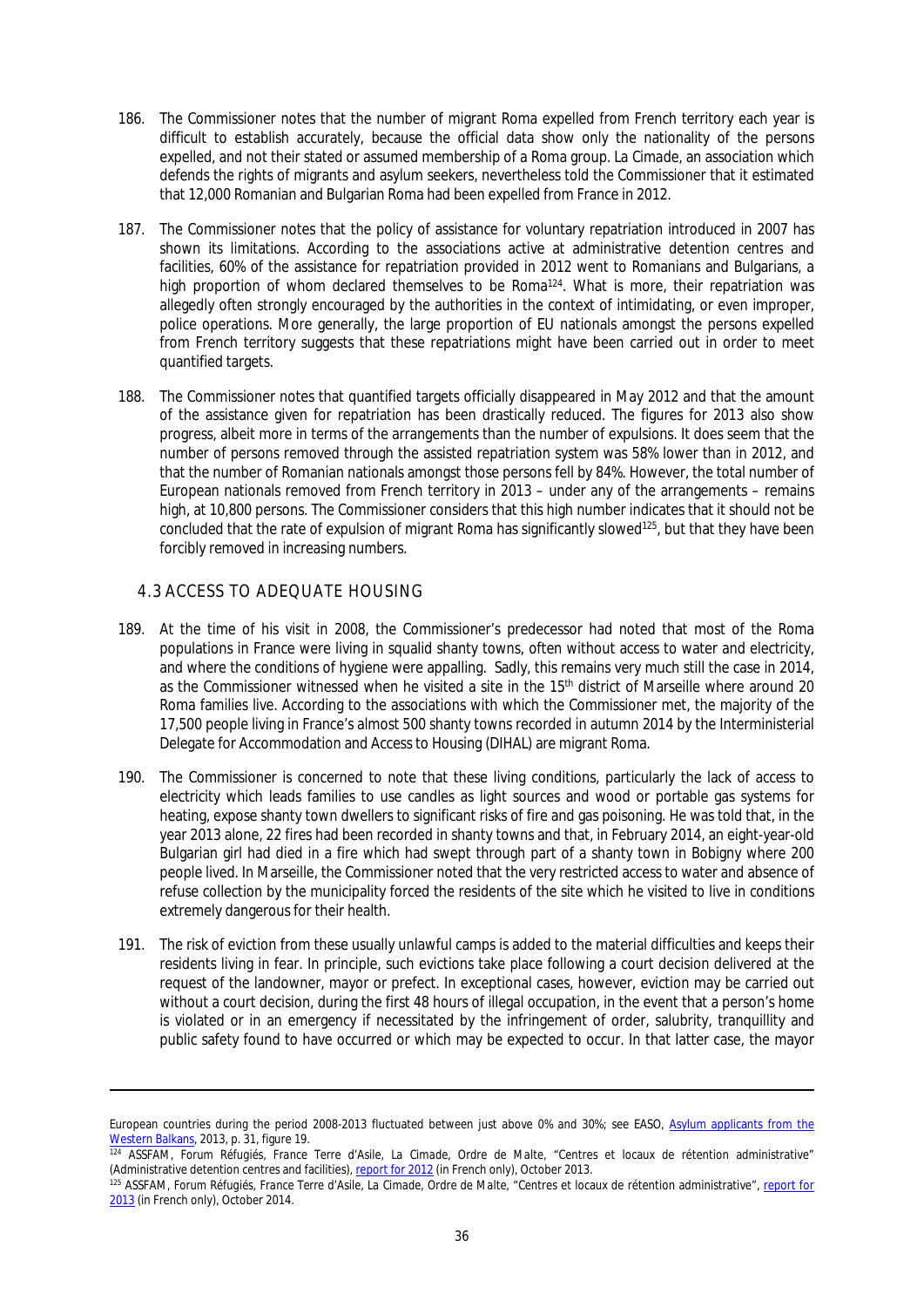186. The Commissioner notes that the number of migrant Roma expelled from French territory each year is difficult to establish accurately, because the official data show only the nationality of the persons expelled, and not their stated or assumed membership of a Roma group. *La Cimade*, an association which defends the rights of migrants and asylum seekers, nevertheless told the Commissioner that it estimated that 12,000 Romanian and Bulgarian Roma had been expelled from France in 2012.

187. The Commissioner notes that the policy of assistance for voluntary repatriation introduced in 2007 has shown its limitations. According to the associations active at administrative detention centres and facilities, 60% of the assistance for repatriation provided in 2012 went to Romanians and Bulgarians, a high proportion of whom declared themselves to be Roma[124]. What is more, their repatriation was allegedly often strongly encouraged by the authorities in the context of intimidating, or even improper, police operations. More generally, the large proportion of EU nationals amongst the persons expelled from French territory suggests that these repatriations might have been carried out in order to meet quantified targets.

188. The Commissioner notes that quantified targets officially disappeared in May 2012 and that the amount of the assistance given for repatriation has been drastically reduced. The figures for 2013 also show progress, albeit more in terms of the arrangements than the number of expulsions. It does seem that the number of persons removed through the assisted repatriation system was 58% lower than in 2012, and that the number of Romanian nationals amongst those persons fell by 84%. However, the total number of European nationals removed from French territory in 2013 – under any of the arrangements – remains high, at 10,800 persons. The Commissioner considers that this high number indicates that it should not be concluded that the rate of expulsion of migrant Roma has significantly slowed[125], but that they have been forcibly removed in increasing numbers.

## 4.3 ACCESS TO ADEQUATE HOUSING

189. At the time of his visit in 2008, the Commissioner's predecessor had noted that most of the Roma populations in France were living in squalid shanty towns, often without access to water and electricity, and where the conditions of hygiene were appalling. Sadly, this remains very much still the case in 2014, as the Commissioner witnessed when he visited a site in the 15th district of Marseille where around 20 Roma families live. According to the associations with which the Commissioner met, the majority of the 17,500 people living in France's almost 500 shanty towns recorded in autumn 2014 by the Interministerial Delegate for Accommodation and Access to Housing (DIHAL) are migrant Roma.

190. The Commissioner is concerned to note that these living conditions, particularly the lack of access to electricity which leads families to use candles as light sources and wood or portable gas systems for heating, expose shanty town dwellers to significant risks of fire and gas poisoning. He was told that, in the year 2013 alone, 22 fires had been recorded in shanty towns and that, in February 2014, an eight-year-old Bulgarian girl had died in a fire which had swept through part of a shanty town in Bobigny where 200 people lived. In Marseille, the Commissioner noted that the very restricted access to water and absence of refuse collection by the municipality forced the residents of the site which he visited to live in conditions extremely dangerous for their health.

191. The risk of eviction from these usually unlawful camps is added to the material difficulties and keeps their residents living in fear. In principle, such evictions take place following a court decision delivered at the request of the landowner, mayor or prefect. In exceptional cases, however, eviction may be carried out without a court decision, during the first 48 hours of illegal occupation, in the event that a person's home is violated or in an emergency if necessitated by the infringement of order, salubrity, tranquillity and public safety found to have occurred or which may be expected to occur. In that latter case, the mayor

---

European countries during the period 2008-2013 fluctuated between just above 0% and 30%; see EASO, [Asylum applicants from the Western Balkans](), 2013, p. 31, figure 19.

[124] ASSFAM, Forum Réfugiés, France Terre d'Asile, La Cimade, Ordre de Malte, "Centres et locaux de rétention administrative" (Administrative detention centres and facilities), [report for 2012]() (in French only), October 2013.

[125] ASSFAM, Forum Réfugiés, France Terre d'Asile, La Cimade, Ordre de Malte, "Centres et locaux de rétention administrative", [report for 2013]() (in French only), October 2014.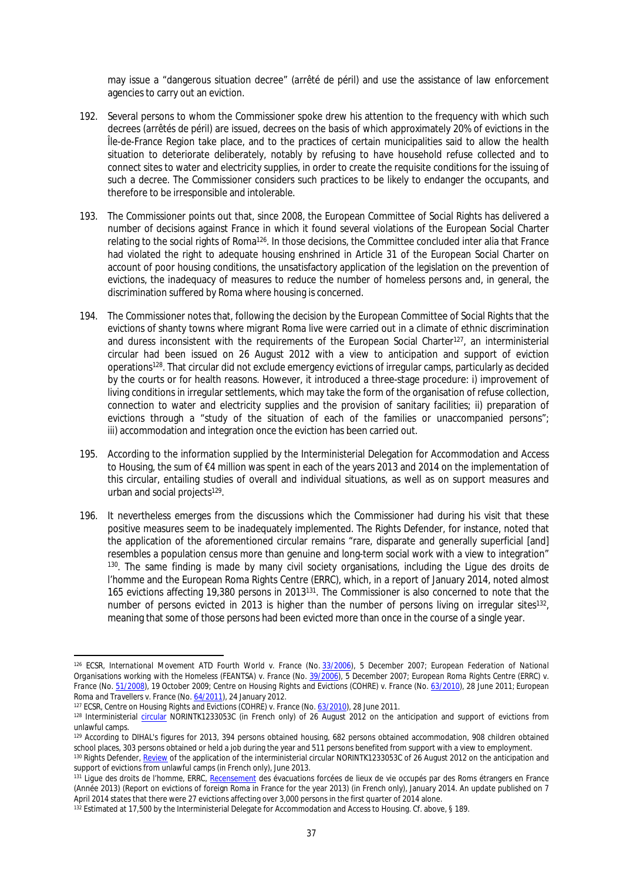may issue a "dangerous situation decree" (arrêté de péril) and use the assistance of law enforcement agencies to carry out an eviction.

192. Several persons to whom the Commissioner spoke drew his attention to the frequency with which such decrees (arrêtés de péril) are issued, decrees on the basis of which approximately 20% of evictions in the Île-de-France Region take place, and to the practices of certain municipalities said to allow the health situation to deteriorate deliberately, notably by refusing to have household refuse collected and to connect sites to water and electricity supplies, in order to create the requisite conditions for the issuing of such a decree. The Commissioner considers such practices to be likely to endanger the occupants, and therefore to be irresponsible and intolerable.

193. The Commissioner points out that, since 2008, the European Committee of Social Rights has delivered a number of decisions against France in which it found several violations of the European Social Charter relating to the social rights of Roma[126]. In those decisions, the Committee concluded inter alia that France had violated the right to adequate housing enshrined in Article 31 of the European Social Charter on account of poor housing conditions, the unsatisfactory application of the legislation on the prevention of evictions, the inadequacy of measures to reduce the number of homeless persons and, in general, the discrimination suffered by Roma where housing is concerned.

194. The Commissioner notes that, following the decision by the European Committee of Social Rights that the evictions of shanty towns where migrant Roma live were carried out in a climate of ethnic discrimination and duress inconsistent with the requirements of the European Social Charter[127], an interministerial circular had been issued on 26 August 2012 with a view to anticipation and support of eviction operations[128]. That circular did not exclude emergency evictions of irregular camps, particularly as decided by the courts or for health reasons. However, it introduced a three-stage procedure: i) improvement of living conditions in irregular settlements, which may take the form of the organisation of refuse collection, connection to water and electricity supplies and the provision of sanitary facilities; ii) preparation of evictions through a "study of the situation of each of the families or unaccompanied persons"; iii) accommodation and integration once the eviction has been carried out.

195. According to the information supplied by the Interministerial Delegation for Accommodation and Access to Housing, the sum of €4 million was spent in each of the years 2013 and 2014 on the implementation of this circular, entailing studies of overall and individual situations, as well as on support measures and urban and social projects[129].

196. It nevertheless emerges from the discussions which the Commissioner had during his visit that these positive measures seem to be inadequately implemented. The Rights Defender, for instance, noted that the application of the aforementioned circular remains "rare, disparate and generally superficial [and] resembles a population census more than genuine and long-term social work with a view to integration" [130]. The same finding is made by many civil society organisations, including the Ligue des droits de l'homme and the European Roma Rights Centre (ERRC), which, in a report of January 2014, noted almost 165 evictions affecting 19,380 persons in 2013[131]. The Commissioner is also concerned to note that the number of persons evicted in 2013 is higher than the number of persons living on irregular sites[132], meaning that some of those persons had been evicted more than once in the course of a single year.

---

[126] ECSR, International Movement ATD Fourth World v. France (No. 33/2006), 5 December 2007; European Federation of National Organisations working with the Homeless (FEANTSA) v. France (No. 39/2006), 5 December 2007; European Roma Rights Centre (ERRC) v. France (No. 51/2008), 19 October 2009; Centre on Housing Rights and Evictions (COHRE) v. France (No. 63/2010), 28 June 2011; European Roma and Travellers v. France (No. 64/2011), 24 January 2012.

[127] ECSR, Centre on Housing Rights and Evictions (COHRE) v. France (No. 63/2010), 28 June 2011.

[128] Interministerial circular NORINTK1233053C (in French only) of 26 August 2012 on the anticipation and support of evictions from unlawful camps.

[129] According to DIHAL's figures for 2013, 394 persons obtained housing, 682 persons obtained accommodation, 908 children obtained school places, 303 persons obtained or held a job during the year and 511 persons benefited from support with a view to employment.

[130] Rights Defender, Review of the application of the interministerial circular NORINTK1233053C of 26 August 2012 on the anticipation and support of evictions from unlawful camps (in French only), June 2013.

[131] Ligue des droits de l'homme, ERRC, Recensement des évacuations forcées de lieux de vie occupés par des Roms étrangers en France (Année 2013) (Report on evictions of foreign Roma in France for the year 2013) (in French only), January 2014. An update published on 7 April 2014 states that there were 27 evictions affecting over 3,000 persons in the first quarter of 2014 alone.

[132] Estimated at 17,500 by the Interministerial Delegate for Accommodation and Access to Housing. Cf. above, § 189.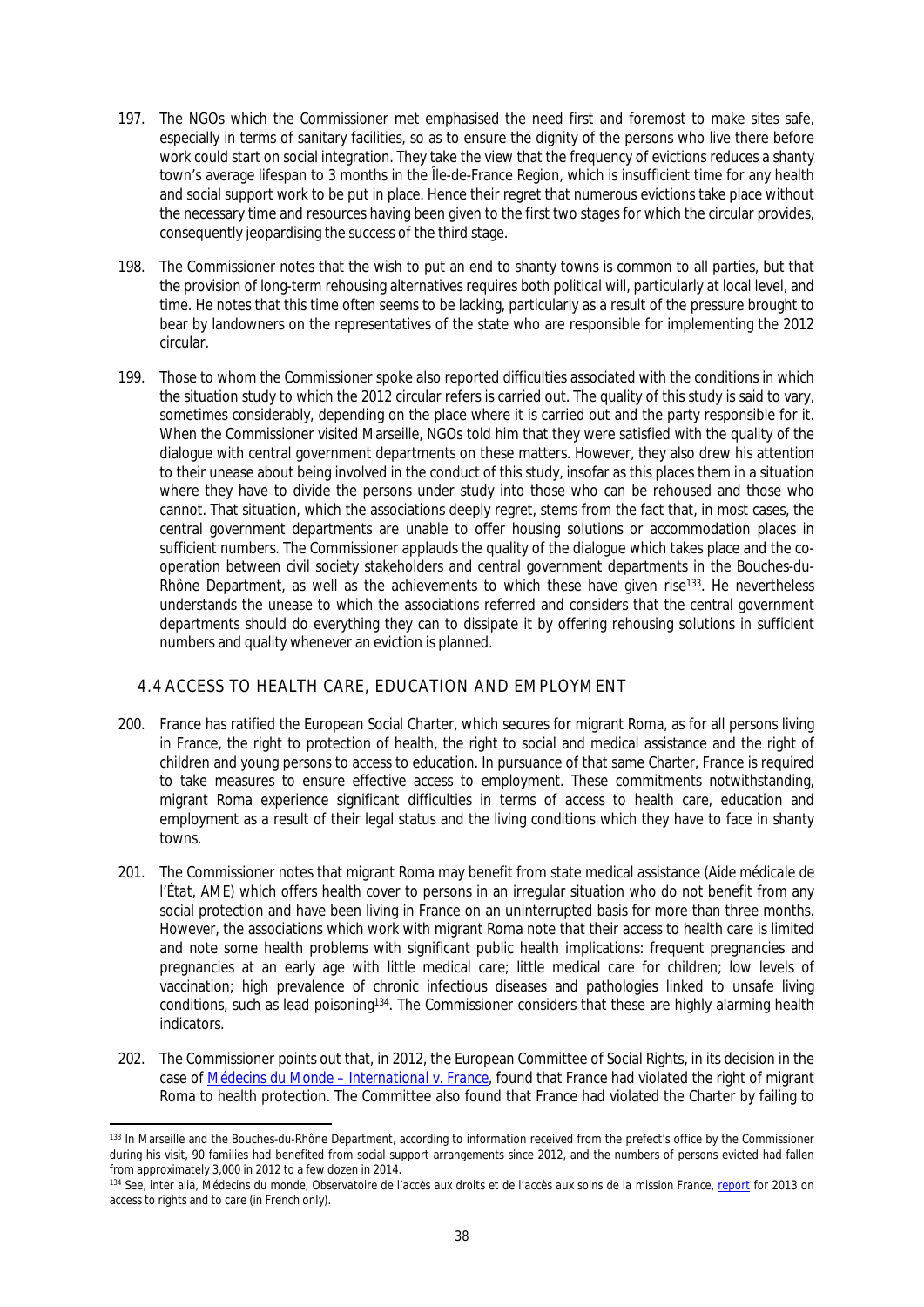197. The NGOs which the Commissioner met emphasised the need first and foremost to make sites safe, especially in terms of sanitary facilities, so as to ensure the dignity of the persons who live there before work could start on social integration. They take the view that the frequency of evictions reduces a shanty town's average lifespan to 3 months in the Île-de-France Region, which is insufficient time for any health and social support work to be put in place. Hence their regret that numerous evictions take place without the necessary time and resources having been given to the first two stages for which the circular provides, consequently jeopardising the success of the third stage.

198. The Commissioner notes that the wish to put an end to shanty towns is common to all parties, but that the provision of long-term rehousing alternatives requires both political will, particularly at local level, and time. He notes that this time often seems to be lacking, particularly as a result of the pressure brought to bear by landowners on the representatives of the state who are responsible for implementing the 2012 circular.

199. Those to whom the Commissioner spoke also reported difficulties associated with the conditions in which the situation study to which the 2012 circular refers is carried out. The quality of this study is said to vary, sometimes considerably, depending on the place where it is carried out and the party responsible for it. When the Commissioner visited Marseille, NGOs told him that they were satisfied with the quality of the dialogue with central government departments on these matters. However, they also drew his attention to their unease about being involved in the conduct of this study, insofar as this places them in a situation where they have to divide the persons under study into those who can be rehoused and those who cannot. That situation, which the associations deeply regret, stems from the fact that, in most cases, the central government departments are unable to offer housing solutions or accommodation places in sufficient numbers. The Commissioner applauds the quality of the dialogue which takes place and the co-operation between civil society stakeholders and central government departments in the Bouches-du-Rhône Department, as well as the achievements to which these have given rise[133]. He nevertheless understands the unease to which the associations referred and considers that the central government departments should do everything they can to dissipate it by offering rehousing solutions in sufficient numbers and quality whenever an eviction is planned.

## 4.4 ACCESS TO HEALTH CARE, EDUCATION AND EMPLOYMENT

200. France has ratified the European Social Charter, which secures for migrant Roma, as for all persons living in France, the right to protection of health, the right to social and medical assistance and the right of children and young persons to access to education. In pursuance of that same Charter, France is required to take measures to ensure effective access to employment. These commitments notwithstanding, migrant Roma experience significant difficulties in terms of access to health care, education and employment as a result of their legal status and the living conditions which they have to face in shanty towns.

201. The Commissioner notes that migrant Roma may benefit from state medical assistance (*Aide médicale de l'État*, AME) which offers health cover to persons in an irregular situation who do not benefit from any social protection and have been living in France on an uninterrupted basis for more than three months. However, the associations which work with migrant Roma note that their access to health care is limited and note some health problems with significant public health implications: frequent pregnancies and pregnancies at an early age with little medical care; little medical care for children; low levels of vaccination; high prevalence of chronic infectious diseases and pathologies linked to unsafe living conditions, such as lead poisoning[134]. The Commissioner considers that these are highly alarming health indicators.

202. The Commissioner points out that, in 2012, the European Committee of Social Rights, in its decision in the case of *Médecins du Monde – International v. France*, found that France had violated the right of migrant Roma to health protection. The Committee also found that France had violated the Charter by failing to

---

[133] In Marseille and the Bouches-du-Rhône Department, according to information received from the prefect's office by the Commissioner during his visit, 90 families had benefited from social support arrangements since 2012, and the numbers of persons evicted had fallen from approximately 3,000 in 2012 to a few dozen in 2014.

[134] See, inter alia, Médecins du monde, *Observatoire de l'accès aux droits et de l'accès aux soins de la mission France*, report for 2013 on access to rights and to care (in French only).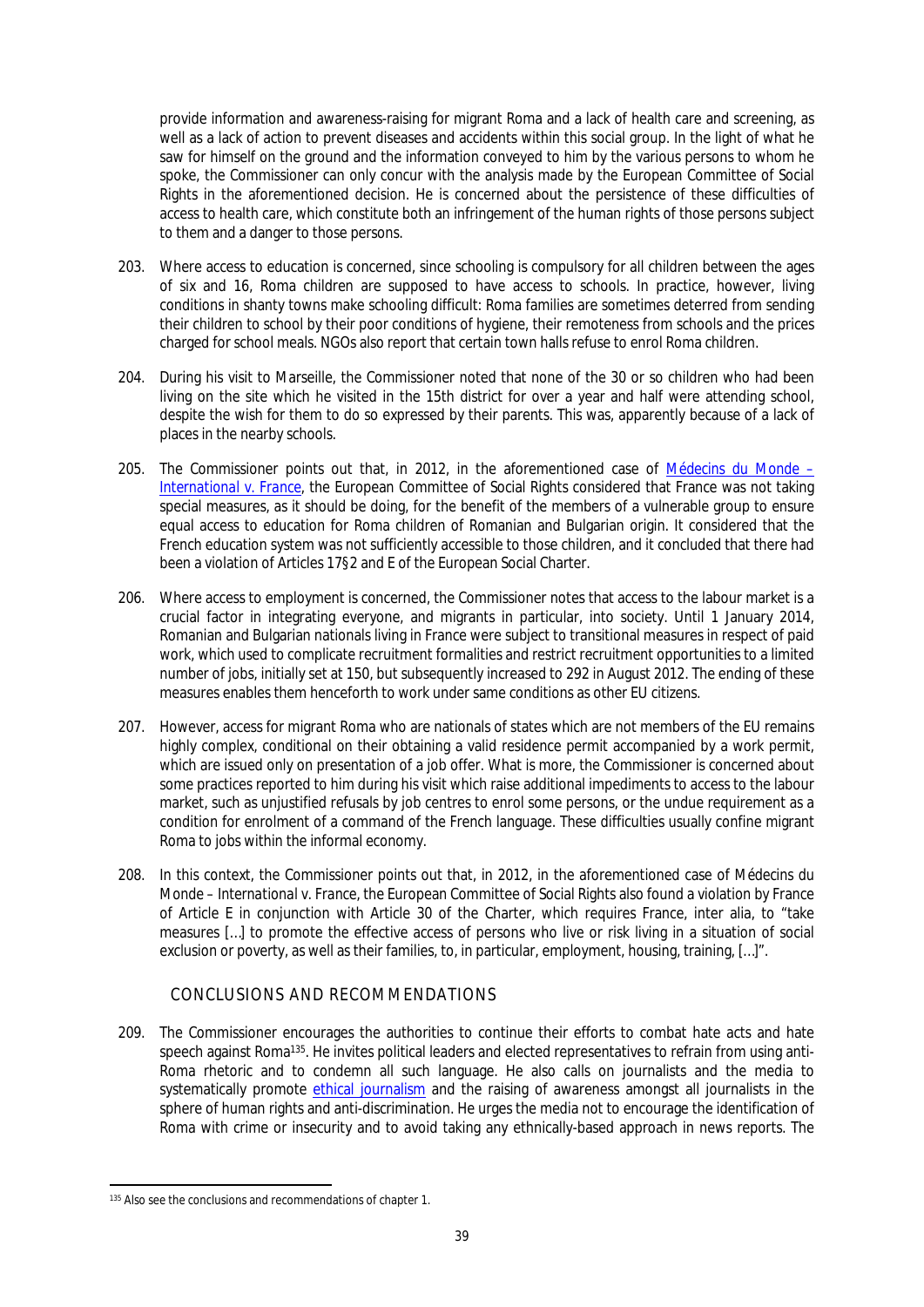provide information and awareness-raising for migrant Roma and a lack of health care and screening, as well as a lack of action to prevent diseases and accidents within this social group. In the light of what he saw for himself on the ground and the information conveyed to him by the various persons to whom he spoke, the Commissioner can only concur with the analysis made by the European Committee of Social Rights in the aforementioned decision. He is concerned about the persistence of these difficulties of access to health care, which constitute both an infringement of the human rights of those persons subject to them and a danger to those persons.

203. Where access to education is concerned, since schooling is compulsory for all children between the ages of six and 16, Roma children are supposed to have access to schools. In practice, however, living conditions in shanty towns make schooling difficult: Roma families are sometimes deterred from sending their children to school by their poor conditions of hygiene, their remoteness from schools and the prices charged for school meals. NGOs also report that certain town halls refuse to enrol Roma children.

204. During his visit to Marseille, the Commissioner noted that none of the 30 or so children who had been living on the site which he visited in the 15th district for over a year and half were attending school, despite the wish for them to do so expressed by their parents. This was, apparently because of a lack of places in the nearby schools.

205. The Commissioner points out that, in 2012, in the aforementioned case of *Médecins du Monde – International v. France*, the European Committee of Social Rights considered that France was not taking special measures, as it should be doing, for the benefit of the members of a vulnerable group to ensure equal access to education for Roma children of Romanian and Bulgarian origin. It considered that the French education system was not sufficiently accessible to those children, and it concluded that there had been a violation of Articles 17§2 and E of the European Social Charter.

206. Where access to employment is concerned, the Commissioner notes that access to the labour market is a crucial factor in integrating everyone, and migrants in particular, into society. Until 1 January 2014, Romanian and Bulgarian nationals living in France were subject to transitional measures in respect of paid work, which used to complicate recruitment formalities and restrict recruitment opportunities to a limited number of jobs, initially set at 150, but subsequently increased to 292 in August 2012. The ending of these measures enables them henceforth to work under same conditions as other EU citizens.

207. However, access for migrant Roma who are nationals of states which are not members of the EU remains highly complex, conditional on their obtaining a valid residence permit accompanied by a work permit, which are issued only on presentation of a job offer. What is more, the Commissioner is concerned about some practices reported to him during his visit which raise additional impediments to access to the labour market, such as unjustified refusals by job centres to enrol some persons, or the undue requirement as a condition for enrolment of a command of the French language. These difficulties usually confine migrant Roma to jobs within the informal economy.

208. In this context, the Commissioner points out that, in 2012, in the aforementioned case of *Médecins du Monde – International v. France*, the European Committee of Social Rights also found a violation by France of Article E in conjunction with Article 30 of the Charter, which requires France, inter alia, to "take measures […] to promote the effective access of persons who live or risk living in a situation of social exclusion or poverty, as well as their families, to, in particular, employment, housing, training, […]".

## CONCLUSIONS AND RECOMMENDATIONS

209. The Commissioner encourages the authorities to continue their efforts to combat hate acts and hate speech against Roma[135]. He invites political leaders and elected representatives to refrain from using anti-Roma rhetoric and to condemn all such language. He also calls on journalists and the media to systematically promote ethical journalism and the raising of awareness amongst all journalists in the sphere of human rights and anti-discrimination. He urges the media not to encourage the identification of Roma with crime or insecurity and to avoid taking any ethnically-based approach in news reports. The

---

[135] Also see the conclusions and recommendations of chapter 1.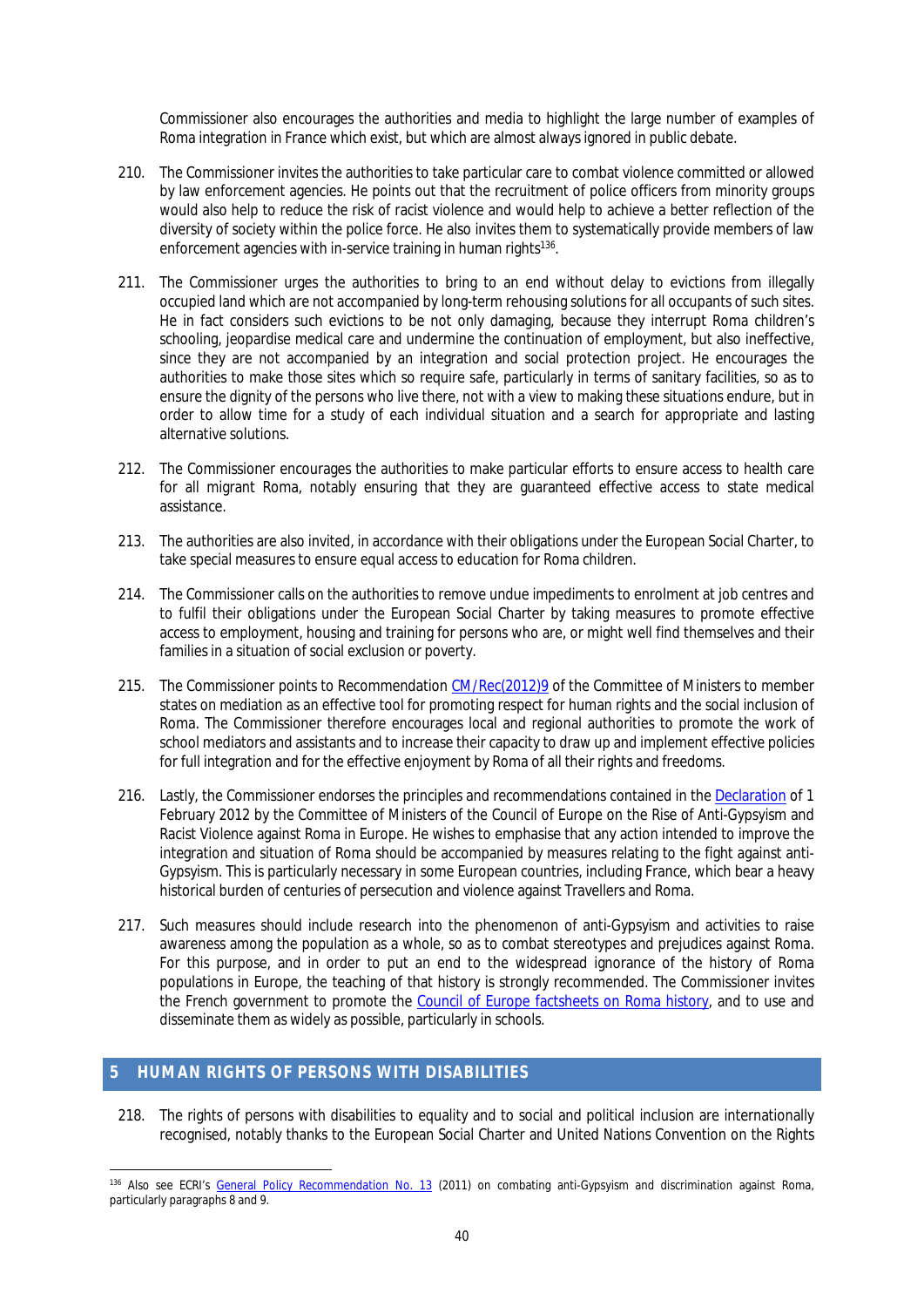Commissioner also encourages the authorities and media to highlight the large number of examples of Roma integration in France which exist, but which are almost always ignored in public debate.

210. The Commissioner invites the authorities to take particular care to combat violence committed or allowed by law enforcement agencies. He points out that the recruitment of police officers from minority groups would also help to reduce the risk of racist violence and would help to achieve a better reflection of the diversity of society within the police force. He also invites them to systematically provide members of law enforcement agencies with in-service training in human rights[136].

211. The Commissioner urges the authorities to bring to an end without delay to evictions from illegally occupied land which are not accompanied by long-term rehousing solutions for all occupants of such sites. He in fact considers such evictions to be not only damaging, because they interrupt Roma children's schooling, jeopardise medical care and undermine the continuation of employment, but also ineffective, since they are not accompanied by an integration and social protection project. He encourages the authorities to make those sites which so require safe, particularly in terms of sanitary facilities, so as to ensure the dignity of the persons who live there, not with a view to making these situations endure, but in order to allow time for a study of each individual situation and a search for appropriate and lasting alternative solutions.

212. The Commissioner encourages the authorities to make particular efforts to ensure access to health care for all migrant Roma, notably ensuring that they are guaranteed effective access to state medical assistance.

213. The authorities are also invited, in accordance with their obligations under the European Social Charter, to take special measures to ensure equal access to education for Roma children.

214. The Commissioner calls on the authorities to remove undue impediments to enrolment at job centres and to fulfil their obligations under the European Social Charter by taking measures to promote effective access to employment, housing and training for persons who are, or might well find themselves and their families in a situation of social exclusion or poverty.

215. The Commissioner points to Recommendation CM/Rec(2012)9 of the Committee of Ministers to member states on mediation as an effective tool for promoting respect for human rights and the social inclusion of Roma. The Commissioner therefore encourages local and regional authorities to promote the work of school mediators and assistants and to increase their capacity to draw up and implement effective policies for full integration and for the effective enjoyment by Roma of all their rights and freedoms.

216. Lastly, the Commissioner endorses the principles and recommendations contained in the Declaration of 1 February 2012 by the Committee of Ministers of the Council of Europe on the Rise of Anti-Gypsyism and Racist Violence against Roma in Europe. He wishes to emphasise that any action intended to improve the integration and situation of Roma should be accompanied by measures relating to the fight against anti-Gypsyism. This is particularly necessary in some European countries, including France, which bear a heavy historical burden of centuries of persecution and violence against Travellers and Roma.

217. Such measures should include research into the phenomenon of anti-Gypsyism and activities to raise awareness among the population as a whole, so as to combat stereotypes and prejudices against Roma. For this purpose, and in order to put an end to the widespread ignorance of the history of Roma populations in Europe, the teaching of that history is strongly recommended. The Commissioner invites the French government to promote the Council of Europe factsheets on Roma history, and to use and disseminate them as widely as possible, particularly in schools.

## 5 HUMAN RIGHTS OF PERSONS WITH DISABILITIES

218. The rights of persons with disabilities to equality and to social and political inclusion are internationally recognised, notably thanks to the European Social Charter and United Nations Convention on the Rights

---

[136] Also see ECRI's General Policy Recommendation No. 13 (2011) on combating anti-Gypsyism and discrimination against Roma, particularly paragraphs 8 and 9.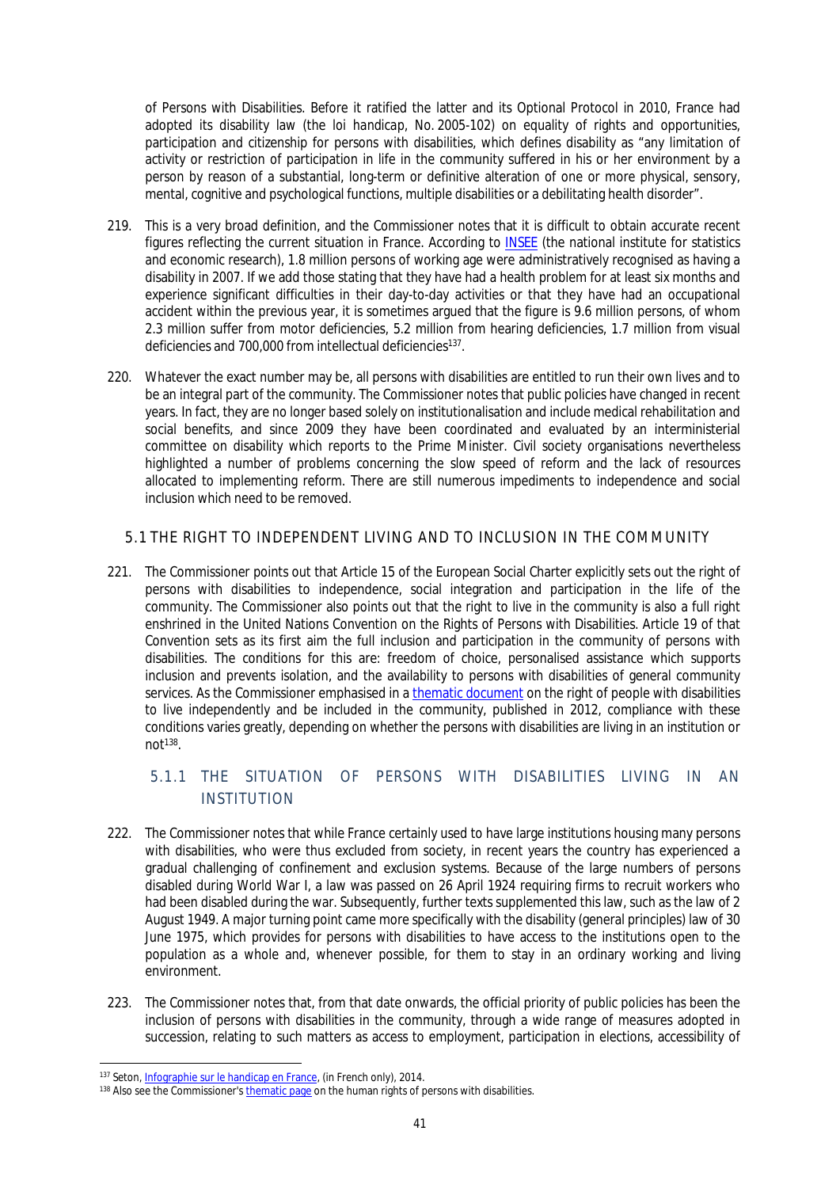of Persons with Disabilities. Before it ratified the latter and its Optional Protocol in 2010, France had adopted its disability law (the *loi handicap*, No. 2005-102) on equality of rights and opportunities, participation and citizenship for persons with disabilities, which defines disability as "any limitation of activity or restriction of participation in life in the community suffered in his or her environment by a person by reason of a substantial, long-term or definitive alteration of one or more physical, sensory, mental, cognitive and psychological functions, multiple disabilities or a debilitating health disorder".

219. This is a very broad definition, and the Commissioner notes that it is difficult to obtain accurate recent figures reflecting the current situation in France. According to [INSEE](https://www.insee.fr) (the national institute for statistics and economic research), 1.8 million persons of working age were administratively recognised as having a disability in 2007. If we add those stating that they have had a health problem for at least six months and experience significant difficulties in their day-to-day activities or that they have had an occupational accident within the previous year, it is sometimes argued that the figure is 9.6 million persons, of whom 2.3 million suffer from motor deficiencies, 5.2 million from hearing deficiencies, 1.7 million from visual deficiencies and 700,000 from intellectual deficiencies[137].

220. Whatever the exact number may be, all persons with disabilities are entitled to run their own lives and to be an integral part of the community. The Commissioner notes that public policies have changed in recent years. In fact, they are no longer based solely on institutionalisation and include medical rehabilitation and social benefits, and since 2009 they have been coordinated and evaluated by an interministerial committee on disability which reports to the Prime Minister. Civil society organisations nevertheless highlighted a number of problems concerning the slow speed of reform and the lack of resources allocated to implementing reform. There are still numerous impediments to independence and social inclusion which need to be removed.

## 5.1 THE RIGHT TO INDEPENDENT LIVING AND TO INCLUSION IN THE COMMUNITY

221. The Commissioner points out that Article 15 of the European Social Charter explicitly sets out the right of persons with disabilities to independence, social integration and participation in the life of the community. The Commissioner also points out that the right to live in the community is also a full right enshrined in the United Nations Convention on the Rights of Persons with Disabilities. Article 19 of that Convention sets as its first aim the full inclusion and participation in the community of persons with disabilities. The conditions for this are: freedom of choice, personalised assistance which supports inclusion and prevents isolation, and the availability to persons with disabilities of general community services. As the Commissioner emphasised in a thematic document on the right of people with disabilities to live independently and be included in the community, published in 2012, compliance with these conditions varies greatly, depending on whether the persons with disabilities are living in an institution or not[138].

### 5.1.1 THE SITUATION OF PERSONS WITH DISABILITIES LIVING IN AN INSTITUTION

222. The Commissioner notes that while France certainly used to have large institutions housing many persons with disabilities, who were thus excluded from society, in recent years the country has experienced a gradual challenging of confinement and exclusion systems. Because of the large numbers of persons disabled during World War I, a law was passed on 26 April 1924 requiring firms to recruit workers who had been disabled during the war. Subsequently, further texts supplemented this law, such as the law of 2 August 1949. A major turning point came more specifically with the disability (general principles) law of 30 June 1975, which provides for persons with disabilities to have access to the institutions open to the population as a whole and, whenever possible, for them to stay in an ordinary working and living environment.

223. The Commissioner notes that, from that date onwards, the official priority of public policies has been the inclusion of persons with disabilities in the community, through a wide range of measures adopted in succession, relating to such matters as access to employment, participation in elections, accessibility of

---

[137] Seton, Infographie sur le handicap en France, (in French only), 2014.

[138] Also see the Commissioner's thematic page on the human rights of persons with disabilities.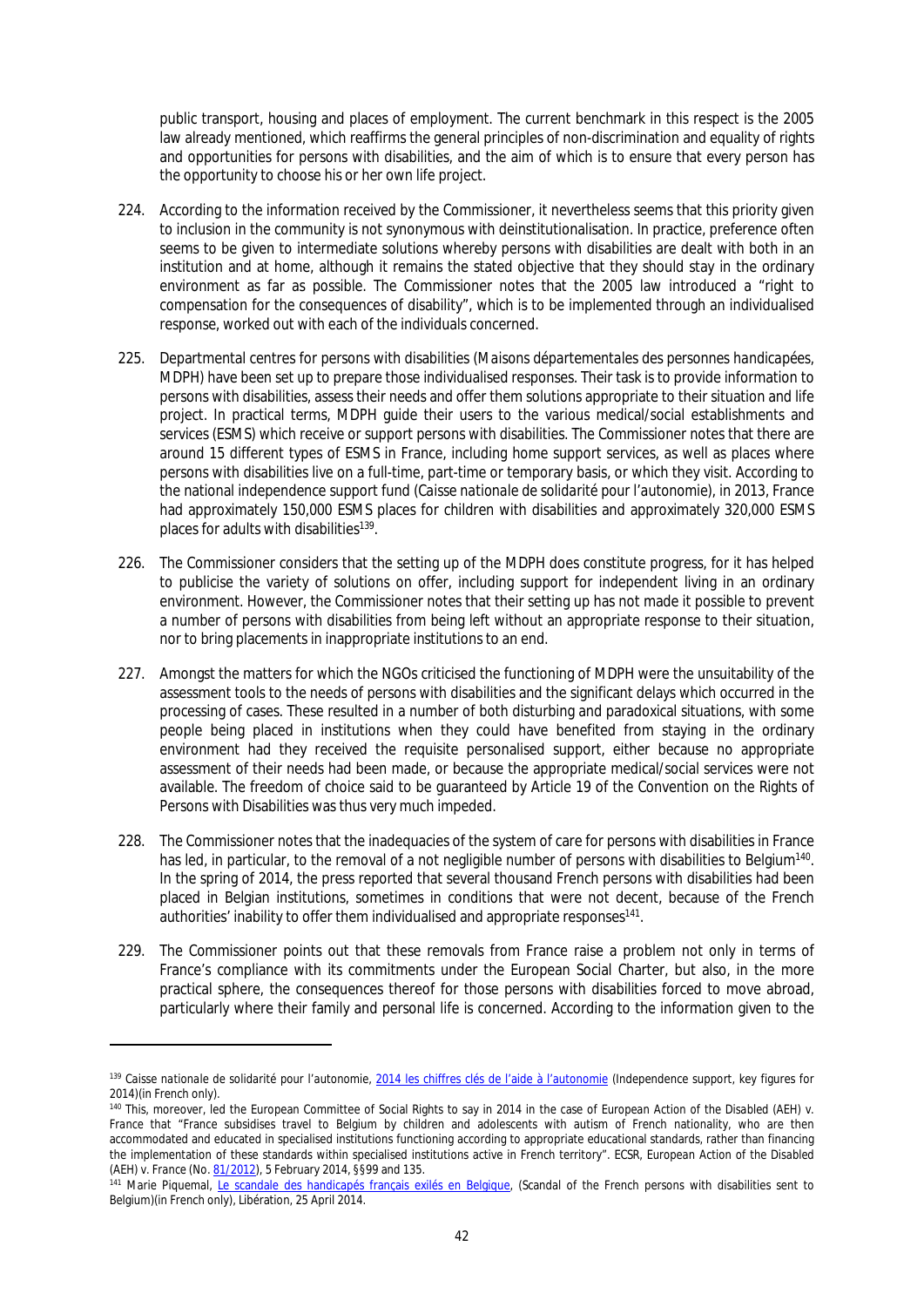public transport, housing and places of employment. The current benchmark in this respect is the 2005 law already mentioned, which reaffirms the general principles of non-discrimination and equality of rights and opportunities for persons with disabilities, and the aim of which is to ensure that every person has the opportunity to choose his or her own life project.

224. According to the information received by the Commissioner, it nevertheless seems that this priority given to inclusion in the community is not synonymous with deinstitutionalisation. In practice, preference often seems to be given to intermediate solutions whereby persons with disabilities are dealt with both in an institution and at home, although it remains the stated objective that they should stay in the ordinary environment as far as possible. The Commissioner notes that the 2005 law introduced a "right to compensation for the consequences of disability", which is to be implemented through an individualised response, worked out with each of the individuals concerned.

225. Departmental centres for persons with disabilities (*Maisons départementales des personnes handicapées*, MDPH) have been set up to prepare those individualised responses. Their task is to provide information to persons with disabilities, assess their needs and offer them solutions appropriate to their situation and life project. In practical terms, MDPH guide their users to the various medical/social establishments and services (ESMS) which receive or support persons with disabilities. The Commissioner notes that there are around 15 different types of ESMS in France, including home support services, as well as places where persons with disabilities live on a full-time, part-time or temporary basis, or which they visit. According to the national independence support fund (*Caisse nationale de solidarité pour l'autonomie*), in 2013, France had approximately 150,000 ESMS places for children with disabilities and approximately 320,000 ESMS places for adults with disabilities[139].

226. The Commissioner considers that the setting up of the MDPH does constitute progress, for it has helped to publicise the variety of solutions on offer, including support for independent living in an ordinary environment. However, the Commissioner notes that their setting up has not made it possible to prevent a number of persons with disabilities from being left without an appropriate response to their situation, nor to bring placements in inappropriate institutions to an end.

227. Amongst the matters for which the NGOs criticised the functioning of MDPH were the unsuitability of the assessment tools to the needs of persons with disabilities and the significant delays which occurred in the processing of cases. These resulted in a number of both disturbing and paradoxical situations, with some people being placed in institutions when they could have benefited from staying in the ordinary environment had they received the requisite personalised support, either because no appropriate assessment of their needs had been made, or because the appropriate medical/social services were not available. The freedom of choice said to be guaranteed by Article 19 of the Convention on the Rights of Persons with Disabilities was thus very much impeded.

228. The Commissioner notes that the inadequacies of the system of care for persons with disabilities in France has led, in particular, to the removal of a not negligible number of persons with disabilities to Belgium[140]. In the spring of 2014, the press reported that several thousand French persons with disabilities had been placed in Belgian institutions, sometimes in conditions that were not decent, because of the French authorities' inability to offer them individualised and appropriate responses[141].

229. The Commissioner points out that these removals from France raise a problem not only in terms of France's compliance with its commitments under the European Social Charter, but also, in the more practical sphere, the consequences thereof for those persons with disabilities forced to move abroad, particularly where their family and personal life is concerned. According to the information given to the

---

[139] *Caisse nationale de solidarité pour l'autonomie*, 2014 les chiffres clés de l'aide à l'autonomie (Independence support, key figures for 2014)(in French only).

[140] This, moreover, led the European Committee of Social Rights to say in 2014 in the case of European Action of the Disabled (AEH) v. France that "France subsidises travel to Belgium by children and adolescents with autism of French nationality, who are then accommodated and educated in specialised institutions functioning according to appropriate educational standards, rather than financing the implementation of these standards within specialised institutions active in French territory". ECSR, European Action of the Disabled (AEH) v. France (No. 81/2012), 5 February 2014, §§99 and 135.

[141] Marie Piquemal, Le scandale des handicapés français exilés en Belgique, (Scandal of the French persons with disabilities sent to Belgium)(in French only), Libération, 25 April 2014.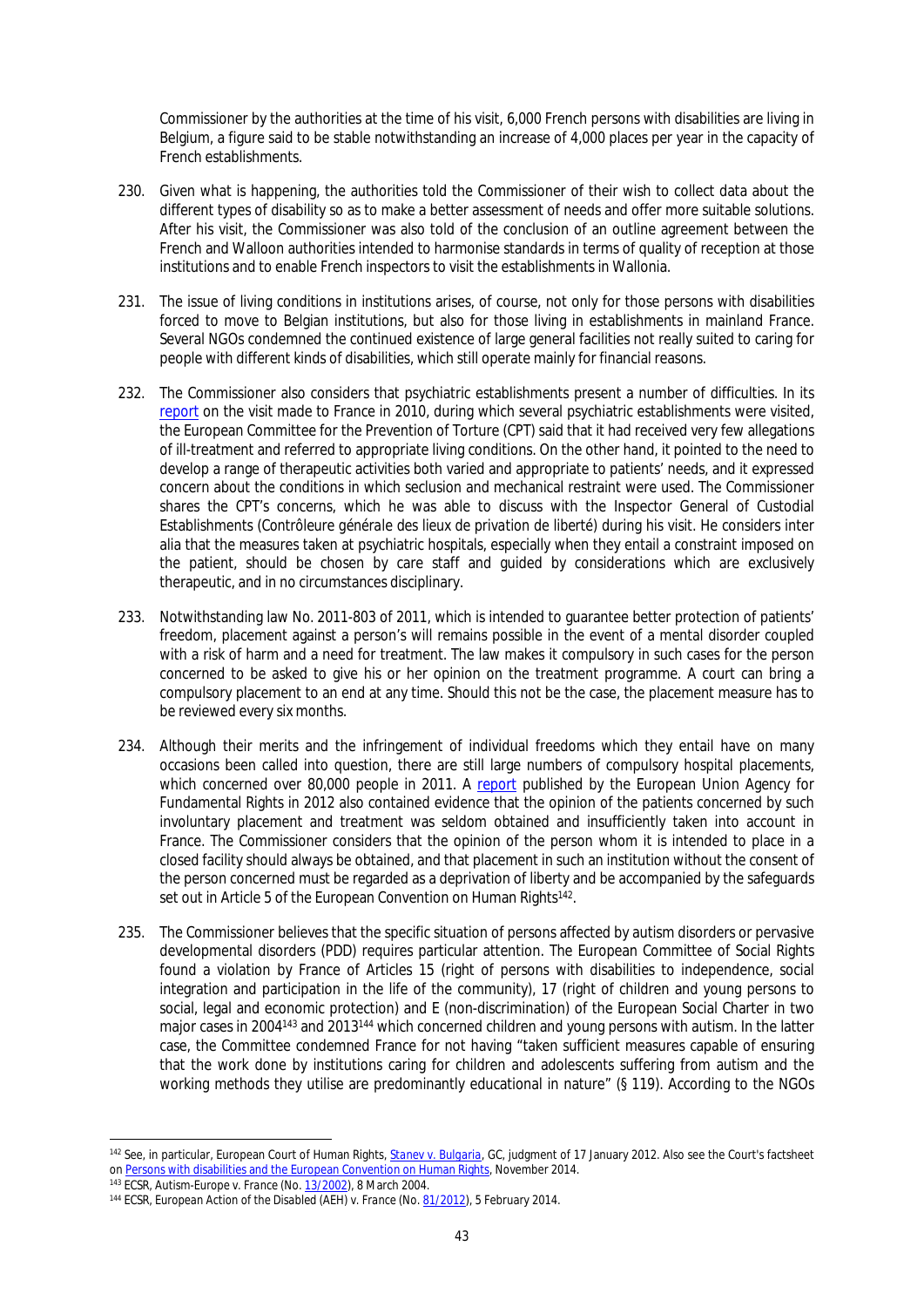Commissioner by the authorities at the time of his visit, 6,000 French persons with disabilities are living in Belgium, a figure said to be stable notwithstanding an increase of 4,000 places per year in the capacity of French establishments.

230. Given what is happening, the authorities told the Commissioner of their wish to collect data about the different types of disability so as to make a better assessment of needs and offer more suitable solutions. After his visit, the Commissioner was also told of the conclusion of an outline agreement between the French and Walloon authorities intended to harmonise standards in terms of quality of reception at those institutions and to enable French inspectors to visit the establishments in Wallonia.

231. The issue of living conditions in institutions arises, of course, not only for those persons with disabilities forced to move to Belgian institutions, but also for those living in establishments in mainland France. Several NGOs condemned the continued existence of large general facilities not really suited to caring for people with different kinds of disabilities, which still operate mainly for financial reasons.

232. The Commissioner also considers that psychiatric establishments present a number of difficulties. In its report on the visit made to France in 2010, during which several psychiatric establishments were visited, the European Committee for the Prevention of Torture (CPT) said that it had received very few allegations of ill-treatment and referred to appropriate living conditions. On the other hand, it pointed to the need to develop a range of therapeutic activities both varied and appropriate to patients' needs, and it expressed concern about the conditions in which seclusion and mechanical restraint were used. The Commissioner shares the CPT's concerns, which he was able to discuss with the Inspector General of Custodial Establishments (*Contrôleure générale des lieux de privation de liberté*) during his visit. He considers *inter alia* that the measures taken at psychiatric hospitals, especially when they entail a constraint imposed on the patient, should be chosen by care staff and guided by considerations which are exclusively therapeutic, and in no circumstances disciplinary.

233. Notwithstanding law No. 2011-803 of 2011, which is intended to guarantee better protection of patients' freedom, placement against a person's will remains possible in the event of a mental disorder coupled with a risk of harm and a need for treatment. The law makes it compulsory in such cases for the person concerned to be asked to give his or her opinion on the treatment programme. A court can bring a compulsory placement to an end at any time. Should this not be the case, the placement measure has to be reviewed every six months.

234. Although their merits and the infringement of individual freedoms which they entail have on many occasions been called into question, there are still large numbers of compulsory hospital placements, which concerned over 80,000 people in 2011. A report published by the European Union Agency for Fundamental Rights in 2012 also contained evidence that the opinion of the patients concerned by such involuntary placement and treatment was seldom obtained and insufficiently taken into account in France. The Commissioner considers that the opinion of the person whom it is intended to place in a closed facility should always be obtained, and that placement in such an institution without the consent of the person concerned must be regarded as a deprivation of liberty and be accompanied by the safeguards set out in Article 5 of the European Convention on Human Rights[142].

235. The Commissioner believes that the specific situation of persons affected by autism disorders or pervasive developmental disorders (PDD) requires particular attention. The European Committee of Social Rights found a violation by France of Articles 15 (right of persons with disabilities to independence, social integration and participation in the life of the community), 17 (right of children and young persons to social, legal and economic protection) and E (non-discrimination) of the European Social Charter in two major cases in 2004[143] and 2013[144] which concerned children and young persons with autism. In the latter case, the Committee condemned France for not having "taken sufficient measures capable of ensuring that the work done by institutions caring for children and adolescents suffering from autism and the working methods they utilise are predominantly educational in nature" (§ 119). According to the NGOs

---

[142] See, in particular, European Court of Human Rights, *Stanev v. Bulgaria*, GC, judgment of 17 January 2012. Also see the Court's factsheet on Persons with disabilities and the European Convention on Human Rights, November 2014.

[143] ECSR, *Autism-Europe v. France* (No. 13/2002), 8 March 2004.

[144] ECSR, *European Action of the Disabled (AEH) v. France* (No. 81/2012), 5 February 2014.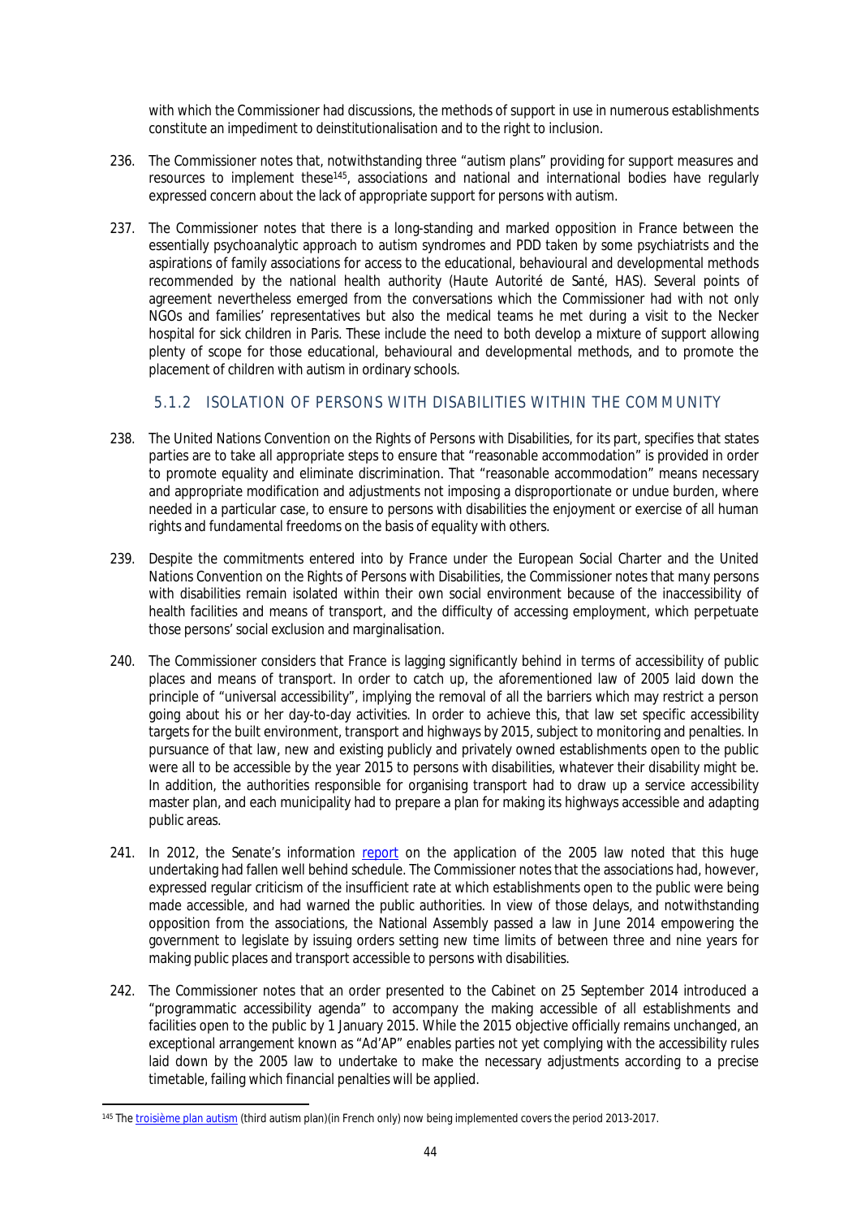with which the Commissioner had discussions, the methods of support in use in numerous establishments constitute an impediment to deinstitutionalisation and to the right to inclusion.

236. The Commissioner notes that, notwithstanding three "autism plans" providing for support measures and resources to implement these[145], associations and national and international bodies have regularly expressed concern about the lack of appropriate support for persons with autism.

237. The Commissioner notes that there is a long-standing and marked opposition in France between the essentially psychoanalytic approach to autism syndromes and PDD taken by some psychiatrists and the aspirations of family associations for access to the educational, behavioural and developmental methods recommended by the national health authority (*Haute Autorité de Santé*, HAS). Several points of agreement nevertheless emerged from the conversations which the Commissioner had with not only NGOs and families' representatives but also the medical teams he met during a visit to the Necker hospital for sick children in Paris. These include the need to both develop a mixture of support allowing plenty of scope for those educational, behavioural and developmental methods, and to promote the placement of children with autism in ordinary schools.

### 5.1.2 ISOLATION OF PERSONS WITH DISABILITIES WITHIN THE COMMUNITY

238. The United Nations Convention on the Rights of Persons with Disabilities, for its part, specifies that states parties are to take all appropriate steps to ensure that "reasonable accommodation" is provided in order to promote equality and eliminate discrimination. That "reasonable accommodation" means necessary and appropriate modification and adjustments not imposing a disproportionate or undue burden, where needed in a particular case, to ensure to persons with disabilities the enjoyment or exercise of all human rights and fundamental freedoms on the basis of equality with others.

239. Despite the commitments entered into by France under the European Social Charter and the United Nations Convention on the Rights of Persons with Disabilities, the Commissioner notes that many persons with disabilities remain isolated within their own social environment because of the inaccessibility of health facilities and means of transport, and the difficulty of accessing employment, which perpetuate those persons' social exclusion and marginalisation.

240. The Commissioner considers that France is lagging significantly behind in terms of accessibility of public places and means of transport. In order to catch up, the aforementioned law of 2005 laid down the principle of "universal accessibility", implying the removal of all the barriers which may restrict a person going about his or her day-to-day activities. In order to achieve this, that law set specific accessibility targets for the built environment, transport and highways by 2015, subject to monitoring and penalties. In pursuance of that law, new and existing publicly and privately owned establishments open to the public were all to be accessible by the year 2015 to persons with disabilities, whatever their disability might be. In addition, the authorities responsible for organising transport had to draw up a service accessibility master plan, and each municipality had to prepare a plan for making its highways accessible and adapting public areas.

241. In 2012, the Senate's information report on the application of the 2005 law noted that this huge undertaking had fallen well behind schedule. The Commissioner notes that the associations had, however, expressed regular criticism of the insufficient rate at which establishments open to the public were being made accessible, and had warned the public authorities. In view of those delays, and notwithstanding opposition from the associations, the National Assembly passed a law in June 2014 empowering the government to legislate by issuing orders setting new time limits of between three and nine years for making public places and transport accessible to persons with disabilities.

242. The Commissioner notes that an order presented to the Cabinet on 25 September 2014 introduced a "programmatic accessibility agenda" to accompany the making accessible of all establishments and facilities open to the public by 1 January 2015. While the 2015 objective officially remains unchanged, an exceptional arrangement known as "Ad'AP" enables parties not yet complying with the accessibility rules laid down by the 2005 law to undertake to make the necessary adjustments according to a precise timetable, failing which financial penalties will be applied.

---

[145] The troisième plan autism (third autism plan)(in French only) now being implemented covers the period 2013-2017.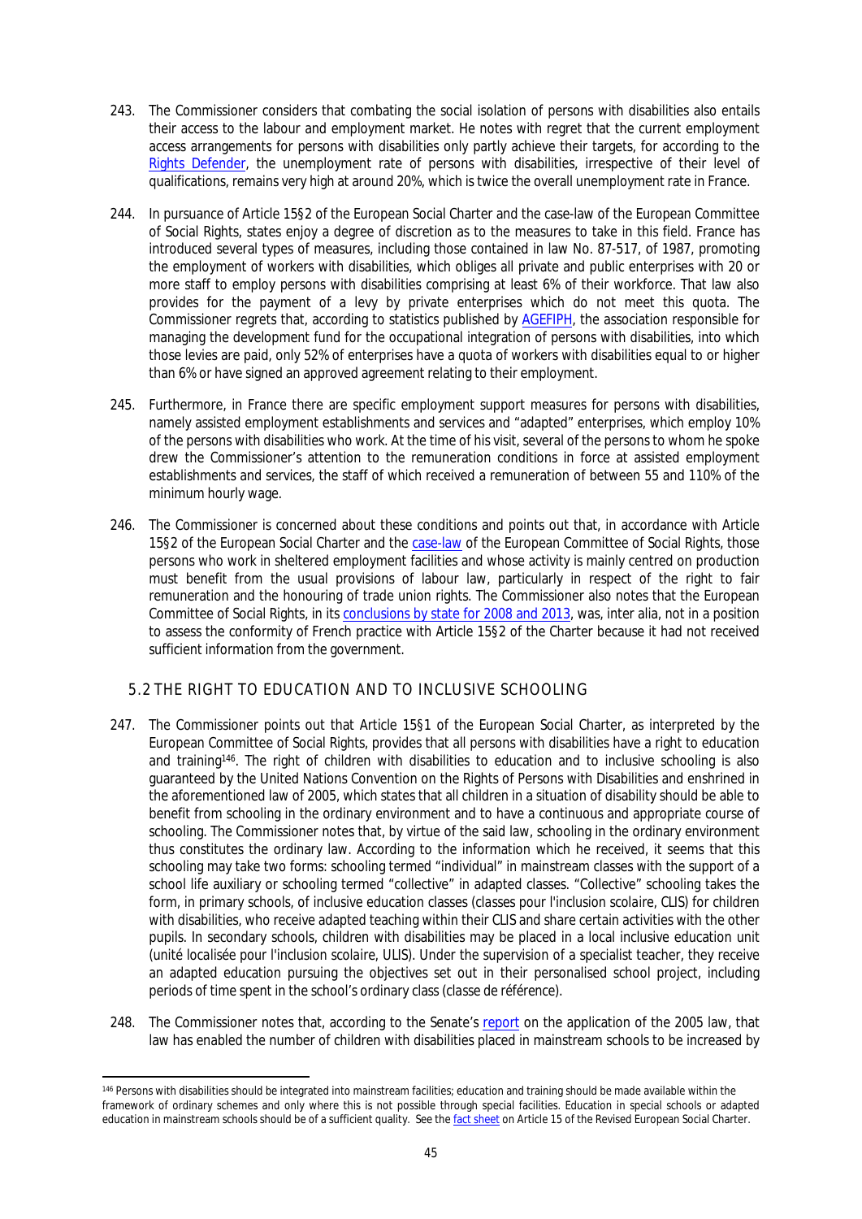243. The Commissioner considers that combating the social isolation of persons with disabilities also entails their access to the labour and employment market. He notes with regret that the current employment access arrangements for persons with disabilities only partly achieve their targets, for according to the Rights Defender, the unemployment rate of persons with disabilities, irrespective of their level of qualifications, remains very high at around 20%, which is twice the overall unemployment rate in France.

244. In pursuance of Article 15§2 of the European Social Charter and the case-law of the European Committee of Social Rights, states enjoy a degree of discretion as to the measures to take in this field. France has introduced several types of measures, including those contained in law No. 87-517, of 1987, promoting the employment of workers with disabilities, which obliges all private and public enterprises with 20 or more staff to employ persons with disabilities comprising at least 6% of their workforce. That law also provides for the payment of a levy by private enterprises which do not meet this quota. The Commissioner regrets that, according to statistics published by AGEFIPH, the association responsible for managing the development fund for the occupational integration of persons with disabilities, into which those levies are paid, only 52% of enterprises have a quota of workers with disabilities equal to or higher than 6% or have signed an approved agreement relating to their employment.

245. Furthermore, in France there are specific employment support measures for persons with disabilities, namely assisted employment establishments and services and "adapted" enterprises, which employ 10% of the persons with disabilities who work. At the time of his visit, several of the persons to whom he spoke drew the Commissioner's attention to the remuneration conditions in force at assisted employment establishments and services, the staff of which received a remuneration of between 55 and 110% of the minimum hourly wage.

246. The Commissioner is concerned about these conditions and points out that, in accordance with Article 15§2 of the European Social Charter and the case-law of the European Committee of Social Rights, those persons who work in sheltered employment facilities and whose activity is mainly centred on production must benefit from the usual provisions of labour law, particularly in respect of the right to fair remuneration and the honouring of trade union rights. The Commissioner also notes that the European Committee of Social Rights, in its conclusions by state for 2008 and 2013, was, inter alia, not in a position to assess the conformity of French practice with Article 15§2 of the Charter because it had not received sufficient information from the government.

## 5.2 THE RIGHT TO EDUCATION AND TO INCLUSIVE SCHOOLING

247. The Commissioner points out that Article 15§1 of the European Social Charter, as interpreted by the European Committee of Social Rights, provides that all persons with disabilities have a right to education and training[146]. The right of children with disabilities to education and to inclusive schooling is also guaranteed by the United Nations Convention on the Rights of Persons with Disabilities and enshrined in the aforementioned law of 2005, which states that all children in a situation of disability should be able to benefit from schooling in the ordinary environment and to have a continuous and appropriate course of schooling. The Commissioner notes that, by virtue of the said law, schooling in the ordinary environment thus constitutes the ordinary law. According to the information which he received, it seems that this schooling may take two forms: schooling termed "individual" in mainstream classes with the support of a school life auxiliary or schooling termed "collective" in adapted classes. "Collective" schooling takes the form, in primary schools, of inclusive education classes (classes pour l'inclusion scolaire, CLIS) for children with disabilities, who receive adapted teaching within their CLIS and share certain activities with the other pupils. In secondary schools, children with disabilities may be placed in a local inclusive education unit (*unité localisée pour l'inclusion scolaire*, ULIS). Under the supervision of a specialist teacher, they receive an adapted education pursuing the objectives set out in their personalised school project, including periods of time spent in the school's ordinary class (*classe de référence*).

248. The Commissioner notes that, according to the Senate's report on the application of the 2005 law, that law has enabled the number of children with disabilities placed in mainstream schools to be increased by

---

[146] Persons with disabilities should be integrated into mainstream facilities; education and training should be made available within the framework of ordinary schemes and only where this is not possible through special facilities. Education in special schools or adapted education in mainstream schools should be of a sufficient quality. See the fact sheet on Article 15 of the Revised European Social Charter.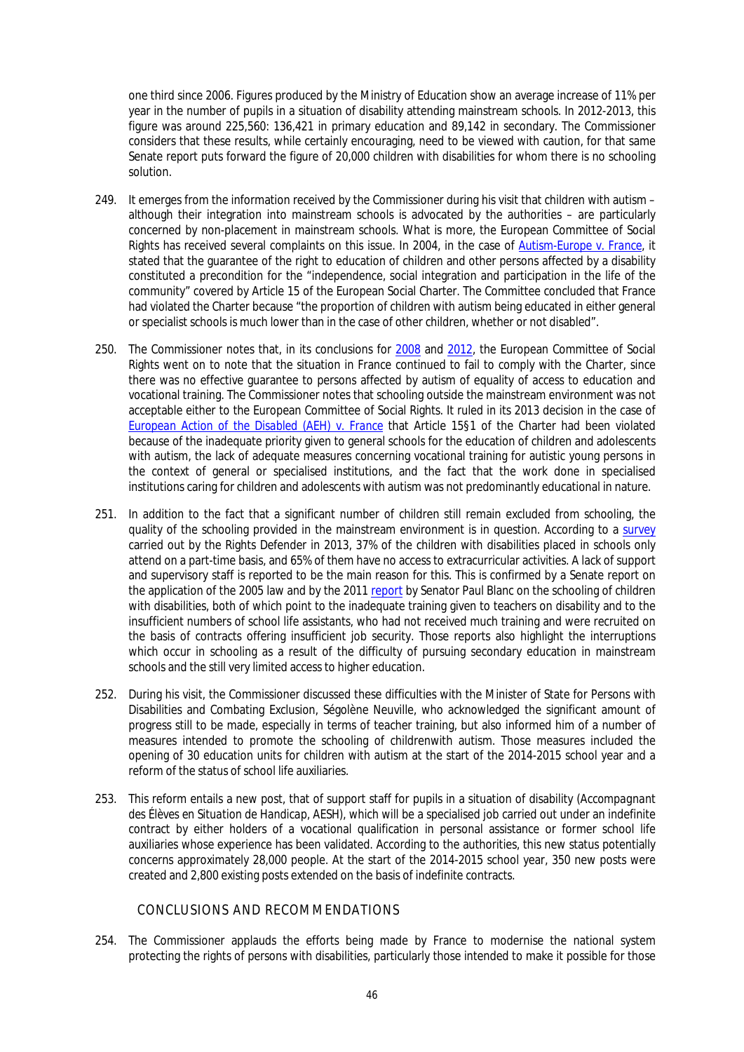one third since 2006. Figures produced by the Ministry of Education show an average increase of 11% per year in the number of pupils in a situation of disability attending mainstream schools. In 2012-2013, this figure was around 225,560: 136,421 in primary education and 89,142 in secondary. The Commissioner considers that these results, while certainly encouraging, need to be viewed with caution, for that same Senate report puts forward the figure of 20,000 children with disabilities for whom there is no schooling solution.

249. It emerges from the information received by the Commissioner during his visit that children with autism – although their integration into mainstream schools is advocated by the authorities – are particularly concerned by non-placement in mainstream schools. What is more, the European Committee of Social Rights has received several complaints on this issue. In 2004, in the case of *Autism-Europe v. France*, it stated that the guarantee of the right to education of children and other persons affected by a disability constituted a precondition for the "independence, social integration and participation in the life of the community" covered by Article 15 of the European Social Charter. The Committee concluded that France had violated the Charter because "the proportion of children with autism being educated in either general or specialist schools is much lower than in the case of other children, whether or not disabled".

250. The Commissioner notes that, in its conclusions for 2008 and 2012, the European Committee of Social Rights went on to note that the situation in France continued to fail to comply with the Charter, since there was no effective guarantee to persons affected by autism of equality of access to education and vocational training. The Commissioner notes that schooling outside the mainstream environment was not acceptable either to the European Committee of Social Rights. It ruled in its 2013 decision in the case of *European Action of the Disabled (AEH) v. France* that Article 15§1 of the Charter had been violated because of the inadequate priority given to general schools for the education of children and adolescents with autism, the lack of adequate measures concerning vocational training for autistic young persons in the context of general or specialised institutions, and the fact that the work done in specialised institutions caring for children and adolescents with autism was not predominantly educational in nature.

251. In addition to the fact that a significant number of children still remain excluded from schooling, the quality of the schooling provided in the mainstream environment is in question. According to a survey carried out by the Rights Defender in 2013, 37% of the children with disabilities placed in schools only attend on a part-time basis, and 65% of them have no access to extracurricular activities. A lack of support and supervisory staff is reported to be the main reason for this. This is confirmed by a Senate report on the application of the 2005 law and by the 2011 report by Senator Paul Blanc on the schooling of children with disabilities, both of which point to the inadequate training given to teachers on disability and to the insufficient numbers of school life assistants, who had not received much training and were recruited on the basis of contracts offering insufficient job security. Those reports also highlight the interruptions which occur in schooling as a result of the difficulty of pursuing secondary education in mainstream schools and the still very limited access to higher education.

252. During his visit, the Commissioner discussed these difficulties with the Minister of State for Persons with Disabilities and Combating Exclusion, Ségolène Neuville, who acknowledged the significant amount of progress still to be made, especially in terms of teacher training, but also informed him of a number of measures intended to promote the schooling of childrenwith autism. Those measures included the opening of 30 education units for children with autism at the start of the 2014-2015 school year and a reform of the status of school life auxiliaries.

253. This reform entails a new post, that of support staff for pupils in a situation of disability (*Accompagnant des Élèves en Situation de Handicap*, AESH), which will be a specialised job carried out under an indefinite contract by either holders of a vocational qualification in personal assistance or former school life auxiliaries whose experience has been validated. According to the authorities, this new status potentially concerns approximately 28,000 people. At the start of the 2014-2015 school year, 350 new posts were created and 2,800 existing posts extended on the basis of indefinite contracts.

## CONCLUSIONS AND RECOMMENDATIONS

254. The Commissioner applauds the efforts being made by France to modernise the national system protecting the rights of persons with disabilities, particularly those intended to make it possible for those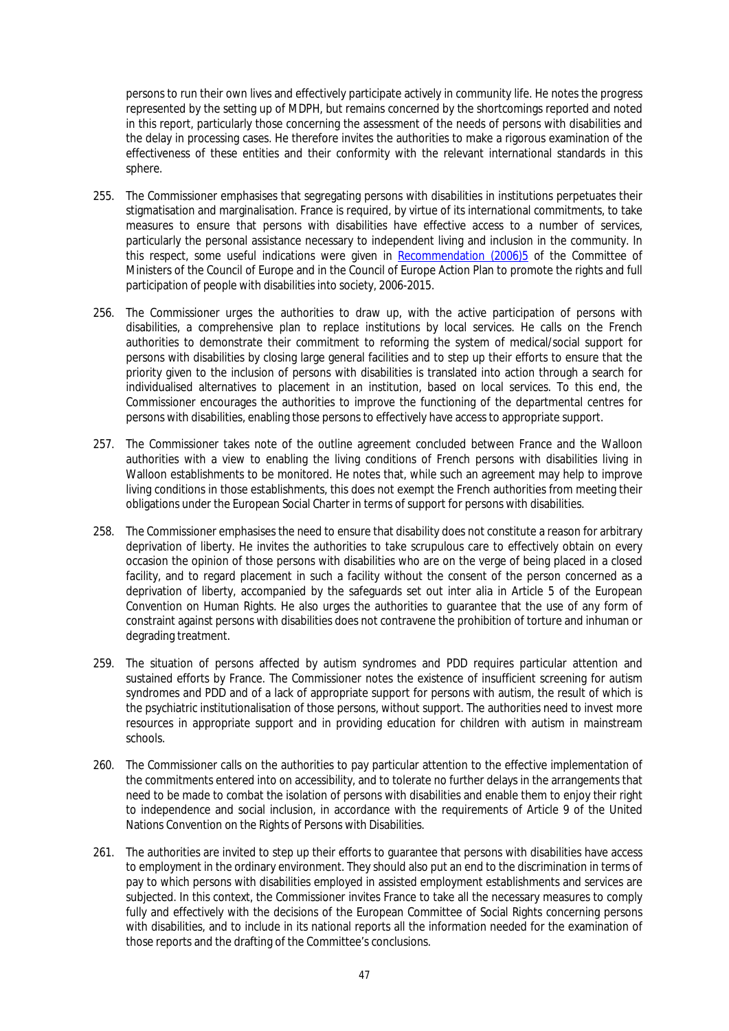persons to run their own lives and effectively participate actively in community life. He notes the progress represented by the setting up of MDPH, but remains concerned by the shortcomings reported and noted in this report, particularly those concerning the assessment of the needs of persons with disabilities and the delay in processing cases. He therefore invites the authorities to make a rigorous examination of the effectiveness of these entities and their conformity with the relevant international standards in this sphere.

255. The Commissioner emphasises that segregating persons with disabilities in institutions perpetuates their stigmatisation and marginalisation. France is required, by virtue of its international commitments, to take measures to ensure that persons with disabilities have effective access to a number of services, particularly the personal assistance necessary to independent living and inclusion in the community. In this respect, some useful indications were given in Recommendation (2006)5 of the Committee of Ministers of the Council of Europe and in the Council of Europe Action Plan to promote the rights and full participation of people with disabilities into society, 2006-2015.

256. The Commissioner urges the authorities to draw up, with the active participation of persons with disabilities, a comprehensive plan to replace institutions by local services. He calls on the French authorities to demonstrate their commitment to reforming the system of medical/social support for persons with disabilities by closing large general facilities and to step up their efforts to ensure that the priority given to the inclusion of persons with disabilities is translated into action through a search for individualised alternatives to placement in an institution, based on local services. To this end, the Commissioner encourages the authorities to improve the functioning of the departmental centres for persons with disabilities, enabling those persons to effectively have access to appropriate support.

257. The Commissioner takes note of the outline agreement concluded between France and the Walloon authorities with a view to enabling the living conditions of French persons with disabilities living in Walloon establishments to be monitored. He notes that, while such an agreement may help to improve living conditions in those establishments, this does not exempt the French authorities from meeting their obligations under the European Social Charter in terms of support for persons with disabilities.

258. The Commissioner emphasises the need to ensure that disability does not constitute a reason for arbitrary deprivation of liberty. He invites the authorities to take scrupulous care to effectively obtain on every occasion the opinion of those persons with disabilities who are on the verge of being placed in a closed facility, and to regard placement in such a facility without the consent of the person concerned as a deprivation of liberty, accompanied by the safeguards set out inter alia in Article 5 of the European Convention on Human Rights. He also urges the authorities to guarantee that the use of any form of constraint against persons with disabilities does not contravene the prohibition of torture and inhuman or degrading treatment.

259. The situation of persons affected by autism syndromes and PDD requires particular attention and sustained efforts by France. The Commissioner notes the existence of insufficient screening for autism syndromes and PDD and of a lack of appropriate support for persons with autism, the result of which is the psychiatric institutionalisation of those persons, without support. The authorities need to invest more resources in appropriate support and in providing education for children with autism in mainstream schools.

260. The Commissioner calls on the authorities to pay particular attention to the effective implementation of the commitments entered into on accessibility, and to tolerate no further delays in the arrangements that need to be made to combat the isolation of persons with disabilities and enable them to enjoy their right to independence and social inclusion, in accordance with the requirements of Article 9 of the United Nations Convention on the Rights of Persons with Disabilities.

261. The authorities are invited to step up their efforts to guarantee that persons with disabilities have access to employment in the ordinary environment. They should also put an end to the discrimination in terms of pay to which persons with disabilities employed in assisted employment establishments and services are subjected. In this context, the Commissioner invites France to take all the necessary measures to comply fully and effectively with the decisions of the European Committee of Social Rights concerning persons with disabilities, and to include in its national reports all the information needed for the examination of those reports and the drafting of the Committee's conclusions.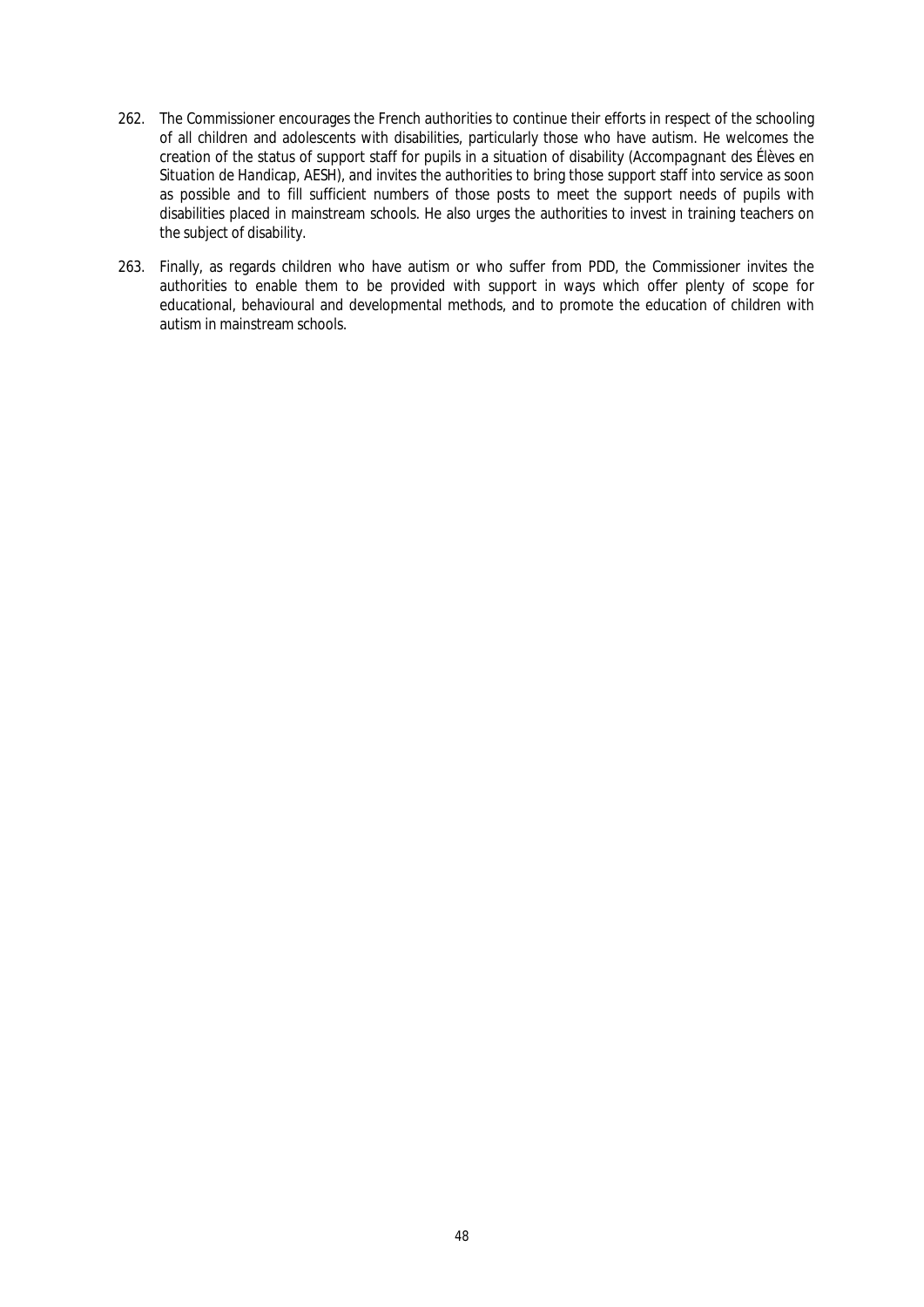262. The Commissioner encourages the French authorities to continue their efforts in respect of the schooling of all children and adolescents with disabilities, particularly those who have autism. He welcomes the creation of the status of support staff for pupils in a situation of disability (*Accompagnant des Élèves en Situation de Handicap*, AESH), and invites the authorities to bring those support staff into service as soon as possible and to fill sufficient numbers of those posts to meet the support needs of pupils with disabilities placed in mainstream schools. He also urges the authorities to invest in training teachers on the subject of disability.

263. Finally, as regards children who have autism or who suffer from PDD, the Commissioner invites the authorities to enable them to be provided with support in ways which offer plenty of scope for educational, behavioural and developmental methods, and to promote the education of children with autism in mainstream schools.